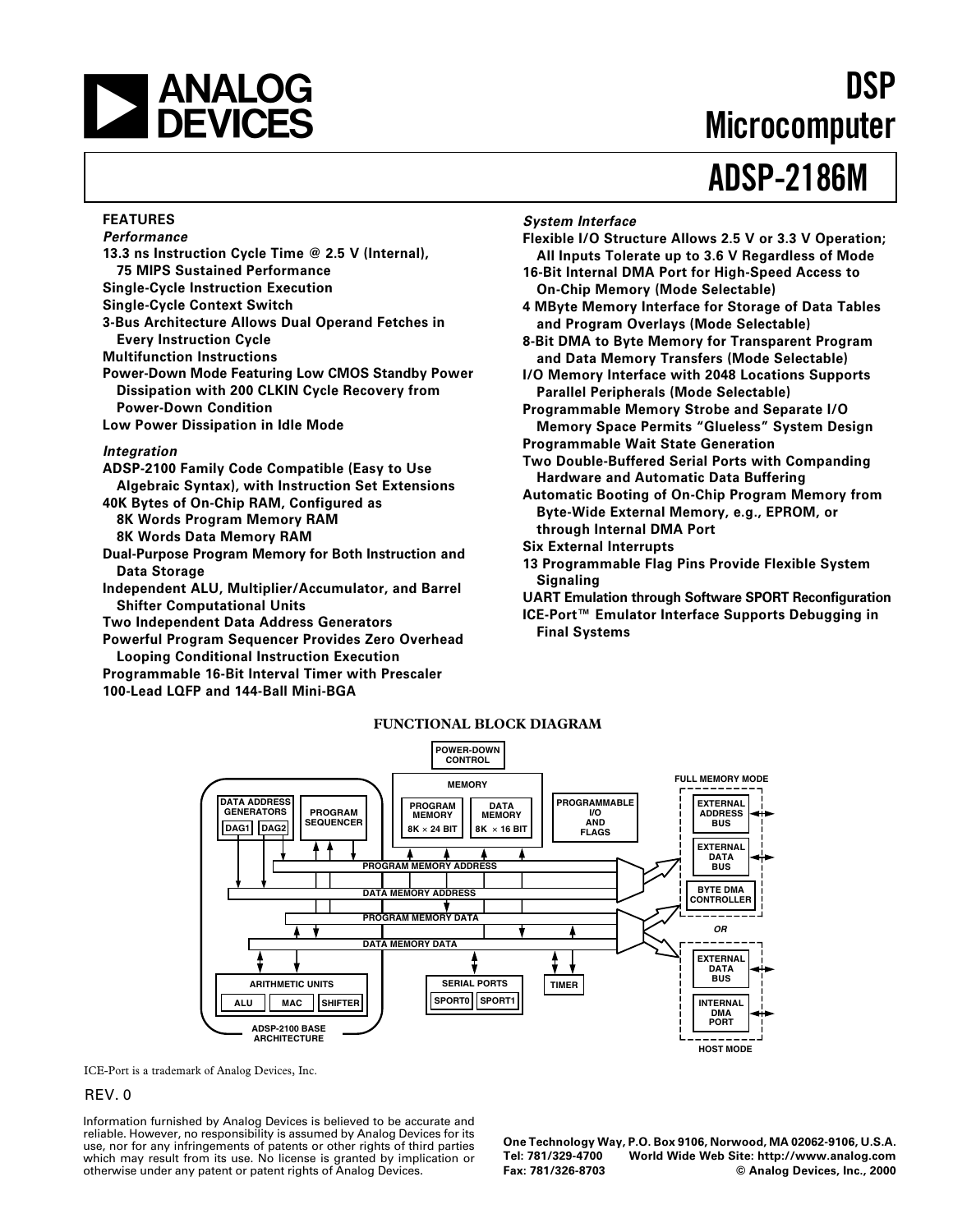# ANALOG DEVICES

# DSP Microcomputer

# ADSP-2186M

## FEATURES

*Performance*

- 13.3 ns Instruction Cycle Time @ 2.5 V (Internal), 75 MIPS Sustained Performance
- Single-Cycle Instruction Execution
- Single-Cycle Context Switch
- 3-Bus Architecture Allows Dual Operand Fetches in Every Instruction Cycle
- Multifunction Instructions
- Power-Down Mode Featuring Low CMOS Standby Power Dissipation with 200 CLKIN Cycle Recovery from Power-Down Condition
- Low Power Dissipation in Idle Mode

*Integration*

- ADSP-2100 Family Code Compatible (Easy to Use Algebraic Syntax), with Instruction Set Extensions
- 40K Bytes of On-Chip RAM, Configured as 8K Words Program Memory RAM 8K Words Data Memory RAM
- Dual-Purpose Program Memory for Both Instruction and Data Storage
- Independent ALU, Multiplier/Accumulator, and Barrel Shifter Computational Units
- Two Independent Data Address Generators
- Powerful Program Sequencer Provides Zero Overhead Looping Conditional Instruction Execution
- Programmable 16-Bit Interval Timer with Prescaler
- 100-Lead LQFP and 144-Ball Mini-BGA

*System Interface*

- Flexible I/O Structure Allows 2.5 V or 3.3 V Operation; All Inputs Tolerate up to 3.6 V Regardless of Mode
- 16-Bit Internal DMA Port for High-Speed Access to On-Chip Memory (Mode Selectable)
- 4 MByte Memory Interface for Storage of Data Tables and Program Overlays (Mode Selectable)
- 8-Bit DMA to Byte Memory for Transparent Program and Data Memory Transfers (Mode Selectable)
- I/O Memory Interface with 2048 Locations Supports Parallel Peripherals (Mode Selectable)
- Programmable Memory Strobe and Separate I/O Memory Space Permits "Glueless" System Design
- Programmable Wait State Generation
- Two Double-Buffered Serial Ports with Companding Hardware and Automatic Data Buffering
- Automatic Booting of On-Chip Program Memory from Byte-Wide External Memory, e.g., EPROM, or through Internal DMA Port
- Six External Interrupts
- 13 Programmable Flag Pins Provide Flexible System Signaling
- UART Emulation through Software SPORT Reconfiguration
- ICE-Port™ Emulator Interface Supports Debugging in Final Systems

### FUNCTIONAL BLOCK DIAGRAM

POWER-DOWN CONTROL
MEMORY: PROGRAM MEMORY 8K × 24 BIT; DATA MEMORY 8K × 16 BIT
PROGRAMMABLE I/O AND FLAGS
DATA ADDRESS GENERATORS (DAG1, DAG2); PROGRAM SEQUENCER
PROGRAM MEMORY ADDRESS; DATA MEMORY ADDRESS; PROGRAM MEMORY DATA; DATA MEMORY DATA
ARITHMETIC UNITS (ALU, MAC, SHIFTER)
ADSP-2100 BASE ARCHITECTURE
SERIAL PORTS (SPORT0, SPORT1); TIMER
FULL MEMORY MODE: EXTERNAL ADDRESS BUS; EXTERNAL DATA BUS; BYTE DMA CONTROLLER
OR
HOST MODE: EXTERNAL DATA BUS; INTERNAL DMA PORT

ICE-Port is a trademark of Analog Devices, Inc.

REV. 0

Information furnished by Analog Devices is believed to be accurate and reliable. However, no responsibility is assumed by Analog Devices for its use, nor for any infringements of patents or other rights of third parties which may result from its use. No license is granted by implication or otherwise under any patent or patent rights of Analog Devices.

One Technology Way, P.O. Box 9106, Norwood, MA 02062-9106, U.S.A.
Tel: 781/329-4700 World Wide Web Site: http://www.analog.com
Fax: 781/326-8703 © Analog Devices, Inc., 2000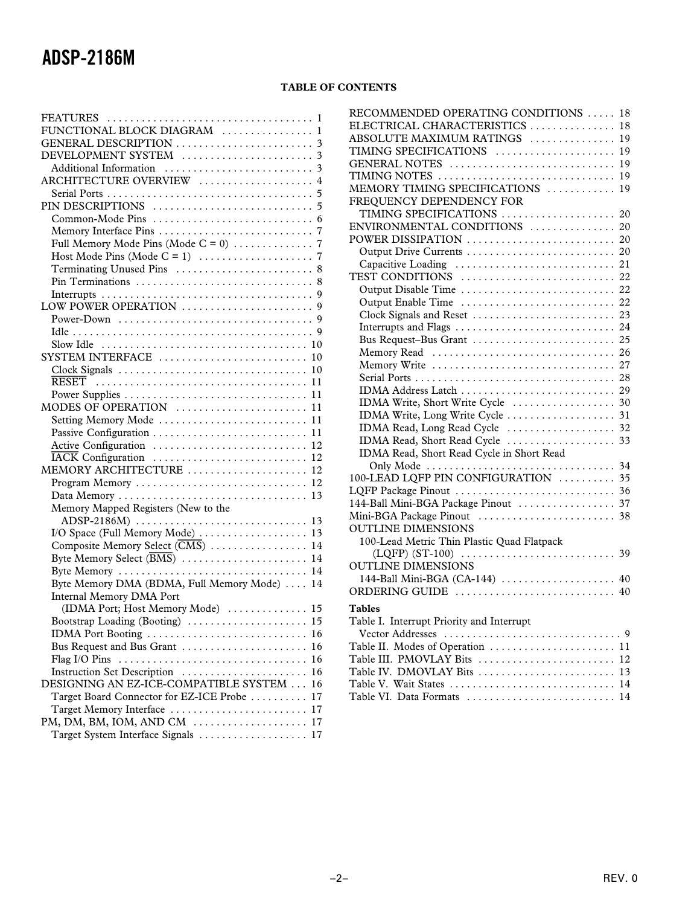## TABLE OF CONTENTS

FEATURES . . . . . . . . . . . . . . . . . . . . . . . . . . . . . . . . . . . . 1
FUNCTIONAL BLOCK DIAGRAM . . . . . . . . . . . . . . . . 1
GENERAL DESCRIPTION . . . . . . . . . . . . . . . . . . . . . . . . 3
DEVELOPMENT SYSTEM . . . . . . . . . . . . . . . . . . . . . . . 3
  Additional Information . . . . . . . . . . . . . . . . . . . . . . . . . . 3
ARCHITECTURE OVERVIEW . . . . . . . . . . . . . . . . . . . . 4
  Serial Ports . . . . . . . . . . . . . . . . . . . . . . . . . . . . . . . . . . . . 5
PIN DESCRIPTIONS . . . . . . . . . . . . . . . . . . . . . . . . . . . . 5
  Common-Mode Pins . . . . . . . . . . . . . . . . . . . . . . . . . . . . 6
  Memory Interface Pins . . . . . . . . . . . . . . . . . . . . . . . . . . 7
  Full Memory Mode Pins (Mode C = 0) . . . . . . . . . . . . . 7
  Host Mode Pins (Mode C = 1) . . . . . . . . . . . . . . . . . . . . 7
  Terminating Unused Pins . . . . . . . . . . . . . . . . . . . . . . . . 8
  Pin Terminations . . . . . . . . . . . . . . . . . . . . . . . . . . . . . . . 8
  Interrupts . . . . . . . . . . . . . . . . . . . . . . . . . . . . . . . . . . . . . 9
LOW POWER OPERATION . . . . . . . . . . . . . . . . . . . . . . . 9
  Power-Down . . . . . . . . . . . . . . . . . . . . . . . . . . . . . . . . . . 9
  Idle . . . . . . . . . . . . . . . . . . . . . . . . . . . . . . . . . . . . . . . . . . 9
  Slow Idle . . . . . . . . . . . . . . . . . . . . . . . . . . . . . . . . . . . . 10
SYSTEM INTERFACE . . . . . . . . . . . . . . . . . . . . . . . . . . 10
  Clock Signals . . . . . . . . . . . . . . . . . . . . . . . . . . . . . . . . . 10
  $\overline{\text{RESET}}$ . . . . . . . . . . . . . . . . . . . . . . . . . . . . . . . . . . . . . 11
  Power Supplies . . . . . . . . . . . . . . . . . . . . . . . . . . . . . . . . 11
MODES OF OPERATION . . . . . . . . . . . . . . . . . . . . . . . 11
  Setting Memory Mode . . . . . . . . . . . . . . . . . . . . . . . . . . 11
  Passive Configuration . . . . . . . . . . . . . . . . . . . . . . . . . . . 11
  Active Configuration . . . . . . . . . . . . . . . . . . . . . . . . . . . 12
  $\overline{\text{IACK}}$ Configuration . . . . . . . . . . . . . . . . . . . . . . . . . . . 12
MEMORY ARCHITECTURE . . . . . . . . . . . . . . . . . . . . . 12
  Program Memory . . . . . . . . . . . . . . . . . . . . . . . . . . . . . 12
  Data Memory . . . . . . . . . . . . . . . . . . . . . . . . . . . . . . . . . 13
  Memory Mapped Registers (New to the ADSP-2186M) . . . . . . . . . . . . . . . . . . . . . . . . . . . . . . 13
  I/O Space (Full Memory Mode) . . . . . . . . . . . . . . . . . . . 13
  Composite Memory Select ($\overline{\text{CMS}}$) . . . . . . . . . . . . . . . . . 14
  Byte Memory Select ($\overline{\text{BMS}}$) . . . . . . . . . . . . . . . . . . . . . . 14
  Byte Memory . . . . . . . . . . . . . . . . . . . . . . . . . . . . . . . . 14
  Byte Memory DMA (BDMA, Full Memory Mode) . . . . 14
  Internal Memory DMA Port (IDMA Port; Host Memory Mode) . . . . . . . . . . . . . 15
  Bootstrap Loading (Booting) . . . . . . . . . . . . . . . . . . . . . 15
  IDMA Port Booting . . . . . . . . . . . . . . . . . . . . . . . . . . . . 16
  Bus Request and Bus Grant . . . . . . . . . . . . . . . . . . . . . . 16
  Flag I/O Pins . . . . . . . . . . . . . . . . . . . . . . . . . . . . . . . . 16
  Instruction Set Description . . . . . . . . . . . . . . . . . . . . . . 16
DESIGNING AN EZ-ICE-COMPATIBLE SYSTEM . . . 16
  Target Board Connector for EZ-ICE Probe . . . . . . . . . . 17
  Target Memory Interface . . . . . . . . . . . . . . . . . . . . . . . . 17
PM, DM, BM, IOM, AND CM . . . . . . . . . . . . . . . . . . . . 17
  Target System Interface Signals . . . . . . . . . . . . . . . . . . . 17
RECOMMENDED OPERATING CONDITIONS . . . . . 18
ELECTRICAL CHARACTERISTICS . . . . . . . . . . . . . . . 18
ABSOLUTE MAXIMUM RATINGS . . . . . . . . . . . . . . . 19
TIMING SPECIFICATIONS . . . . . . . . . . . . . . . . . . . . . 19
GENERAL NOTES . . . . . . . . . . . . . . . . . . . . . . . . . . . . 19
TIMING NOTES . . . . . . . . . . . . . . . . . . . . . . . . . . . . . . 19
MEMORY TIMING SPECIFICATIONS . . . . . . . . . . . . 19
FREQUENCY DEPENDENCY FOR TIMING SPECIFICATIONS . . . . . . . . . . . . . . . . . . . . 20
ENVIRONMENTAL CONDITIONS . . . . . . . . . . . . . . . 20
POWER DISSIPATION . . . . . . . . . . . . . . . . . . . . . . . . . . 20
  Output Drive Currents . . . . . . . . . . . . . . . . . . . . . . . . . . 20
  Capacitive Loading . . . . . . . . . . . . . . . . . . . . . . . . . . . . 21
TEST CONDITIONS . . . . . . . . . . . . . . . . . . . . . . . . . . . 22
  Output Disable Time . . . . . . . . . . . . . . . . . . . . . . . . . . . 22
  Output Enable Time . . . . . . . . . . . . . . . . . . . . . . . . . . . 22
  Clock Signals and Reset . . . . . . . . . . . . . . . . . . . . . . . . . 23
  Interrupts and Flags . . . . . . . . . . . . . . . . . . . . . . . . . . . . 24
  Bus Request–Bus Grant . . . . . . . . . . . . . . . . . . . . . . . . . 25
  Memory Read . . . . . . . . . . . . . . . . . . . . . . . . . . . . . . . . 26
  Memory Write . . . . . . . . . . . . . . . . . . . . . . . . . . . . . . . . 27
  Serial Ports . . . . . . . . . . . . . . . . . . . . . . . . . . . . . . . . . . . 28
  IDMA Address Latch . . . . . . . . . . . . . . . . . . . . . . . . . . . 29
  IDMA Write, Short Write Cycle . . . . . . . . . . . . . . . . . . 30
  IDMA Write, Long Write Cycle . . . . . . . . . . . . . . . . . . . 31
  IDMA Read, Long Read Cycle . . . . . . . . . . . . . . . . . . . 32
  IDMA Read, Short Read Cycle . . . . . . . . . . . . . . . . . . . 33
  IDMA Read, Short Read Cycle in Short Read Only Mode . . . . . . . . . . . . . . . . . . . . . . . . . . . . . . . . 34
100-LEAD LQFP PIN CONFIGURATION . . . . . . . . . . 35
LQFP Package Pinout . . . . . . . . . . . . . . . . . . . . . . . . . . . . 36
144-Ball Mini-BGA Package Pinout . . . . . . . . . . . . . . . . . 37
Mini-BGA Package Pinout . . . . . . . . . . . . . . . . . . . . . . . . 38
OUTLINE DIMENSIONS
  100-Lead Metric Thin Plastic Quad Flatpack (LQFP) (ST-100) . . . . . . . . . . . . . . . . . . . . . . . . . . . 39
OUTLINE DIMENSIONS
  144-Ball Mini-BGA (CA-144) . . . . . . . . . . . . . . . . . . . . 40
ORDERING GUIDE . . . . . . . . . . . . . . . . . . . . . . . . . . . . 40

**Tables**

Table I. Interrupt Priority and Interrupt Vector Addresses . . . . . . . . . . . . . . . . . . . . . . . . . . . . . . . 9
Table II. Modes of Operation . . . . . . . . . . . . . . . . . . . . . . 11
Table III. PMOVLAY Bits . . . . . . . . . . . . . . . . . . . . . . . . 12
Table IV. DMOVLAY Bits . . . . . . . . . . . . . . . . . . . . . . . . 13
Table V. Wait States . . . . . . . . . . . . . . . . . . . . . . . . . . . . . 14
Table VI. Data Formats . . . . . . . . . . . . . . . . . . . . . . . . . . 14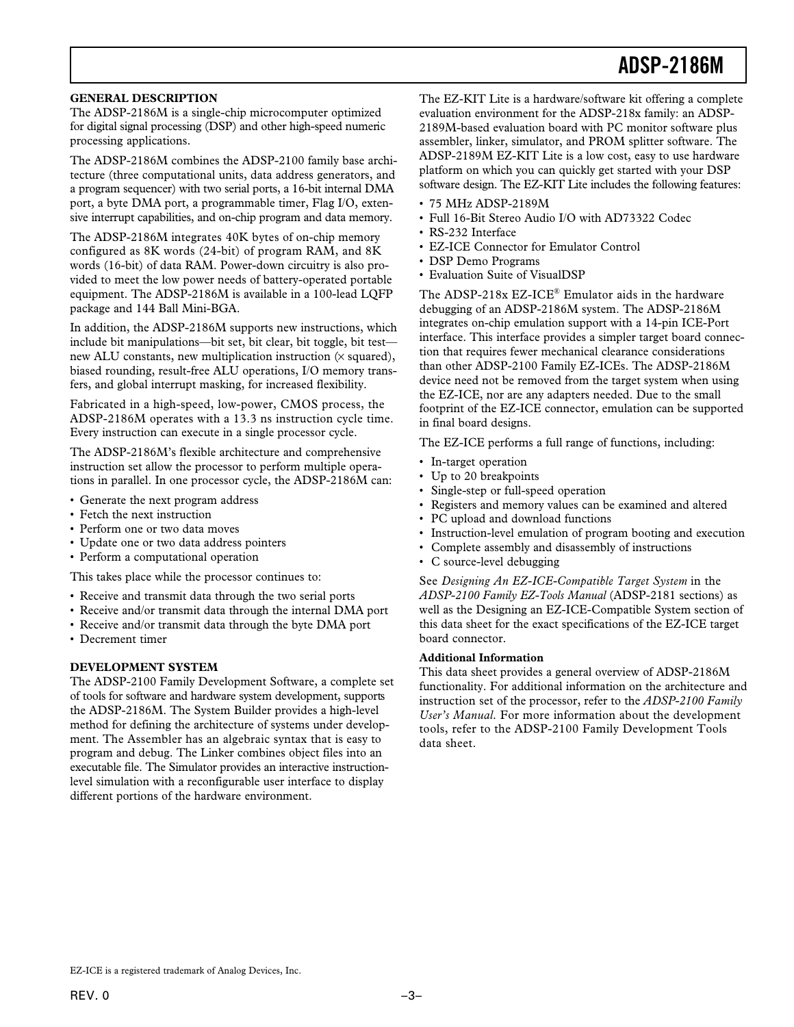## GENERAL DESCRIPTION

The ADSP-2186M is a single-chip microcomputer optimized for digital signal processing (DSP) and other high-speed numeric processing applications.

The ADSP-2186M combines the ADSP-2100 family base architecture (three computational units, data address generators, and a program sequencer) with two serial ports, a 16-bit internal DMA port, a byte DMA port, a programmable timer, Flag I/O, extensive interrupt capabilities, and on-chip program and data memory.

The ADSP-2186M integrates 40K bytes of on-chip memory configured as 8K words (24-bit) of program RAM, and 8K words (16-bit) of data RAM. Power-down circuitry is also provided to meet the low power needs of battery-operated portable equipment. The ADSP-2186M is available in a 100-lead LQFP package and 144 Ball Mini-BGA.

In addition, the ADSP-2186M supports new instructions, which include bit manipulations—bit set, bit clear, bit toggle, bit test—new ALU constants, new multiplication instruction (× squared), biased rounding, result-free ALU operations, I/O memory transfers, and global interrupt masking, for increased flexibility.

Fabricated in a high-speed, low-power, CMOS process, the ADSP-2186M operates with a 13.3 ns instruction cycle time. Every instruction can execute in a single processor cycle.

The ADSP-2186M's flexible architecture and comprehensive instruction set allow the processor to perform multiple operations in parallel. In one processor cycle, the ADSP-2186M can:

- Generate the next program address
- Fetch the next instruction
- Perform one or two data moves
- Update one or two data address pointers
- Perform a computational operation

This takes place while the processor continues to:

- Receive and transmit data through the two serial ports
- Receive and/or transmit data through the internal DMA port
- Receive and/or transmit data through the byte DMA port
- Decrement timer

## DEVELOPMENT SYSTEM

The ADSP-2100 Family Development Software, a complete set of tools for software and hardware system development, supports the ADSP-2186M. The System Builder provides a high-level method for defining the architecture of systems under development. The Assembler has an algebraic syntax that is easy to program and debug. The Linker combines object files into an executable file. The Simulator provides an interactive instruction-level simulation with a reconfigurable user interface to display different portions of the hardware environment.

The EZ-KIT Lite is a hardware/software kit offering a complete evaluation environment for the ADSP-218x family: an ADSP-2189M-based evaluation board with PC monitor software plus assembler, linker, simulator, and PROM splitter software. The ADSP-2189M EZ-KIT Lite is a low cost, easy to use hardware platform on which you can quickly get started with your DSP software design. The EZ-KIT Lite includes the following features:

- 75 MHz ADSP-2189M
- Full 16-Bit Stereo Audio I/O with AD73322 Codec
- RS-232 Interface
- EZ-ICE Connector for Emulator Control
- DSP Demo Programs
- Evaluation Suite of VisualDSP

The ADSP-218x EZ-ICE® Emulator aids in the hardware debugging of an ADSP-2186M system. The ADSP-2186M integrates on-chip emulation support with a 14-pin ICE-Port interface. This interface provides a simpler target board connection that requires fewer mechanical clearance considerations than other ADSP-2100 Family EZ-ICEs. The ADSP-2186M device need not be removed from the target system when using the EZ-ICE, nor are any adapters needed. Due to the small footprint of the EZ-ICE connector, emulation can be supported in final board designs.

The EZ-ICE performs a full range of functions, including:

- In-target operation
- Up to 20 breakpoints
- Single-step or full-speed operation
- Registers and memory values can be examined and altered
- PC upload and download functions
- Instruction-level emulation of program booting and execution
- Complete assembly and disassembly of instructions
- C source-level debugging

See *Designing An EZ-ICE-Compatible Target System* in the *ADSP-2100 Family EZ-Tools Manual* (ADSP-2181 sections) as well as the Designing an EZ-ICE-Compatible System section of this data sheet for the exact specifications of the EZ-ICE target board connector.

### Additional Information

This data sheet provides a general overview of ADSP-2186M functionality. For additional information on the architecture and instruction set of the processor, refer to the *ADSP-2100 Family User's Manual.* For more information about the development tools, refer to the ADSP-2100 Family Development Tools data sheet.

EZ-ICE is a registered trademark of Analog Devices, Inc.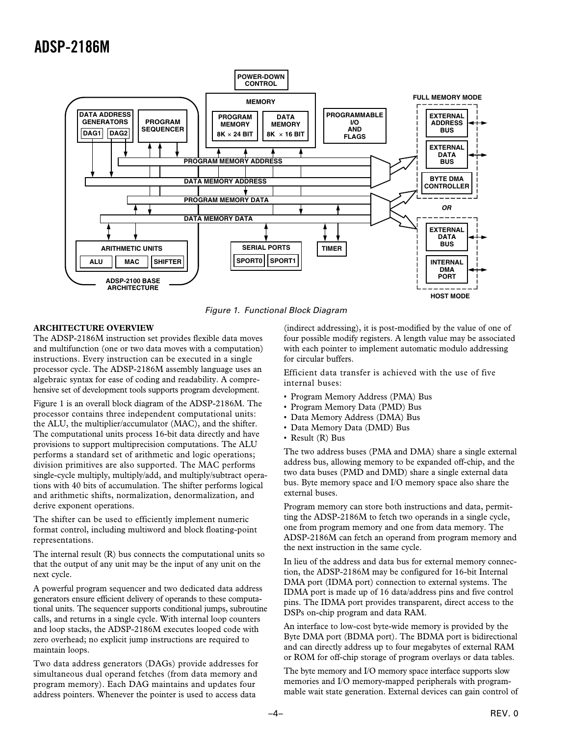POWER-DOWN CONTROL

MEMORY

PROGRAM MEMORY 8K × 24 BIT

DATA MEMORY 8K × 16 BIT

PROGRAMMABLE I/O AND FLAGS

FULL MEMORY MODE

EXTERNAL ADDRESS BUS

EXTERNAL DATA BUS

BYTE DMA CONTROLLER

OR

EXTERNAL DATA BUS

INTERNAL DMA PORT

HOST MODE

DATA ADDRESS GENERATORS

DAG1 DAG2

PROGRAM SEQUENCER

PROGRAM MEMORY ADDRESS

DATA MEMORY ADDRESS

PROGRAM MEMORY DATA

DATA MEMORY DATA

ARITHMETIC UNITS

ALU MAC SHIFTER

SERIAL PORTS

SPORT0 SPORT1

TIMER

ADSP-2100 BASE ARCHITECTURE

*Figure 1. Functional Block Diagram*

**ARCHITECTURE OVERVIEW**

The ADSP-2186M instruction set provides flexible data moves and multifunction (one or two data moves with a computation) instructions. Every instruction can be executed in a single processor cycle. The ADSP-2186M assembly language uses an algebraic syntax for ease of coding and readability. A comprehensive set of development tools supports program development.

Figure 1 is an overall block diagram of the ADSP-2186M. The processor contains three independent computational units: the ALU, the multiplier/accumulator (MAC), and the shifter. The computational units process 16-bit data directly and have provisions to support multiprecision computations. The ALU performs a standard set of arithmetic and logic operations; division primitives are also supported. The MAC performs single-cycle multiply, multiply/add, and multiply/subtract operations with 40 bits of accumulation. The shifter performs logical and arithmetic shifts, normalization, denormalization, and derive exponent operations.

The shifter can be used to efficiently implement numeric format control, including multiword and block floating-point representations.

The internal result (R) bus connects the computational units so that the output of any unit may be the input of any unit on the next cycle.

A powerful program sequencer and two dedicated data address generators ensure efficient delivery of operands to these computational units. The sequencer supports conditional jumps, subroutine calls, and returns in a single cycle. With internal loop counters and loop stacks, the ADSP-2186M executes looped code with zero overhead; no explicit jump instructions are required to maintain loops.

Two data address generators (DAGs) provide addresses for simultaneous dual operand fetches (from data memory and program memory). Each DAG maintains and updates four address pointers. Whenever the pointer is used to access data (indirect addressing), it is post-modified by the value of one of four possible modify registers. A length value may be associated with each pointer to implement automatic modulo addressing for circular buffers.

Efficient data transfer is achieved with the use of five internal buses:

- Program Memory Address (PMA) Bus
- Program Memory Data (PMD) Bus
- Data Memory Address (DMA) Bus
- Data Memory Data (DMD) Bus
- Result (R) Bus

The two address buses (PMA and DMA) share a single external address bus, allowing memory to be expanded off-chip, and the two data buses (PMD and DMD) share a single external data bus. Byte memory space and I/O memory space also share the external buses.

Program memory can store both instructions and data, permitting the ADSP-2186M to fetch two operands in a single cycle, one from program memory and one from data memory. The ADSP-2186M can fetch an operand from program memory and the next instruction in the same cycle.

In lieu of the address and data bus for external memory connection, the ADSP-2186M may be configured for 16-bit Internal DMA port (IDMA port) connection to external systems. The IDMA port is made up of 16 data/address pins and five control pins. The IDMA port provides transparent, direct access to the DSPs on-chip program and data RAM.

An interface to low-cost byte-wide memory is provided by the Byte DMA port (BDMA port). The BDMA port is bidirectional and can directly address up to four megabytes of external RAM or ROM for off-chip storage of program overlays or data tables.

The byte memory and I/O memory space interface supports slow memories and I/O memory-mapped peripherals with programmable wait state generation. External devices can gain control of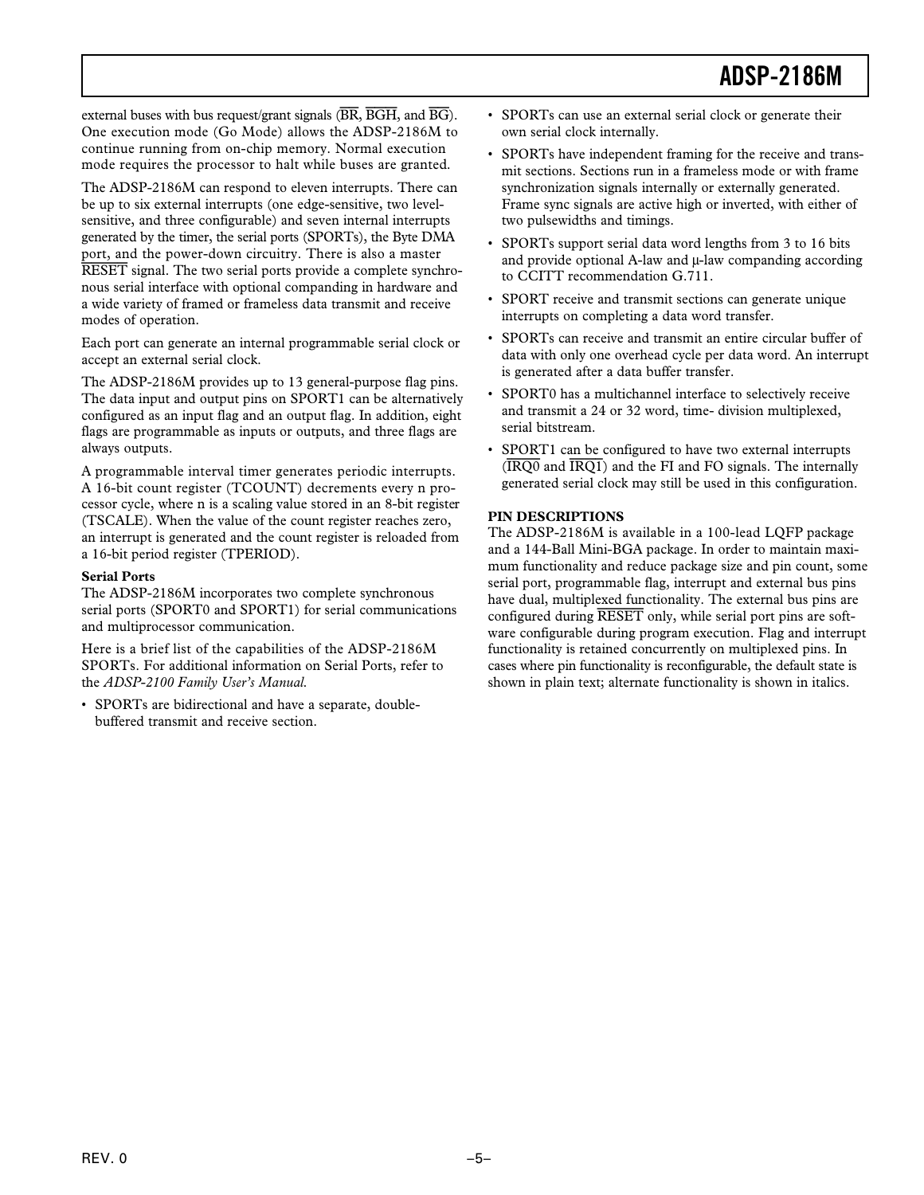external buses with bus request/grant signals (BR, BGH, and BG). One execution mode (Go Mode) allows the ADSP-2186M to continue running from on-chip memory. Normal execution mode requires the processor to halt while buses are granted.

The ADSP-2186M can respond to eleven interrupts. There can be up to six external interrupts (one edge-sensitive, two level-sensitive, and three configurable) and seven internal interrupts generated by the timer, the serial ports (SPORTs), the Byte DMA port, and the power-down circuitry. There is also a master RESET signal. The two serial ports provide a complete synchronous serial interface with optional companding in hardware and a wide variety of framed or frameless data transmit and receive modes of operation.

Each port can generate an internal programmable serial clock or accept an external serial clock.

The ADSP-2186M provides up to 13 general-purpose flag pins. The data input and output pins on SPORT1 can be alternatively configured as an input flag and an output flag. In addition, eight flags are programmable as inputs or outputs, and three flags are always outputs.

A programmable interval timer generates periodic interrupts. A 16-bit count register (TCOUNT) decrements every n processor cycle, where n is a scaling value stored in an 8-bit register (TSCALE). When the value of the count register reaches zero, an interrupt is generated and the count register is reloaded from a 16-bit period register (TPERIOD).

**Serial Ports**

The ADSP-2186M incorporates two complete synchronous serial ports (SPORT0 and SPORT1) for serial communications and multiprocessor communication.

Here is a brief list of the capabilities of the ADSP-2186M SPORTs. For additional information on Serial Ports, refer to the *ADSP-2100 Family User's Manual.*

- SPORTs are bidirectional and have a separate, double-buffered transmit and receive section.
- SPORTs can use an external serial clock or generate their own serial clock internally.
- SPORTs have independent framing for the receive and transmit sections. Sections run in a frameless mode or with frame synchronization signals internally or externally generated. Frame sync signals are active high or inverted, with either of two pulsewidths and timings.
- SPORTs support serial data word lengths from 3 to 16 bits and provide optional A-law and μ-law companding according to CCITT recommendation G.711.
- SPORT receive and transmit sections can generate unique interrupts on completing a data word transfer.
- SPORTs can receive and transmit an entire circular buffer of data with only one overhead cycle per data word. An interrupt is generated after a data buffer transfer.
- SPORT0 has a multichannel interface to selectively receive and transmit a 24 or 32 word, time- division multiplexed, serial bitstream.
- SPORT1 can be configured to have two external interrupts (IRQ0 and IRQ1) and the FI and FO signals. The internally generated serial clock may still be used in this configuration.

**PIN DESCRIPTIONS**

The ADSP-2186M is available in a 100-lead LQFP package and a 144-Ball Mini-BGA package. In order to maintain maximum functionality and reduce package size and pin count, some serial port, programmable flag, interrupt and external bus pins have dual, multiplexed functionality. The external bus pins are configured during RESET only, while serial port pins are software configurable during program execution. Flag and interrupt functionality is retained concurrently on multiplexed pins. In cases where pin functionality is reconfigurable, the default state is shown in plain text; alternate functionality is shown in italics.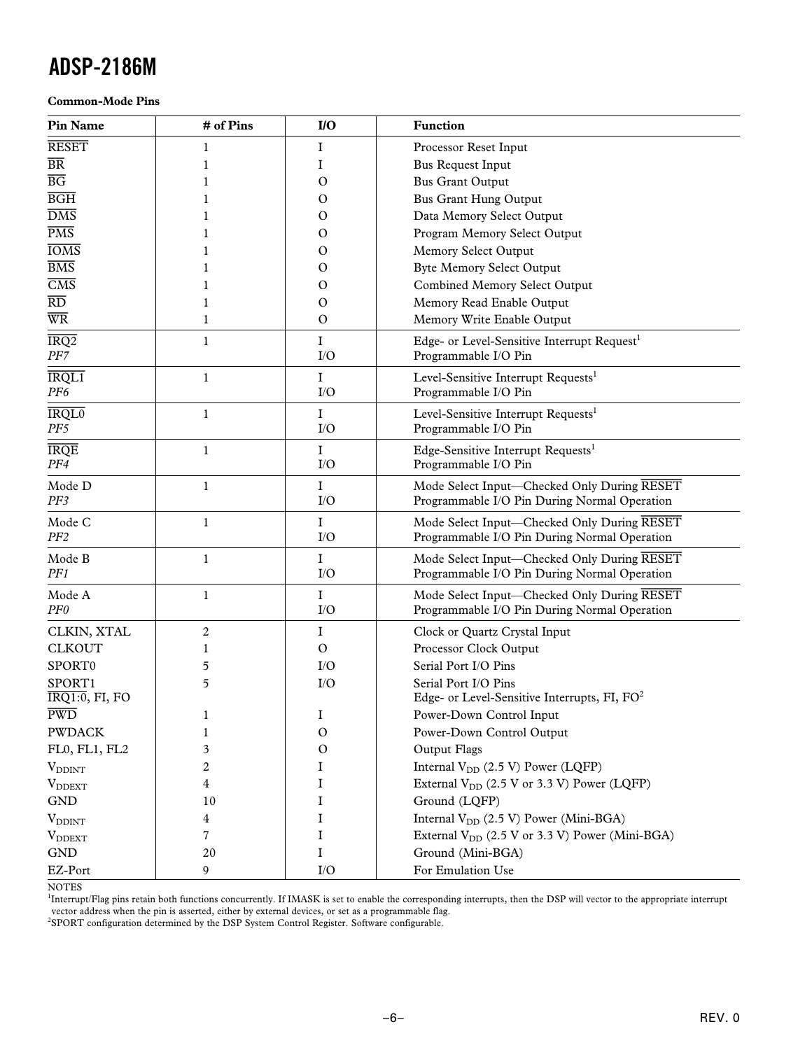**Common-Mode Pins**

| Pin Name | # of Pins | I/O | Function |
|---|---|---|---|
| $\overline{RESET}$ | 1 | I | Processor Reset Input |
| $\overline{BR}$ | 1 | I | Bus Request Input |
| $\overline{BG}$ | 1 | O | Bus Grant Output |
| $\overline{BGH}$ | 1 | O | Bus Grant Hung Output |
| $\overline{DMS}$ | 1 | O | Data Memory Select Output |
| $\overline{PMS}$ | 1 | O | Program Memory Select Output |
| $\overline{IOMS}$ | 1 | O | Memory Select Output |
| $\overline{BMS}$ | 1 | O | Byte Memory Select Output |
| $\overline{CMS}$ | 1 | O | Combined Memory Select Output |
| $\overline{RD}$ | 1 | O | Memory Read Enable Output |
| $\overline{WR}$ | 1 | O | Memory Write Enable Output |
| $\overline{IRQ2}$<br>*PF7* | 1 | I<br>I/O | Edge- or Level-Sensitive Interrupt Request[1]<br>Programmable I/O Pin |
| $\overline{IRQL1}$<br>*PF6* | 1 | I<br>I/O | Level-Sensitive Interrupt Requests[1]<br>Programmable I/O Pin |
| $\overline{IRQL0}$<br>*PF5* | 1 | I<br>I/O | Level-Sensitive Interrupt Requests[1]<br>Programmable I/O Pin |
| $\overline{IRQE}$<br>*PF4* | 1 | I<br>I/O | Edge-Sensitive Interrupt Requests[1]<br>Programmable I/O Pin |
| Mode D<br>*PF3* | 1 | I<br>I/O | Mode Select Input—Checked Only During $\overline{RESET}$<br>Programmable I/O Pin During Normal Operation |
| Mode C<br>*PF2* | 1 | I<br>I/O | Mode Select Input—Checked Only During $\overline{RESET}$<br>Programmable I/O Pin During Normal Operation |
| Mode B<br>*PF1* | 1 | I<br>I/O | Mode Select Input—Checked Only During $\overline{RESET}$<br>Programmable I/O Pin During Normal Operation |
| Mode A<br>*PF0* | 1 | I<br>I/O | Mode Select Input—Checked Only During $\overline{RESET}$<br>Programmable I/O Pin During Normal Operation |
| CLKIN, XTAL | 2 | I | Clock or Quartz Crystal Input |
| CLKOUT | 1 | O | Processor Clock Output |
| SPORT0 | 5 | I/O | Serial Port I/O Pins |
| SPORT1<br>$\overline{IRQ1:0}$, FI, FO | 5 | I/O | Serial Port I/O Pins<br>Edge- or Level-Sensitive Interrupts, FI, FO[2] |
| $\overline{PWD}$ | 1 | I | Power-Down Control Input |
| PWDACK | 1 | O | Power-Down Control Output |
| FL0, FL1, FL2 | 3 | O | Output Flags |
| $V_{DDINT}$ | 2 | I | Internal $V_{DD}$ (2.5 V) Power (LQFP) |
| $V_{DDEXT}$ | 4 | I | External $V_{DD}$ (2.5 V or 3.3 V) Power (LQFP) |
| GND | 10 | I | Ground (LQFP) |
| $V_{DDINT}$ | 4 | I | Internal $V_{DD}$ (2.5 V) Power (Mini-BGA) |
| $V_{DDEXT}$ | 7 | I | External $V_{DD}$ (2.5 V or 3.3 V) Power (Mini-BGA) |
| GND | 20 | I | Ground (Mini-BGA) |
| EZ-Port | 9 | I/O | For Emulation Use |

NOTES

[1]Interrupt/Flag pins retain both functions concurrently. If IMASK is set to enable the corresponding interrupts, then the DSP will vector to the appropriate interrupt vector address when the pin is asserted, either by external devices, or set as a programmable flag.

[2]SPORT configuration determined by the DSP System Control Register. Software configurable.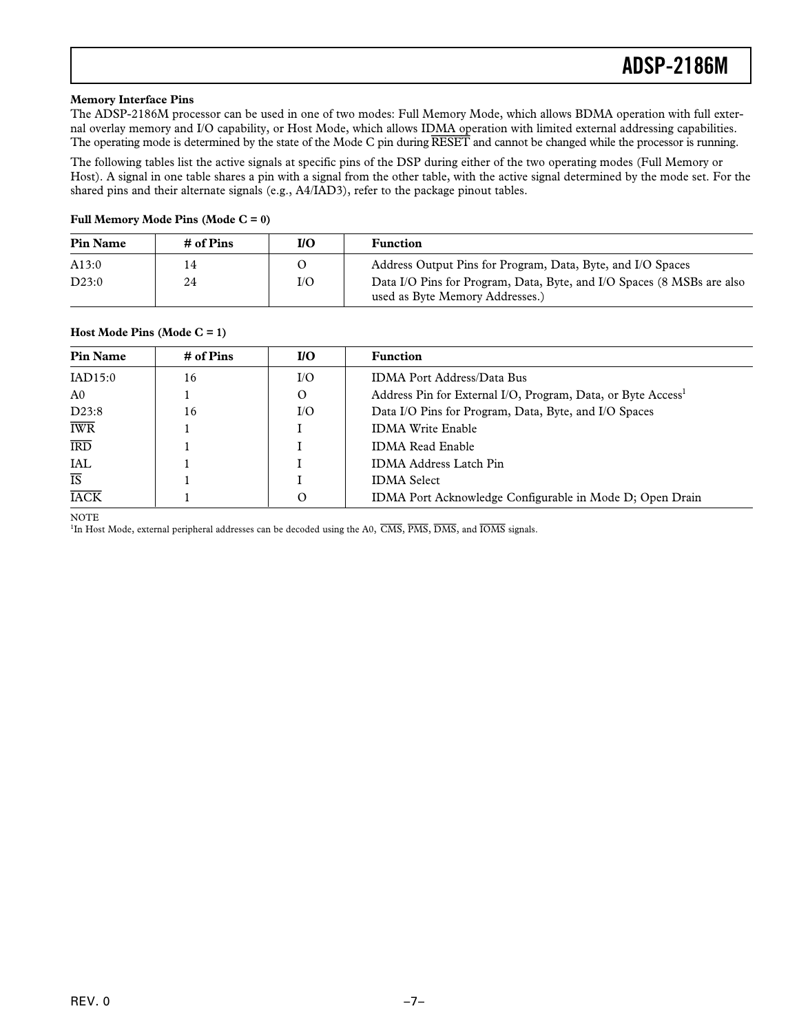### Memory Interface Pins

The ADSP-2186M processor can be used in one of two modes: Full Memory Mode, which allows BDMA operation with full external overlay memory and I/O capability, or Host Mode, which allows IDMA operation with limited external addressing capabilities. The operating mode is determined by the state of the Mode C pin during $\overline{\text{RESET}}$ and cannot be changed while the processor is running.

The following tables list the active signals at specific pins of the DSP during either of the two operating modes (Full Memory or Host). A signal in one table shares a pin with a signal from the other table, with the active signal determined by the mode set. For the shared pins and their alternate signals (e.g., A4/IAD3), refer to the package pinout tables.

**Full Memory Mode Pins (Mode C = 0)**

| Pin Name | # of Pins | I/O | Function |
|---|---|---|---|
| A13:0 | 14 | O | Address Output Pins for Program, Data, Byte, and I/O Spaces |
| D23:0 | 24 | I/O | Data I/O Pins for Program, Data, Byte, and I/O Spaces (8 MSBs are also used as Byte Memory Addresses.) |

**Host Mode Pins (Mode C = 1)**

| Pin Name | # of Pins | I/O | Function |
|---|---|---|---|
| IAD15:0 | 16 | I/O | IDMA Port Address/Data Bus |
| A0 | 1 | O | Address Pin for External I/O, Program, Data, or Byte Access[1] |
| D23:8 | 16 | I/O | Data I/O Pins for Program, Data, Byte, and I/O Spaces |
| $\overline{\text{IWR}}$ | 1 | I | IDMA Write Enable |
| $\overline{\text{IRD}}$ | 1 | I | IDMA Read Enable |
| IAL | 1 | I | IDMA Address Latch Pin |
| $\overline{\text{IS}}$ | 1 | I | IDMA Select |
| $\overline{\text{IACK}}$ | 1 | O | IDMA Port Acknowledge Configurable in Mode D; Open Drain |

NOTE

[1]In Host Mode, external peripheral addresses can be decoded using the A0, $\overline{\text{CMS}}$, $\overline{\text{PMS}}$, $\overline{\text{DMS}}$, and $\overline{\text{IOMS}}$ signals.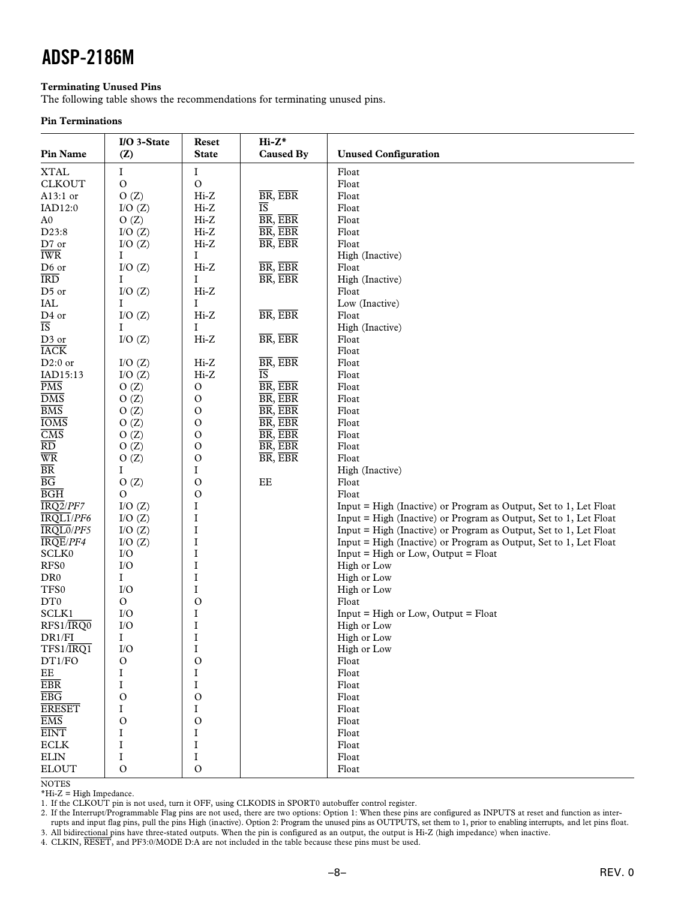**Terminating Unused Pins**

The following table shows the recommendations for terminating unused pins.

**Pin Terminations**

| Pin Name | I/O 3-State (Z) | Reset State | Hi-Z* Caused By | Unused Configuration |
|---|---|---|---|---|
| XTAL | I | I | | Float |
| CLKOUT | O | O | | Float |
| A13:1 or | O (Z) | Hi-Z | $\overline{BR}$, $\overline{EBR}$ | Float |
| IAD12:0 | I/O (Z) | Hi-Z | $\overline{IS}$ | Float |
| A0 | O (Z) | Hi-Z | $\overline{BR}$, $\overline{EBR}$ | Float |
| D23:8 | I/O (Z) | Hi-Z | $\overline{BR}$, $\overline{EBR}$ | Float |
| D7 or | I/O (Z) | Hi-Z | $\overline{BR}$, $\overline{EBR}$ | Float |
| $\overline{IWR}$ | I | I | | High (Inactive) |
| D6 or | I/O (Z) | Hi-Z | $\overline{BR}$, $\overline{EBR}$ | Float |
| $\overline{IRD}$ | I | I | $\overline{BR}$, $\overline{EBR}$ | High (Inactive) |
| D5 or | I/O (Z) | Hi-Z | | Float |
| IAL | I | I | | Low (Inactive) |
| D4 or | I/O (Z) | Hi-Z | $\overline{BR}$, $\overline{EBR}$ | Float |
| $\overline{IS}$ | I | I | | High (Inactive) |
| D3 or | I/O (Z) | Hi-Z | $\overline{BR}$, $\overline{EBR}$ | Float |
| $\overline{IACK}$ | | | | Float |
| D2:0 or | I/O (Z) | Hi-Z | $\overline{BR}$, $\overline{EBR}$ | Float |
| IAD15:13 | I/O (Z) | Hi-Z | $\overline{IS}$ | Float |
| $\overline{PMS}$ | O (Z) | O | $\overline{BR}$, $\overline{EBR}$ | Float |
| $\overline{DMS}$ | O (Z) | O | $\overline{BR}$, $\overline{EBR}$ | Float |
| $\overline{BMS}$ | O (Z) | O | $\overline{BR}$, $\overline{EBR}$ | Float |
| $\overline{IOMS}$ | O (Z) | O | $\overline{BR}$, $\overline{EBR}$ | Float |
| $\overline{CMS}$ | O (Z) | O | $\overline{BR}$, $\overline{EBR}$ | Float |
| $\overline{RD}$ | O (Z) | O | $\overline{BR}$, $\overline{EBR}$ | Float |
| $\overline{WR}$ | O (Z) | O | $\overline{BR}$, $\overline{EBR}$ | Float |
| $\overline{BR}$ | I | I | | High (Inactive) |
| $\overline{BG}$ | O (Z) | O | EE | Float |
| $\overline{BGH}$ | O | O | | Float |
| $\overline{IRQ2}$/*PF7* | I/O (Z) | I | | Input = High (Inactive) or Program as Output, Set to 1, Let Float |
| $\overline{IRQL1}$/*PF6* | I/O (Z) | I | | Input = High (Inactive) or Program as Output, Set to 1, Let Float |
| $\overline{IRQL0}$/*PF5* | I/O (Z) | I | | Input = High (Inactive) or Program as Output, Set to 1, Let Float |
| $\overline{IRQE}$/*PF4* | I/O (Z) | I | | Input = High (Inactive) or Program as Output, Set to 1, Let Float |
| SCLK0 | I/O | I | | Input = High or Low, Output = Float |
| RFS0 | I/O | I | | High or Low |
| DR0 | I | I | | High or Low |
| TFS0 | I/O | I | | High or Low |
| DT0 | O | O | | Float |
| SCLK1 | I/O | I | | Input = High or Low, Output = Float |
| RFS1/$\overline{IRQ0}$ | I/O | I | | High or Low |
| DR1/FI | I | I | | High or Low |
| TFS1/$\overline{IRQ1}$ | I/O | I | | High or Low |
| DT1/FO | O | O | | Float |
| EE | I | I | | Float |
| $\overline{EBR}$ | I | I | | Float |
| $\overline{EBG}$ | O | O | | Float |
| $\overline{ERESET}$ | I | I | | Float |
| $\overline{EMS}$ | O | O | | Float |
| $\overline{EINT}$ | I | I | | Float |
| ECLK | I | I | | Float |
| ELIN | I | I | | Float |
| ELOUT | O | O | | Float |

NOTES

*Hi-Z = High Impedance.

1. If the CLKOUT pin is not used, turn it OFF, using CLKODIS in SPORT0 autobuffer control register.
2. If the Interrupt/Programmable Flag pins are not used, there are two options: Option 1: When these pins are configured as INPUTS at reset and function as interrupts and input flag pins, pull the pins High (inactive). Option 2: Program the unused pins as OUTPUTS, set them to 1, prior to enabling interrupts, and let pins float.
3. All bidirectional pins have three-stated outputs. When the pin is configured as an output, the output is Hi-Z (high impedance) when inactive.
4. CLKIN, $\overline{RESET}$, and PF3:0/MODE D:A are not included in the table because these pins must be used.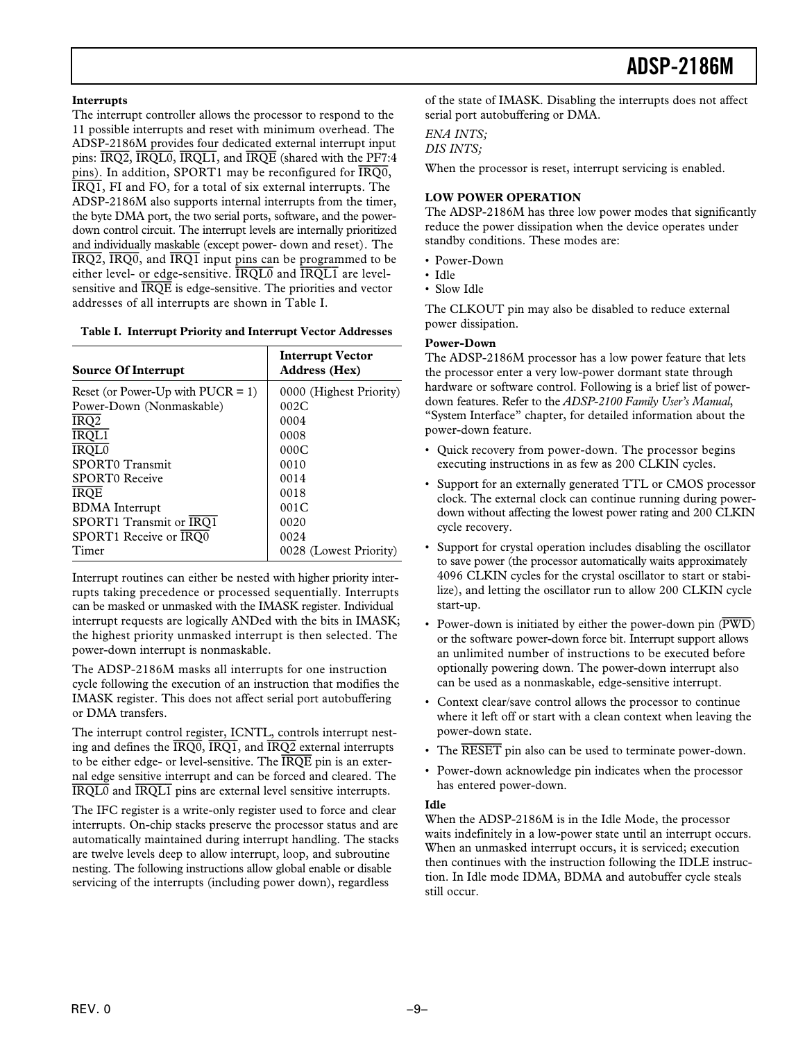### Interrupts

The interrupt controller allows the processor to respond to the 11 possible interrupts and reset with minimum overhead. The ADSP-2186M provides four dedicated external interrupt input pins: $\overline{IRQ2}$, $\overline{IRQL0}$, $\overline{IRQL1}$, and $\overline{IRQE}$ (shared with the PF7:4 pins). In addition, SPORT1 may be reconfigured for $\overline{IRQ0}$, $\overline{IRQ1}$, FI and FO, for a total of six external interrupts. The ADSP-2186M also supports internal interrupts from the timer, the byte DMA port, the two serial ports, software, and the power-down control circuit. The interrupt levels are internally prioritized and individually maskable (except power- down and reset). The $\overline{IRQ2}$, $\overline{IRQ0}$, and $\overline{IRQ1}$ input pins can be programmed to be either level- or edge-sensitive. $\overline{IRQL0}$ and $\overline{IRQL1}$ are level-sensitive and $\overline{IRQE}$ is edge-sensitive. The priorities and vector addresses of all interrupts are shown in Table I.

**Table I. Interrupt Priority and Interrupt Vector Addresses**

| Source Of Interrupt | Interrupt Vector Address (Hex) |
|---|---|
| Reset (or Power-Up with PUCR = 1) | 0000 (Highest Priority) |
| Power-Down (Nonmaskable) | 002C |
| $\overline{IRQ2}$ | 0004 |
| $\overline{IRQL1}$ | 0008 |
| $\overline{IRQL0}$ | 000C |
| SPORT0 Transmit | 0010 |
| SPORT0 Receive | 0014 |
| $\overline{IRQE}$ | 0018 |
| BDMA Interrupt | 001C |
| SPORT1 Transmit or $\overline{IRQ1}$ | 0020 |
| SPORT1 Receive or $\overline{IRQ0}$ | 0024 |
| Timer | 0028 (Lowest Priority) |

Interrupt routines can either be nested with higher priority interrupts taking precedence or processed sequentially. Interrupts can be masked or unmasked with the IMASK register. Individual interrupt requests are logically ANDed with the bits in IMASK; the highest priority unmasked interrupt is then selected. The power-down interrupt is nonmaskable.

The ADSP-2186M masks all interrupts for one instruction cycle following the execution of an instruction that modifies the IMASK register. This does not affect serial port autobuffering or DMA transfers.

The interrupt control register, ICNTL, controls interrupt nesting and defines the $\overline{IRQ0}$, $\overline{IRQ1}$, and $\overline{IRQ2}$ external interrupts to be either edge- or level-sensitive. The $\overline{IRQE}$ pin is an external edge sensitive interrupt and can be forced and cleared. The $\overline{IRQL0}$ and $\overline{IRQL1}$ pins are external level sensitive interrupts.

The IFC register is a write-only register used to force and clear interrupts. On-chip stacks preserve the processor status and are automatically maintained during interrupt handling. The stacks are twelve levels deep to allow interrupt, loop, and subroutine nesting. The following instructions allow global enable or disable servicing of the interrupts (including power down), regardless of the state of IMASK. Disabling the interrupts does not affect serial port autobuffering or DMA.

*ENA INTS;*
*DIS INTS;*

When the processor is reset, interrupt servicing is enabled.

## LOW POWER OPERATION

The ADSP-2186M has three low power modes that significantly reduce the power dissipation when the device operates under standby conditions. These modes are:

- Power-Down
- Idle
- Slow Idle

The CLKOUT pin may also be disabled to reduce external power dissipation.

### Power-Down

The ADSP-2186M processor has a low power feature that lets the processor enter a very low-power dormant state through hardware or software control. Following is a brief list of power-down features. Refer to the *ADSP-2100 Family User's Manual*, "System Interface" chapter, for detailed information about the power-down feature.

- Quick recovery from power-down. The processor begins executing instructions in as few as 200 CLKIN cycles.
- Support for an externally generated TTL or CMOS processor clock. The external clock can continue running during power-down without affecting the lowest power rating and 200 CLKIN cycle recovery.
- Support for crystal operation includes disabling the oscillator to save power (the processor automatically waits approximately 4096 CLKIN cycles for the crystal oscillator to start or stabilize), and letting the oscillator run to allow 200 CLKIN cycle start-up.
- Power-down is initiated by either the power-down pin ($\overline{PWD}$) or the software power-down force bit. Interrupt support allows an unlimited number of instructions to be executed before optionally powering down. The power-down interrupt also can be used as a nonmaskable, edge-sensitive interrupt.
- Context clear/save control allows the processor to continue where it left off or start with a clean context when leaving the power-down state.
- The $\overline{RESET}$ pin also can be used to terminate power-down.
- Power-down acknowledge pin indicates when the processor has entered power-down.

### Idle

When the ADSP-2186M is in the Idle Mode, the processor waits indefinitely in a low-power state until an interrupt occurs. When an unmasked interrupt occurs, it is serviced; execution then continues with the instruction following the IDLE instruction. In Idle mode IDMA, BDMA and autobuffer cycle steals still occur.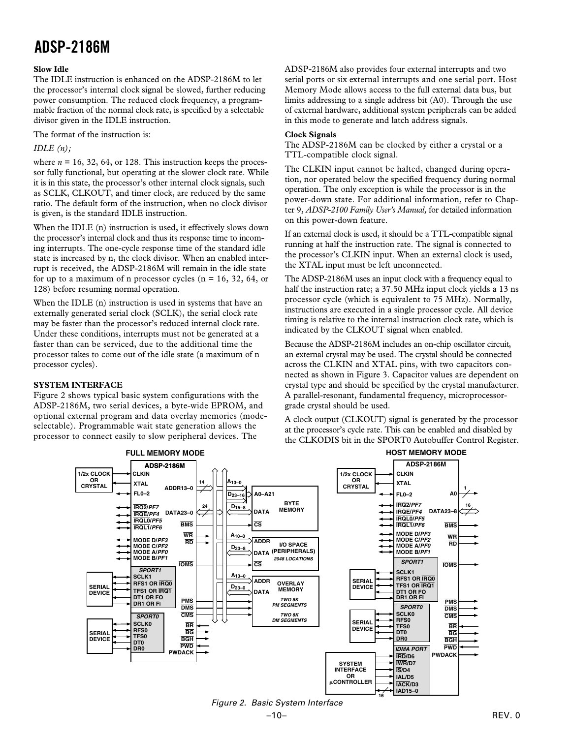**Slow Idle**

The IDLE instruction is enhanced on the ADSP-2186M to let the processor's internal clock signal be slowed, further reducing power consumption. The reduced clock frequency, a programmable fraction of the normal clock rate, is specified by a selectable divisor given in the IDLE instruction.

The format of the instruction is:

*IDLE (n);*

where $n$ = 16, 32, 64, or 128. This instruction keeps the processor fully functional, but operating at the slower clock rate. While it is in this state, the processor's other internal clock signals, such as SCLK, CLKOUT, and timer clock, are reduced by the same ratio. The default form of the instruction, when no clock divisor is given, is the standard IDLE instruction.

When the IDLE (n) instruction is used, it effectively slows down the processor's internal clock and thus its response time to incoming interrupts. The one-cycle response time of the standard idle state is increased by n, the clock divisor. When an enabled interrupt is received, the ADSP-2186M will remain in the idle state for up to a maximum of n processor cycles (n = 16, 32, 64, or 128) before resuming normal operation.

When the IDLE (n) instruction is used in systems that have an externally generated serial clock (SCLK), the serial clock rate may be faster than the processor's reduced internal clock rate. Under these conditions, interrupts must not be generated at a faster than can be serviced, due to the additional time the processor takes to come out of the idle state (a maximum of n processor cycles).

## SYSTEM INTERFACE

Figure 2 shows typical basic system configurations with the ADSP-2186M, two serial devices, a byte-wide EPROM, and optional external program and data overlay memories (mode-selectable). Programmable wait state generation allows the processor to connect easily to slow peripheral devices. The ADSP-2186M also provides four external interrupts and two serial ports or six external interrupts and one serial port. Host Memory Mode allows access to the full external data bus, but limits addressing to a single address bit (A0). Through the use of external hardware, additional system peripherals can be added in this mode to generate and latch address signals.

**Clock Signals**

The ADSP-2186M can be clocked by either a crystal or a TTL-compatible clock signal.

The CLKIN input cannot be halted, changed during operation, nor operated below the specified frequency during normal operation. The only exception is while the processor is in the power-down state. For additional information, refer to Chapter 9, *ADSP-2100 Family User's Manual,* for detailed information on this power-down feature.

If an external clock is used, it should be a TTL-compatible signal running at half the instruction rate. The signal is connected to the processor's CLKIN input. When an external clock is used, the XTAL input must be left unconnected.

The ADSP-2186M uses an input clock with a frequency equal to half the instruction rate; a 37.50 MHz input clock yields a 13 ns processor cycle (which is equivalent to 75 MHz). Normally, instructions are executed in a single processor cycle. All device timing is relative to the internal instruction clock rate, which is indicated by the CLKOUT signal when enabled.

Because the ADSP-2186M includes an on-chip oscillator circuit, an external crystal may be used. The crystal should be connected across the CLKIN and XTAL pins, with two capacitors connected as shown in Figure 3. Capacitor values are dependent on crystal type and should be specified by the crystal manufacturer. A parallel-resonant, fundamental frequency, microprocessor-grade crystal should be used.

A clock output (CLKOUT) signal is generated by the processor at the processor's cycle rate. This can be enabled and disabled by the CLKODIS bit in the SPORT0 Autobuffer Control Register.

*Figure 2. Basic System Interface*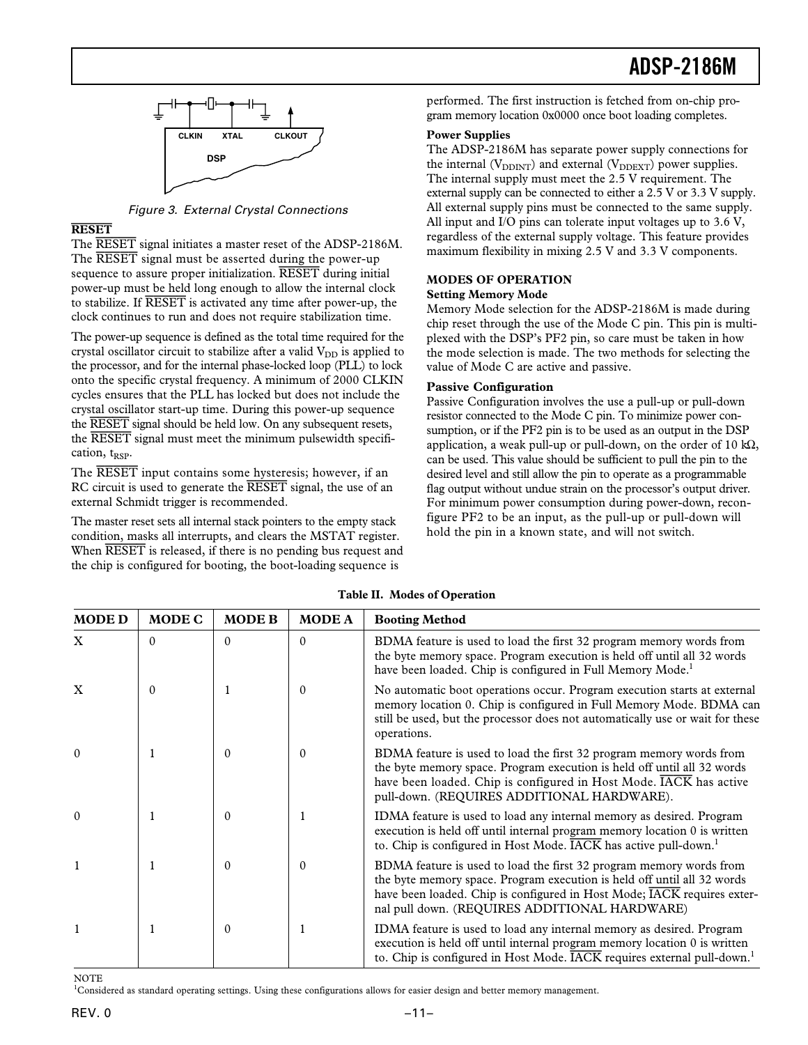Figure 3. External Crystal Connections

## RESET

The RESET signal initiates a master reset of the ADSP-2186M. The RESET signal must be asserted during the power-up sequence to assure proper initialization. RESET during initial power-up must be held long enough to allow the internal clock to stabilize. If RESET is activated any time after power-up, the clock continues to run and does not require stabilization time.

The power-up sequence is defined as the total time required for the crystal oscillator circuit to stabilize after a valid $V_{DD}$ is applied to the processor, and for the internal phase-locked loop (PLL) to lock onto the specific crystal frequency. A minimum of 2000 CLKIN cycles ensures that the PLL has locked but does not include the crystal oscillator start-up time. During this power-up sequence the RESET signal should be held low. On any subsequent resets, the RESET signal must meet the minimum pulsewidth specification, $t_{RSP}$.

The RESET input contains some hysteresis; however, if an RC circuit is used to generate the RESET signal, the use of an external Schmidt trigger is recommended.

The master reset sets all internal stack pointers to the empty stack condition, masks all interrupts, and clears the MSTAT register. When RESET is released, if there is no pending bus request and the chip is configured for booting, the boot-loading sequence is performed. The first instruction is fetched from on-chip program memory location 0x0000 once boot loading completes.

### Power Supplies

The ADSP-2186M has separate power supply connections for the internal ($V_{DDINT}$) and external ($V_{DDEXT}$) power supplies. The internal supply must meet the 2.5 V requirement. The external supply can be connected to either a 2.5 V or 3.3 V supply. All external supply pins must be connected to the same supply. All input and I/O pins can tolerate input voltages up to 3.6 V, regardless of the external supply voltage. This feature provides maximum flexibility in mixing 2.5 V and 3.3 V components.

## MODES OF OPERATION

### Setting Memory Mode

Memory Mode selection for the ADSP-2186M is made during chip reset through the use of the Mode C pin. This pin is multiplexed with the DSP's PF2 pin, so care must be taken in how the mode selection is made. The two methods for selecting the value of Mode C are active and passive.

### Passive Configuration

Passive Configuration involves the use a pull-up or pull-down resistor connected to the Mode C pin. To minimize power consumption, or if the PF2 pin is to be used as an output in the DSP application, a weak pull-up or pull-down, on the order of 10 kΩ, can be used. This value should be sufficient to pull the pin to the desired level and still allow the pin to operate as a programmable flag output without undue strain on the processor's output driver. For minimum power consumption during power-down, reconfigure PF2 to be an input, as the pull-up or pull-down will hold the pin in a known state, and will not switch.

**Table II. Modes of Operation**

| MODE D | MODE C | MODE B | MODE A | Booting Method |
|---|---|---|---|---|
| X | 0 | 0 | 0 | BDMA feature is used to load the first 32 program memory words from the byte memory space. Program execution is held off until all 32 words have been loaded. Chip is configured in Full Memory Mode.[1] |
| X | 0 | 1 | 0 | No automatic boot operations occur. Program execution starts at external memory location 0. Chip is configured in Full Memory Mode. BDMA can still be used, but the processor does not automatically use or wait for these operations. |
| 0 | 1 | 0 | 0 | BDMA feature is used to load the first 32 program memory words from the byte memory space. Program execution is held off until all 32 words have been loaded. Chip is configured in Host Mode. IACK has active pull-down. (REQUIRES ADDITIONAL HARDWARE). |
| 0 | 1 | 0 | 1 | IDMA feature is used to load any internal memory as desired. Program execution is held off until internal program memory location 0 is written to. Chip is configured in Host Mode. IACK has active pull-down.[1] |
| 1 | 1 | 0 | 0 | BDMA feature is used to load the first 32 program memory words from the byte memory space. Program execution is held off until all 32 words have been loaded. Chip is configured in Host Mode; IACK requires external pull down. (REQUIRES ADDITIONAL HARDWARE) |
| 1 | 1 | 0 | 1 | IDMA feature is used to load any internal memory as desired. Program execution is held off until internal program memory location 0 is written to. Chip is configured in Host Mode. IACK requires external pull-down.[1] |

NOTE
[1]Considered as standard operating settings. Using these configurations allows for easier design and better memory management.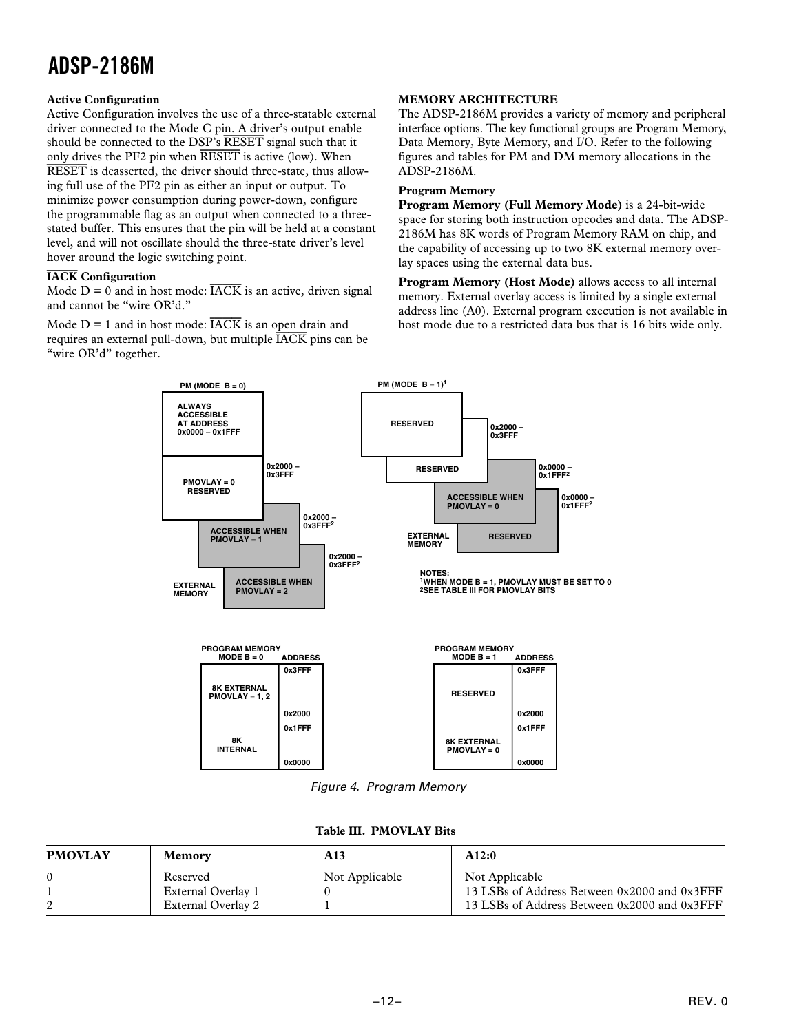### Active Configuration

Active Configuration involves the use of a three-statable external driver connected to the Mode C pin. A driver's output enable should be connected to the DSP's RESET signal such that it only drives the PF2 pin when RESET is active (low). When RESET is deasserted, the driver should three-state, thus allowing full use of the PF2 pin as either an input or output. To minimize power consumption during power-down, configure the programmable flag as an output when connected to a three-stated buffer. This ensures that the pin will be held at a constant level, and will not oscillate should the three-state driver's level hover around the logic switching point.

### IACK Configuration

Mode D = 0 and in host mode: IACK is an active, driven signal and cannot be "wire OR'd."

Mode D = 1 and in host mode: IACK is an open drain and requires an external pull-down, but multiple IACK pins can be "wire OR'd" together.

## MEMORY ARCHITECTURE

The ADSP-2186M provides a variety of memory and peripheral interface options. The key functional groups are Program Memory, Data Memory, Byte Memory, and I/O. Refer to the following figures and tables for PM and DM memory allocations in the ADSP-2186M.

### Program Memory

**Program Memory (Full Memory Mode)** is a 24-bit-wide space for storing both instruction opcodes and data. The ADSP-2186M has 8K words of Program Memory RAM on chip, and the capability of accessing up to two 8K external memory overlay spaces using the external data bus.

**Program Memory (Host Mode)** allows access to all internal memory. External overlay access is limited by a single external address line (A0). External program execution is not available in host mode due to a restricted data bus that is 16 bits wide only.

PM (MODE B = 0)

- ALWAYS ACCESSIBLE AT ADDRESS 0x0000 – 0x1FFF
- PMOVLAY = 0 RESERVED — 0x2000 – 0x3FFF
- EXTERNAL MEMORY: ACCESSIBLE WHEN PMOVLAY = 1 — 0x2000 – 0x3FFF[2]
- EXTERNAL MEMORY: ACCESSIBLE WHEN PMOVLAY = 2 — 0x2000 – 0x3FFF[2]

PM (MODE B = 1)[1]

- RESERVED — 0x2000 – 0x3FFF
- RESERVED — 0x0000 – 0x1FFF[2]
- EXTERNAL MEMORY: ACCESSIBLE WHEN PMOVLAY = 0 — 0x0000 – 0x1FFF[2]
- EXTERNAL MEMORY: RESERVED

NOTES:
[1]WHEN MODE B = 1, PMOVLAY MUST BE SET TO 0
[2]SEE TABLE III FOR PMOVLAY BITS

| PROGRAM MEMORY MODE B = 0 | ADDRESS |
|---|---|
| 8K EXTERNAL PMOVLAY = 1, 2 | 0x3FFF – 0x2000 |
| 8K INTERNAL | 0x1FFF – 0x0000 |

| PROGRAM MEMORY MODE B = 1 | ADDRESS |
|---|---|
| RESERVED | 0x3FFF – 0x2000 |
| 8K EXTERNAL PMOVLAY = 0 | 0x1FFF – 0x0000 |

*Figure 4. Program Memory*

**Table III. PMOVLAY Bits**

| PMOVLAY | Memory | A13 | A12:0 |
|---|---|---|---|
| 0 | Reserved | Not Applicable | Not Applicable |
| 1 | External Overlay 1 | 0 | 13 LSBs of Address Between 0x2000 and 0x3FFF |
| 2 | External Overlay 2 | 1 | 13 LSBs of Address Between 0x2000 and 0x3FFF |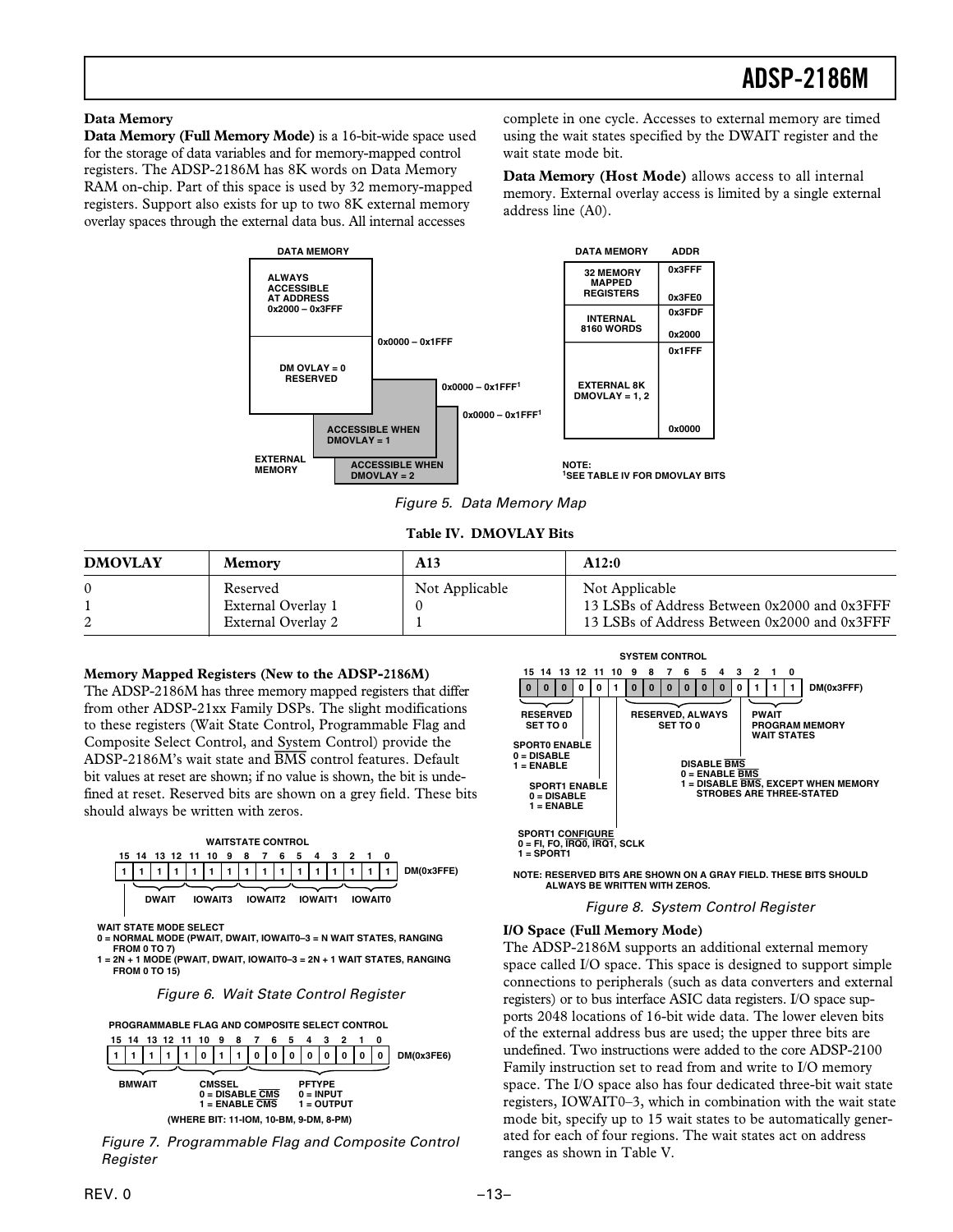### Data Memory

**Data Memory (Full Memory Mode)** is a 16-bit-wide space used for the storage of data variables and for memory-mapped control registers. The ADSP-2186M has 8K words on Data Memory RAM on-chip. Part of this space is used by 32 memory-mapped registers. Support also exists for up to two 8K external memory overlay spaces through the external data bus. All internal accesses complete in one cycle. Accesses to external memory are timed using the wait states specified by the DWAIT register and the wait state mode bit.

**Data Memory (Host Mode)** allows access to all internal memory. External overlay access is limited by a single external address line (A0).

Figure 5. Data Memory Map

**Table IV. DMOVLAY Bits**

| DMOVLAY | Memory | A13 | A12:0 |
|---|---|---|---|
| 0 | Reserved | Not Applicable | Not Applicable |
| 1 | External Overlay 1 | 0 | 13 LSBs of Address Between 0x2000 and 0x3FFF |
| 2 | External Overlay 2 | 1 | 13 LSBs of Address Between 0x2000 and 0x3FFF |

### Memory Mapped Registers (New to the ADSP-2186M)

The ADSP-2186M has three memory mapped registers that differ from other ADSP-21xx Family DSPs. The slight modifications to these registers (Wait State Control, Programmable Flag and Composite Select Control, and System Control) provide the ADSP-2186M's wait state and $\overline{BMS}$ control features. Default bit values at reset are shown; if no value is shown, the bit is undefined at reset. Reserved bits are shown on a grey field. These bits should always be written with zeros.

Figure 6. Wait State Control Register

Figure 7. Programmable Flag and Composite Control Register

Figure 8. System Control Register

### I/O Space (Full Memory Mode)

The ADSP-2186M supports an additional external memory space called I/O space. This space is designed to support simple connections to peripherals (such as data converters and external registers) or to bus interface ASIC data registers. I/O space supports 2048 locations of 16-bit wide data. The lower eleven bits of the external address bus are used; the upper three bits are undefined. Two instructions were added to the core ADSP-2100 Family instruction set to read from and write to I/O memory space. The I/O space also has four dedicated three-bit wait state registers, IOWAIT0–3, which in combination with the wait state mode bit, specify up to 15 wait states to be automatically generated for each of four regions. The wait states act on address ranges as shown in Table V.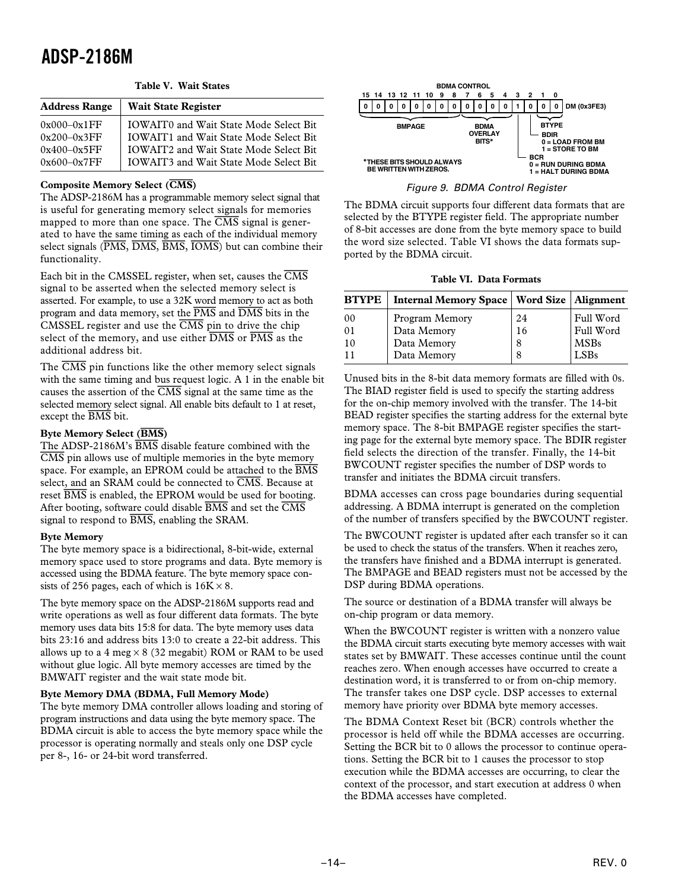**Table V. Wait States**

| Address Range | Wait State Register |
|---|---|
| 0x000–0x1FF | IOWAIT0 and Wait State Mode Select Bit |
| 0x200–0x3FF | IOWAIT1 and Wait State Mode Select Bit |
| 0x400–0x5FF | IOWAIT2 and Wait State Mode Select Bit |
| 0x600–0x7FF | IOWAIT3 and Wait State Mode Select Bit |

**Composite Memory Select ($\overline{\text{CMS}}$)**

The ADSP-2186M has a programmable memory select signal that is useful for generating memory select signals for memories mapped to more than one space. The $\overline{\text{CMS}}$ signal is generated to have the same timing as each of the individual memory select signals ($\overline{\text{PMS}}$, $\overline{\text{DMS}}$, $\overline{\text{BMS}}$, $\overline{\text{IOMS}}$) but can combine their functionality.

Each bit in the CMSSEL register, when set, causes the $\overline{\text{CMS}}$ signal to be asserted when the selected memory select is asserted. For example, to use a 32K word memory to act as both program and data memory, set the $\overline{\text{PMS}}$ and $\overline{\text{DMS}}$ bits in the CMSSEL register and use the $\overline{\text{CMS}}$ pin to drive the chip select of the memory, and use either $\overline{\text{DMS}}$ or $\overline{\text{PMS}}$ as the additional address bit.

The $\overline{\text{CMS}}$ pin functions like the other memory select signals with the same timing and bus request logic. A 1 in the enable bit causes the assertion of the $\overline{\text{CMS}}$ signal at the same time as the selected memory select signal. All enable bits default to 1 at reset, except the $\overline{\text{BMS}}$ bit.

**Byte Memory Select ($\overline{\text{BMS}}$)**

The ADSP-2186M's $\overline{\text{BMS}}$ disable feature combined with the $\overline{\text{CMS}}$ pin allows use of multiple memories in the byte memory space. For example, an EPROM could be attached to the $\overline{\text{BMS}}$ select, and an SRAM could be connected to $\overline{\text{CMS}}$. Because at reset $\overline{\text{BMS}}$ is enabled, the EPROM would be used for booting. After booting, software could disable $\overline{\text{BMS}}$ and set the $\overline{\text{CMS}}$ signal to respond to $\overline{\text{BMS}}$, enabling the SRAM.

**Byte Memory**

The byte memory space is a bidirectional, 8-bit-wide, external memory space used to store programs and data. Byte memory is accessed using the BDMA feature. The byte memory space consists of 256 pages, each of which is 16K × 8.

The byte memory space on the ADSP-2186M supports read and write operations as well as four different data formats. The byte memory uses data bits 15:8 for data. The byte memory uses data bits 23:16 and address bits 13:0 to create a 22-bit address. This allows up to a 4 meg × 8 (32 megabit) ROM or RAM to be used without glue logic. All byte memory accesses are timed by the BMWAIT register and the wait state mode bit.

**Byte Memory DMA (BDMA, Full Memory Mode)**

The byte memory DMA controller allows loading and storing of program instructions and data using the byte memory space. The BDMA circuit is able to access the byte memory space while the processor is operating normally and steals only one DSP cycle per 8-, 16- or 24-bit word transferred.

BDMA CONTROL

| 15 | 14 | 13 | 12 | 11 | 10 | 9 | 8 | 7 | 6 | 5 | 4 | 3 | 2 | 1 | 0 | |
|---|---|---|---|---|---|---|---|---|---|---|---|---|---|---|---|---|
| 0 | 0 | 0 | 0 | 0 | 0 | 0 | 0 | 0 | 0 | 0 | 0 | 1 | 0 | 0 | 0 | DM (0x3FE3) |

- Bits 15–8: BMPAGE
- Bits 7–4: BDMA OVERLAY BITS*
- Bit 3: BCR — 0 = RUN DURING BDMA, 1 = HALT DURING BDMA
- Bit 2: BDIR — 0 = LOAD FROM BM, 1 = STORE TO BM
- Bits 1–0: BTYPE

*THESE BITS SHOULD ALWAYS BE WRITTEN WITH ZEROS.

*Figure 9. BDMA Control Register*

The BDMA circuit supports four different data formats that are selected by the BTYPE register field. The appropriate number of 8-bit accesses are done from the byte memory space to build the word size selected. Table VI shows the data formats supported by the BDMA circuit.

**Table VI. Data Formats**

| BTYPE | Internal Memory Space | Word Size | Alignment |
|---|---|---|---|
| 00 | Program Memory | 24 | Full Word |
| 01 | Data Memory | 16 | Full Word |
| 10 | Data Memory | 8 | MSBs |
| 11 | Data Memory | 8 | LSBs |

Unused bits in the 8-bit data memory formats are filled with 0s. The BIAD register field is used to specify the starting address for the on-chip memory involved with the transfer. The 14-bit BEAD register specifies the starting address for the external byte memory space. The 8-bit BMPAGE register specifies the starting page for the external byte memory space. The BDIR register field selects the direction of the transfer. Finally, the 14-bit BWCOUNT register specifies the number of DSP words to transfer and initiates the BDMA circuit transfers.

BDMA accesses can cross page boundaries during sequential addressing. A BDMA interrupt is generated on the completion of the number of transfers specified by the BWCOUNT register.

The BWCOUNT register is updated after each transfer so it can be used to check the status of the transfers. When it reaches zero, the transfers have finished and a BDMA interrupt is generated. The BMPAGE and BEAD registers must not be accessed by the DSP during BDMA operations.

The source or destination of a BDMA transfer will always be on-chip program or data memory.

When the BWCOUNT register is written with a nonzero value the BDMA circuit starts executing byte memory accesses with wait states set by BMWAIT. These accesses continue until the count reaches zero. When enough accesses have occurred to create a destination word, it is transferred to or from on-chip memory. The transfer takes one DSP cycle. DSP accesses to external memory have priority over BDMA byte memory accesses.

The BDMA Context Reset bit (BCR) controls whether the processor is held off while the BDMA accesses are occurring. Setting the BCR bit to 0 allows the processor to continue operations. Setting the BCR bit to 1 causes the processor to stop execution while the BDMA accesses are occurring, to clear the context of the processor, and start execution at address 0 when the BDMA accesses have completed.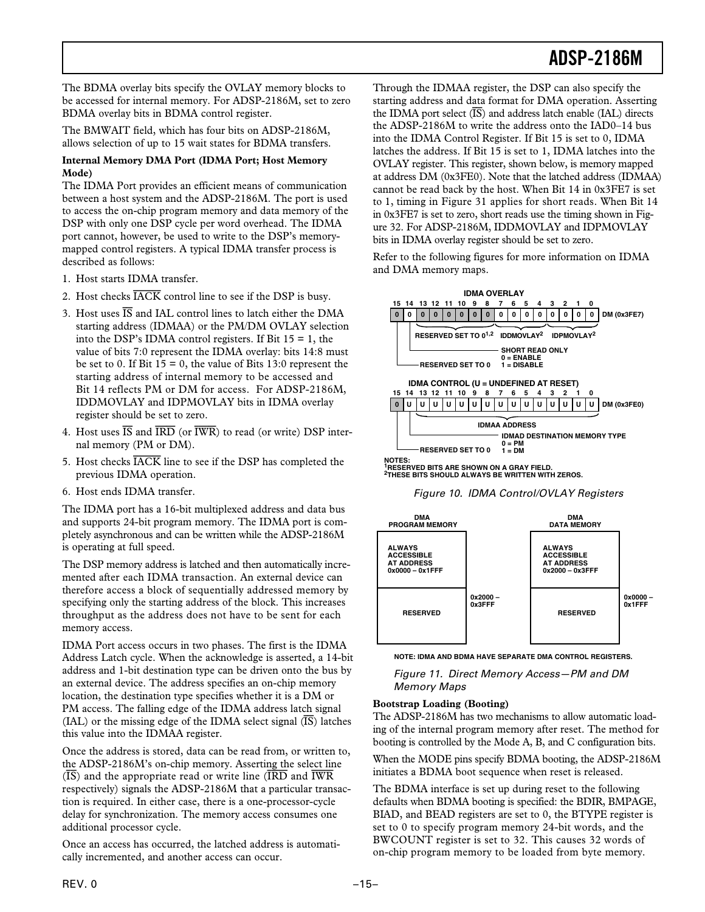The BDMA overlay bits specify the OVLAY memory blocks to be accessed for internal memory. For ADSP-2186M, set to zero BDMA overlay bits in BDMA control register.

The BMWAIT field, which has four bits on ADSP-2186M, allows selection of up to 15 wait states for BDMA transfers.

**Internal Memory DMA Port (IDMA Port; Host Memory Mode)**

The IDMA Port provides an efficient means of communication between a host system and the ADSP-2186M. The port is used to access the on-chip program memory and data memory of the DSP with only one DSP cycle per word overhead. The IDMA port cannot, however, be used to write to the DSP's memory-mapped control registers. A typical IDMA transfer process is described as follows:

1. Host starts IDMA transfer.
2. Host checks IACK control line to see if the DSP is busy.
3. Host uses IS and IAL control lines to latch either the DMA starting address (IDMAA) or the PM/DM OVLAY selection into the DSP's IDMA control registers. If Bit 15 = 1, the value of bits 7:0 represent the IDMA overlay: bits 14:8 must be set to 0. If Bit 15 = 0, the value of Bits 13:0 represent the starting address of internal memory to be accessed and Bit 14 reflects PM or DM for access. For ADSP-2186M, IDDMOVLAY and IDPMOVLAY bits in IDMA overlay register should be set to zero.
4. Host uses IS and IRD (or IWR) to read (or write) DSP internal memory (PM or DM).
5. Host checks IACK line to see if the DSP has completed the previous IDMA operation.
6. Host ends IDMA transfer.

The IDMA port has a 16-bit multiplexed address and data bus and supports 24-bit program memory. The IDMA port is completely asynchronous and can be written while the ADSP-2186M is operating at full speed.

The DSP memory address is latched and then automatically incremented after each IDMA transaction. An external device can therefore access a block of sequentially addressed memory by specifying only the starting address of the block. This increases throughput as the address does not have to be sent for each memory access.

IDMA Port access occurs in two phases. The first is the IDMA Address Latch cycle. When the acknowledge is asserted, a 14-bit address and 1-bit destination type can be driven onto the bus by an external device. The address specifies an on-chip memory location, the destination type specifies whether it is a DM or PM access. The falling edge of the IDMA address latch signal (IAL) or the missing edge of the IDMA select signal (IS) latches this value into the IDMAA register.

Once the address is stored, data can be read from, or written to, the ADSP-2186M's on-chip memory. Asserting the select line (IS) and the appropriate read or write line (IRD and IWR respectively) signals the ADSP-2186M that a particular transaction is required. In either case, there is a one-processor-cycle delay for synchronization. The memory access consumes one additional processor cycle.

Once an access has occurred, the latched address is automatically incremented, and another access can occur.

Through the IDMAA register, the DSP can also specify the starting address and data format for DMA operation. Asserting the IDMA port select (IS) and address latch enable (IAL) directs the ADSP-2186M to write the address onto the IAD0–14 bus into the IDMA Control Register. If Bit 15 is set to 0, IDMA latches the address. If Bit 15 is set to 1, IDMA latches into the OVLAY register. This register, shown below, is memory mapped at address DM (0x3FE0). Note that the latched address (IDMAA) cannot be read back by the host. When Bit 14 in 0x3FE7 is set to 1, timing in Figure 31 applies for short reads. When Bit 14 in 0x3FE7 is set to zero, short reads use the timing shown in Figure 32. For ADSP-2186M, IDDMOVLAY and IDPMOVLAY bits in IDMA overlay register should be set to zero.

Refer to the following figures for more information on IDMA and DMA memory maps.

**IDMA OVERLAY** — DM (0x3FE7)

| 15 | 14 | 13 | 12 | 11 | 10 | 9 | 8 | 7 | 6 | 5 | 4 | 3 | 2 | 1 | 0 |
|---|---|---|---|---|---|---|---|---|---|---|---|---|---|---|---|
| 0 | 0 | 0 | 0 | 0 | 0 | 0 | 0 | 0 | 0 | 0 | 0 | 0 | 0 | 0 | 0 |

- Bit 15: RESERVED SET TO 0
- Bit 14: SHORT READ ONLY, 0 = ENABLE, 1 = DISABLE
- Bits 13–8: RESERVED SET TO 0[1,2]
- Bits 7–4: IDDMOVLAY[2]
- Bits 3–0: IDPMOVLAY[2]

**IDMA CONTROL (U = UNDEFINED AT RESET)** — DM (0x3FE0)

| 15 | 14 | 13 | 12 | 11 | 10 | 9 | 8 | 7 | 6 | 5 | 4 | 3 | 2 | 1 | 0 |
|---|---|---|---|---|---|---|---|---|---|---|---|---|---|---|---|
| 0 | U | U | U | U | U | U | U | U | U | U | U | U | U | U | U |

- Bit 15: RESERVED SET TO 0
- Bit 14: IDMAD DESTINATION MEMORY TYPE, 0 = PM, 1 = DM
- Bits 13–0: IDMAA ADDRESS

NOTES:
[1]RESERVED BITS ARE SHOWN ON A GRAY FIELD.
[2]THESE BITS SHOULD ALWAYS BE WRITTEN WITH ZEROS.

*Figure 10. IDMA Control/OVLAY Registers*

| DMA PROGRAM MEMORY | | DMA DATA MEMORY | |
|---|---|---|---|
| ALWAYS ACCESSIBLE AT ADDRESS 0x0000 – 0x1FFF | | ALWAYS ACCESSIBLE AT ADDRESS 0x2000 – 0x3FFF | |
| RESERVED | 0x2000 – 0x3FFF | RESERVED | 0x0000 – 0x1FFF |

NOTE: IDMA AND BDMA HAVE SEPARATE DMA CONTROL REGISTERS.

*Figure 11. Direct Memory Access—PM and DM Memory Maps*

**Bootstrap Loading (Booting)**

The ADSP-2186M has two mechanisms to allow automatic loading of the internal program memory after reset. The method for booting is controlled by the Mode A, B, and C configuration bits.

When the MODE pins specify BDMA booting, the ADSP-2186M initiates a BDMA boot sequence when reset is released.

The BDMA interface is set up during reset to the following defaults when BDMA booting is specified: the BDIR, BMPAGE, BIAD, and BEAD registers are set to 0, the BTYPE register is set to 0 to specify program memory 24-bit words, and the BWCOUNT register is set to 32. This causes 32 words of on-chip program memory to be loaded from byte memory.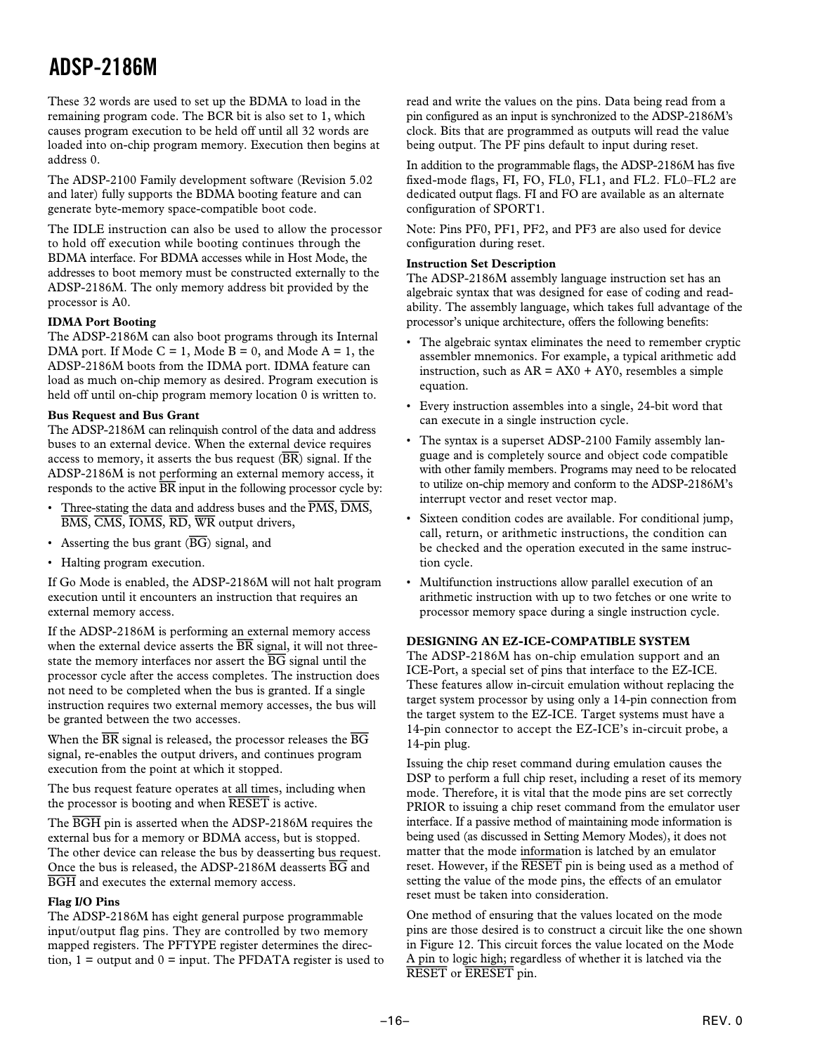These 32 words are used to set up the BDMA to load in the remaining program code. The BCR bit is also set to 1, which causes program execution to be held off until all 32 words are loaded into on-chip program memory. Execution then begins at address 0.

The ADSP-2100 Family development software (Revision 5.02 and later) fully supports the BDMA booting feature and can generate byte-memory space-compatible boot code.

The IDLE instruction can also be used to allow the processor to hold off execution while booting continues through the BDMA interface. For BDMA accesses while in Host Mode, the addresses to boot memory must be constructed externally to the ADSP-2186M. The only memory address bit provided by the processor is A0.

**IDMA Port Booting**

The ADSP-2186M can also boot programs through its Internal DMA port. If Mode C = 1, Mode B = 0, and Mode A = 1, the ADSP-2186M boots from the IDMA port. IDMA feature can load as much on-chip memory as desired. Program execution is held off until on-chip program memory location 0 is written to.

**Bus Request and Bus Grant**

The ADSP-2186M can relinquish control of the data and address buses to an external device. When the external device requires access to memory, it asserts the bus request ($\overline{\text{BR}}$) signal. If the ADSP-2186M is not performing an external memory access, it responds to the active $\overline{\text{BR}}$ input in the following processor cycle by:

- Three-stating the data and address buses and the $\overline{\text{PMS}}$, $\overline{\text{DMS}}$, $\overline{\text{BMS}}$, $\overline{\text{CMS}}$, $\overline{\text{IOMS}}$, $\overline{\text{RD}}$, $\overline{\text{WR}}$ output drivers,
- Asserting the bus grant ($\overline{\text{BG}}$) signal, and
- Halting program execution.

If Go Mode is enabled, the ADSP-2186M will not halt program execution until it encounters an instruction that requires an external memory access.

If the ADSP-2186M is performing an external memory access when the external device asserts the $\overline{\text{BR}}$ signal, it will not three-state the memory interfaces nor assert the $\overline{\text{BG}}$ signal until the processor cycle after the access completes. The instruction does not need to be completed when the bus is granted. If a single instruction requires two external memory accesses, the bus will be granted between the two accesses.

When the $\overline{\text{BR}}$ signal is released, the processor releases the $\overline{\text{BG}}$ signal, re-enables the output drivers, and continues program execution from the point at which it stopped.

The bus request feature operates at all times, including when the processor is booting and when $\overline{\text{RESET}}$ is active.

The $\overline{\text{BGH}}$ pin is asserted when the ADSP-2186M requires the external bus for a memory or BDMA access, but is stopped. The other device can release the bus by deasserting bus request. Once the bus is released, the ADSP-2186M deasserts $\overline{\text{BG}}$ and $\overline{\text{BGH}}$ and executes the external memory access.

**Flag I/O Pins**

The ADSP-2186M has eight general purpose programmable input/output flag pins. They are controlled by two memory mapped registers. The PFTYPE register determines the direction, 1 = output and 0 = input. The PFDATA register is used to read and write the values on the pins. Data being read from a pin configured as an input is synchronized to the ADSP-2186M's clock. Bits that are programmed as outputs will read the value being output. The PF pins default to input during reset.

In addition to the programmable flags, the ADSP-2186M has five fixed-mode flags, FI, FO, FL0, FL1, and FL2. FL0–FL2 are dedicated output flags. FI and FO are available as an alternate configuration of SPORT1.

Note: Pins PF0, PF1, PF2, and PF3 are also used for device configuration during reset.

**Instruction Set Description**

The ADSP-2186M assembly language instruction set has an algebraic syntax that was designed for ease of coding and readability. The assembly language, which takes full advantage of the processor's unique architecture, offers the following benefits:

- The algebraic syntax eliminates the need to remember cryptic assembler mnemonics. For example, a typical arithmetic add instruction, such as AR = AX0 + AY0, resembles a simple equation.
- Every instruction assembles into a single, 24-bit word that can execute in a single instruction cycle.
- The syntax is a superset ADSP-2100 Family assembly language and is completely source and object code compatible with other family members. Programs may need to be relocated to utilize on-chip memory and conform to the ADSP-2186M's interrupt vector and reset vector map.
- Sixteen condition codes are available. For conditional jump, call, return, or arithmetic instructions, the condition can be checked and the operation executed in the same instruction cycle.
- Multifunction instructions allow parallel execution of an arithmetic instruction with up to two fetches or one write to processor memory space during a single instruction cycle.

## DESIGNING AN EZ-ICE-COMPATIBLE SYSTEM

The ADSP-2186M has on-chip emulation support and an ICE-Port, a special set of pins that interface to the EZ-ICE. These features allow in-circuit emulation without replacing the target system processor by using only a 14-pin connection from the target system to the EZ-ICE. Target systems must have a 14-pin connector to accept the EZ-ICE's in-circuit probe, a 14-pin plug.

Issuing the chip reset command during emulation causes the DSP to perform a full chip reset, including a reset of its memory mode. Therefore, it is vital that the mode pins are set correctly PRIOR to issuing a chip reset command from the emulator user interface. If a passive method of maintaining mode information is being used (as discussed in Setting Memory Modes), it does not matter that the mode information is latched by an emulator reset. However, if the $\overline{\text{RESET}}$ pin is being used as a method of setting the value of the mode pins, the effects of an emulator reset must be taken into consideration.

One method of ensuring that the values located on the mode pins are those desired is to construct a circuit like the one shown in Figure 12. This circuit forces the value located on the Mode A pin to logic high; regardless of whether it is latched via the $\overline{\text{RESET}}$ or $\overline{\text{ERESET}}$ pin.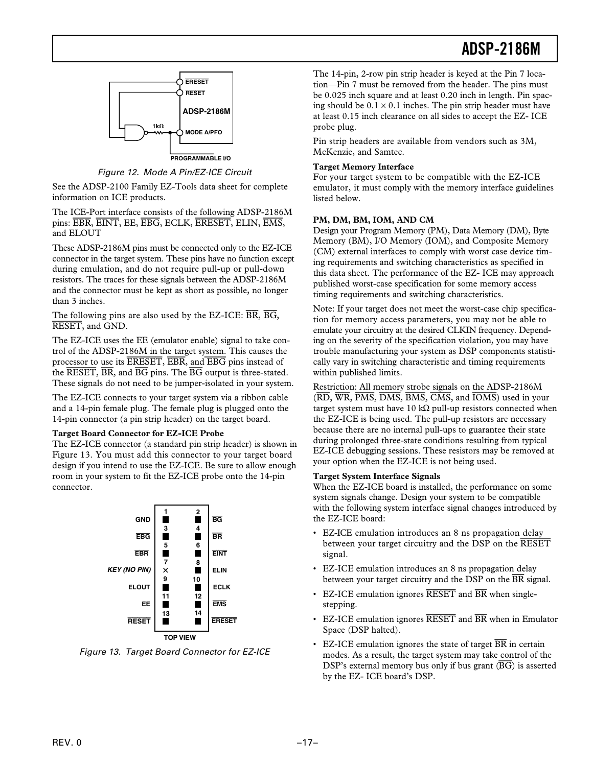Figure 12. Mode A Pin/EZ-ICE Circuit

See the ADSP-2100 Family EZ-Tools data sheet for complete information on ICE products.

The ICE-Port interface consists of the following ADSP-2186M pins: $\overline{EBR}$, $\overline{EINT}$, EE, $\overline{EBG}$, ECLK, $\overline{ERESET}$, ELIN, $\overline{EMS}$, and ELOUT

These ADSP-2186M pins must be connected only to the EZ-ICE connector in the target system. These pins have no function except during emulation, and do not require pull-up or pull-down resistors. The traces for these signals between the ADSP-2186M and the connector must be kept as short as possible, no longer than 3 inches.

The following pins are also used by the EZ-ICE: $\overline{BR}$, $\overline{BG}$, $\overline{RESET}$, and GND.

The EZ-ICE uses the EE (emulator enable) signal to take control of the ADSP-2186M in the target system. This causes the processor to use its $\overline{ERESET}$, $\overline{EBR}$, and $\overline{EBG}$ pins instead of the $\overline{RESET}$, $\overline{BR}$, and $\overline{BG}$ pins. The $\overline{BG}$ output is three-stated. These signals do not need to be jumper-isolated in your system.

The EZ-ICE connects to your target system via a ribbon cable and a 14-pin female plug. The female plug is plugged onto the 14-pin connector (a pin strip header) on the target board.

**Target Board Connector for EZ-ICE Probe**

The EZ-ICE connector (a standard pin strip header) is shown in Figure 13. You must add this connector to your target board design if you intend to use the EZ-ICE. Be sure to allow enough room in your system to fit the EZ-ICE probe onto the 14-pin connector.

| Signal | Pin | Pin | Signal |
|---|---|---|---|
| GND | 1 | 2 | $\overline{BG}$ |
| $\overline{EBG}$ | 3 | 4 | $\overline{BR}$ |
| $\overline{EBR}$ | 5 | 6 | $\overline{EINT}$ |
| KEY (NO PIN) | 7 | 8 | ELIN |
| ELOUT | 9 | 10 | ECLK |
| EE | 11 | 12 | $\overline{EMS}$ |
| $\overline{RESET}$ | 13 | 14 | $\overline{ERESET}$ |

TOP VIEW

Figure 13. Target Board Connector for EZ-ICE

The 14-pin, 2-row pin strip header is keyed at the Pin 7 location—Pin 7 must be removed from the header. The pins must be 0.025 inch square and at least 0.20 inch in length. Pin spacing should be 0.1 × 0.1 inches. The pin strip header must have at least 0.15 inch clearance on all sides to accept the EZ- ICE probe plug.

Pin strip headers are available from vendors such as 3M, McKenzie, and Samtec.

**Target Memory Interface**

For your target system to be compatible with the EZ-ICE emulator, it must comply with the memory interface guidelines listed below.

**PM, DM, BM, IOM, AND CM**

Design your Program Memory (PM), Data Memory (DM), Byte Memory (BM), I/O Memory (IOM), and Composite Memory (CM) external interfaces to comply with worst case device timing requirements and switching characteristics as specified in this data sheet. The performance of the EZ- ICE may approach published worst-case specification for some memory access timing requirements and switching characteristics.

Note: If your target does not meet the worst-case chip specification for memory access parameters, you may not be able to emulate your circuitry at the desired CLKIN frequency. Depending on the severity of the specification violation, you may have trouble manufacturing your system as DSP components statistically vary in switching characteristic and timing requirements within published limits.

Restriction: All memory strobe signals on the ADSP-2186M ($\overline{RD}$, $\overline{WR}$, $\overline{PMS}$, $\overline{DMS}$, $\overline{BMS}$, $\overline{CMS}$, and $\overline{IOMS}$) used in your target system must have 10 kΩ pull-up resistors connected when the EZ-ICE is being used. The pull-up resistors are necessary because there are no internal pull-ups to guarantee their state during prolonged three-state conditions resulting from typical EZ-ICE debugging sessions. These resistors may be removed at your option when the EZ-ICE is not being used.

**Target System Interface Signals**

When the EZ-ICE board is installed, the performance on some system signals change. Design your system to be compatible with the following system interface signal changes introduced by the EZ-ICE board:

- EZ-ICE emulation introduces an 8 ns propagation delay between your target circuitry and the DSP on the $\overline{RESET}$ signal.
- EZ-ICE emulation introduces an 8 ns propagation delay between your target circuitry and the DSP on the $\overline{BR}$ signal.
- EZ-ICE emulation ignores $\overline{RESET}$ and $\overline{BR}$ when single-stepping.
- EZ-ICE emulation ignores $\overline{RESET}$ and $\overline{BR}$ when in Emulator Space (DSP halted).
- EZ-ICE emulation ignores the state of target $\overline{BR}$ in certain modes. As a result, the target system may take control of the DSP's external memory bus only if bus grant ($\overline{BG}$) is asserted by the EZ- ICE board's DSP.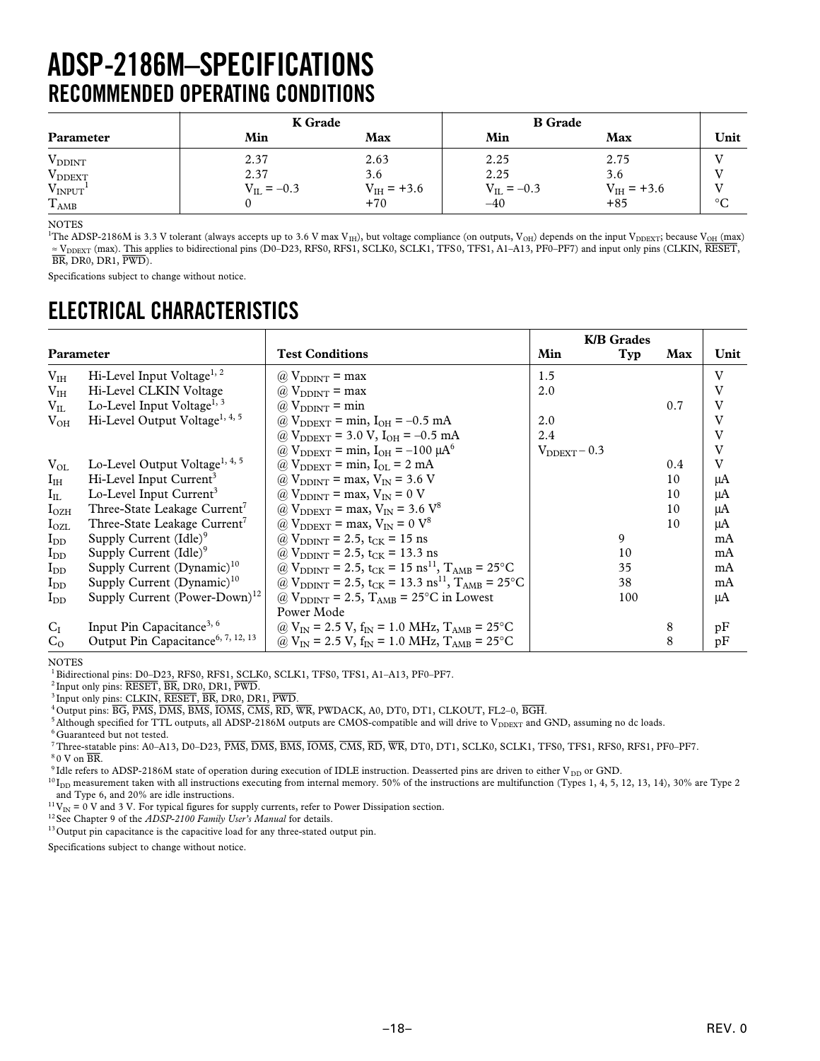# ADSP-2186M–SPECIFICATIONS

## RECOMMENDED OPERATING CONDITIONS

| Parameter | K Grade Min | K Grade Max | B Grade Min | B Grade Max | Unit |
|---|---|---|---|---|---|
| $V_{DDINT}$ | 2.37 | 2.63 | 2.25 | 2.75 | V |
| $V_{DDEXT}$ | 2.37 | 3.6 | 2.25 | 3.6 | V |
| $V_{INPUT}$[1] | $V_{IL} = –0.3$ | $V_{IH} = +3.6$ | $V_{IL} = –0.3$ | $V_{IH} = +3.6$ | V |
| $T_{AMB}$ | 0 | +70 | –40 | +85 | °C |

NOTES

[1]The ADSP-2186M is 3.3 V tolerant (always accepts up to 3.6 V max $V_{IH}$), but voltage compliance (on outputs, $V_{OH}$) depends on the input $V_{DDEXT}$; because $V_{OH}$ (max) ≈ $V_{DDEXT}$ (max). This applies to bidirectional pins (D0–D23, RFS0, RFS1, SCLK0, SCLK1, TFS0, TFS1, A1–A13, PF0–PF7) and input only pins (CLKIN, $\overline{RESET}$, $\overline{BR}$, DR0, DR1, $\overline{PWD}$).

Specifications subject to change without notice.

## ELECTRICAL CHARACTERISTICS

| Parameter | | Test Conditions | K/B Grades Min | K/B Grades Typ | K/B Grades Max | Unit |
|---|---|---|---|---|---|---|
| $V_{IH}$ | Hi-Level Input Voltage[1, 2] | @ $V_{DDINT}$ = max | 1.5 | | | V |
| $V_{IH}$ | Hi-Level CLKIN Voltage | @ $V_{DDINT}$ = max | 2.0 | | | V |
| $V_{IL}$ | Lo-Level Input Voltage[1, 3] | @ $V_{DDINT}$ = min | | | 0.7 | V |
| $V_{OH}$ | Hi-Level Output Voltage[1, 4, 5] | @ $V_{DDEXT}$ = min, $I_{OH}$ = –0.5 mA | 2.0 | | | V |
| | | @ $V_{DDEXT}$ = 3.0 V, $I_{OH}$ = –0.5 mA | 2.4 | | | V |
| | | @ $V_{DDEXT}$ = min, $I_{OH}$ = –100 μA[6] | $V_{DDEXT}$ – 0.3 | | | V |
| $V_{OL}$ | Lo-Level Output Voltage[1, 4, 5] | @ $V_{DDEXT}$ = min, $I_{OL}$ = 2 mA | | | 0.4 | V |
| $I_{IH}$ | Hi-Level Input Current[3] | @ $V_{DDINT}$ = max, $V_{IN}$ = 3.6 V | | | 10 | μA |
| $I_{IL}$ | Lo-Level Input Current[3] | @ $V_{DDINT}$ = max, $V_{IN}$ = 0 V | | | 10 | μA |
| $I_{OZH}$ | Three-State Leakage Current[7] | @ $V_{DDEXT}$ = max, $V_{IN}$ = 3.6 V[8] | | | 10 | μA |
| $I_{OZL}$ | Three-State Leakage Current[7] | @ $V_{DDEXT}$ = max, $V_{IN}$ = 0 V[8] | | | 10 | μA |
| $I_{DD}$ | Supply Current (Idle)[9] | @ $V_{DDINT}$ = 2.5, $t_{CK}$ = 15 ns | | 9 | | mA |
| $I_{DD}$ | Supply Current (Idle)[9] | @ $V_{DDINT}$ = 2.5, $t_{CK}$ = 13.3 ns | | 10 | | mA |
| $I_{DD}$ | Supply Current (Dynamic)[10] | @ $V_{DDINT}$ = 2.5, $t_{CK}$ = 15 ns[11], $T_{AMB}$ = 25°C | | 35 | | mA |
| $I_{DD}$ | Supply Current (Dynamic)[10] | @ $V_{DDINT}$ = 2.5, $t_{CK}$ = 13.3 ns[11], $T_{AMB}$ = 25°C | | 38 | | mA |
| $I_{DD}$ | Supply Current (Power-Down)[12] | @ $V_{DDINT}$ = 2.5, $T_{AMB}$ = 25°C in Lowest Power Mode | | 100 | | μA |
| $C_I$ | Input Pin Capacitance[3, 6] | @ $V_{IN}$ = 2.5 V, $f_{IN}$ = 1.0 MHz, $T_{AMB}$ = 25°C | | | 8 | pF |
| $C_O$ | Output Pin Capacitance[6, 7, 12, 13] | @ $V_{IN}$ = 2.5 V, $f_{IN}$ = 1.0 MHz, $T_{AMB}$ = 25°C | | | 8 | pF |

NOTES

[1]Bidirectional pins: D0–D23, RFS0, RFS1, SCLK0, SCLK1, TFS0, TFS1, A1–A13, PF0–PF7.

[2]Input only pins: $\overline{RESET}$, $\overline{BR}$, DR0, DR1, $\overline{PWD}$.

[3]Input only pins: CLKIN, $\overline{RESET}$, $\overline{BR}$, DR0, DR1, $\overline{PWD}$.

[4]Output pins: $\overline{BG}$, $\overline{PMS}$, $\overline{DMS}$, $\overline{BMS}$, $\overline{IOMS}$, $\overline{CMS}$, $\overline{RD}$, $\overline{WR}$, PWDACK, A0, DT0, DT1, CLKOUT, FL2–0, $\overline{BGH}$.

[5]Although specified for TTL outputs, all ADSP-2186M outputs are CMOS-compatible and will drive to $V_{DDEXT}$ and GND, assuming no dc loads.

[6]Guaranteed but not tested.

[7]Three-statable pins: A0–A13, D0–D23, $\overline{PMS}$, $\overline{DMS}$, $\overline{BMS}$, $\overline{IOMS}$, $\overline{CMS}$, $\overline{RD}$, $\overline{WR}$, DT0, DT1, SCLK0, SCLK1, TFS0, TFS1, RFS0, RFS1, PF0–PF7.

[8]0 V on $\overline{BR}$.

[9]Idle refers to ADSP-2186M state of operation during execution of IDLE instruction. Deasserted pins are driven to either $V_{DD}$ or GND.

[10]$I_{DD}$ measurement taken with all instructions executing from internal memory. 50% of the instructions are multifunction (Types 1, 4, 5, 12, 13, 14), 30% are Type 2 and Type 6, and 20% are idle instructions.

[11]$V_{IN}$ = 0 V and 3 V. For typical figures for supply currents, refer to Power Dissipation section.

[12]See Chapter 9 of the *ADSP-2100 Family User's Manual* for details.

[13]Output pin capacitance is the capacitive load for any three-stated output pin.

Specifications subject to change without notice.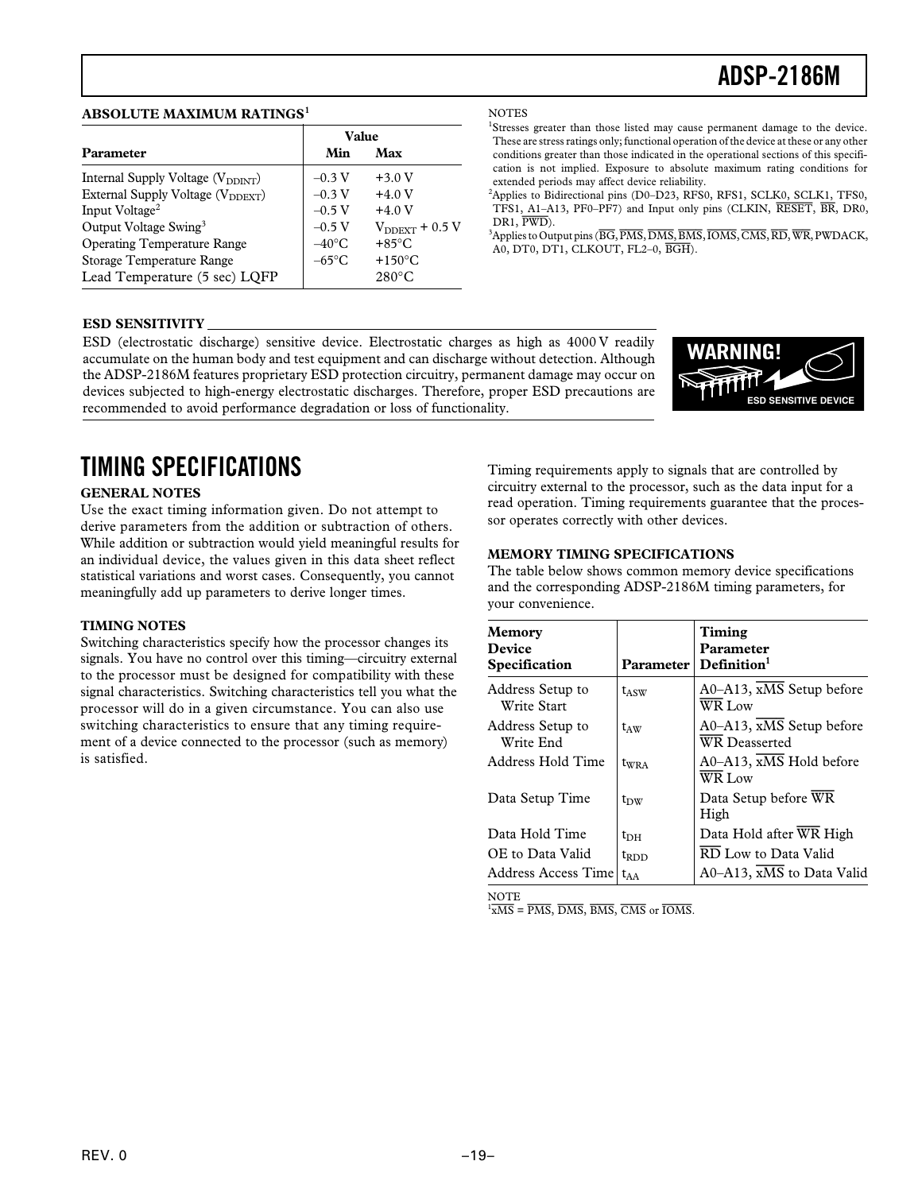### ABSOLUTE MAXIMUM RATINGS[1]

| Parameter | Value Min | Value Max |
|---|---|---|
| Internal Supply Voltage ($V_{DDINT}$) | –0.3 V | +3.0 V |
| External Supply Voltage ($V_{DDEXT}$) | –0.3 V | +4.0 V |
| Input Voltage[2] | –0.5 V | +4.0 V |
| Output Voltage Swing[3] | –0.5 V | $V_{DDEXT}$ + 0.5 V |
| Operating Temperature Range | –40°C | +85°C |
| Storage Temperature Range | –65°C | +150°C |
| Lead Temperature (5 sec) LQFP | | 280°C |

NOTES

[1]Stresses greater than those listed may cause permanent damage to the device. These are stress ratings only; functional operation of the device at these or any other conditions greater than those indicated in the operational sections of this specification is not implied. Exposure to absolute maximum rating conditions for extended periods may affect device reliability.

[2]Applies to Bidirectional pins (D0–D23, RFS0, RFS1, SCLK0, SCLK1, TFS0, TFS1, A1–A13, PF0–PF7) and Input only pins (CLKIN, $\overline{\text{RESET}}$, $\overline{\text{BR}}$, DR0, DR1, $\overline{\text{PWD}}$).

[3]Applies to Output pins ($\overline{\text{BG}}$, $\overline{\text{PMS}}$, $\overline{\text{DMS}}$, $\overline{\text{BMS}}$, $\overline{\text{IOMS}}$, $\overline{\text{CMS}}$, $\overline{\text{RD}}$, $\overline{\text{WR}}$, PWDACK, A0, DT0, DT1, CLKOUT, FL2–0, $\overline{\text{BGH}}$).

### ESD SENSITIVITY

ESD (electrostatic discharge) sensitive device. Electrostatic charges as high as 4000 V readily accumulate on the human body and test equipment and can discharge without detection. Although the ADSP-2186M features proprietary ESD protection circuitry, permanent damage may occur on devices subjected to high-energy electrostatic discharges. Therefore, proper ESD precautions are recommended to avoid performance degradation or loss of functionality.

WARNING!

ESD SENSITIVE DEVICE

## TIMING SPECIFICATIONS

### GENERAL NOTES

Use the exact timing information given. Do not attempt to derive parameters from the addition or subtraction of others. While addition or subtraction would yield meaningful results for an individual device, the values given in this data sheet reflect statistical variations and worst cases. Consequently, you cannot meaningfully add up parameters to derive longer times.

### TIMING NOTES

Switching characteristics specify how the processor changes its signals. You have no control over this timing—circuitry external to the processor must be designed for compatibility with these signal characteristics. Switching characteristics tell you what the processor will do in a given circumstance. You can also use switching characteristics to ensure that any timing requirement of a device connected to the processor (such as memory) is satisfied.

Timing requirements apply to signals that are controlled by circuitry external to the processor, such as the data input for a read operation. Timing requirements guarantee that the processor operates correctly with other devices.

### MEMORY TIMING SPECIFICATIONS

The table below shows common memory device specifications and the corresponding ADSP-2186M timing parameters, for your convenience.

| Memory Device Specification | Parameter | Timing Parameter Definition[1] |
|---|---|---|
| Address Setup to Write Start | $t_{ASW}$ | A0–A13, $\overline{\text{xMS}}$ Setup before $\overline{\text{WR}}$ Low |
| Address Setup to Write End | $t_{AW}$ | A0–A13, $\overline{\text{xMS}}$ Setup before $\overline{\text{WR}}$ Deasserted |
| Address Hold Time | $t_{WRA}$ | A0–A13, $\overline{\text{xMS}}$ Hold before $\overline{\text{WR}}$ Low |
| Data Setup Time | $t_{DW}$ | Data Setup before $\overline{\text{WR}}$ High |
| Data Hold Time | $t_{DH}$ | Data Hold after $\overline{\text{WR}}$ High |
| OE to Data Valid | $t_{RDD}$ | $\overline{\text{RD}}$ Low to Data Valid |
| Address Access Time | $t_{AA}$ | A0–A13, $\overline{\text{xMS}}$ to Data Valid |

NOTE

[1]$\overline{\text{xMS}}$ = $\overline{\text{PMS}}$, $\overline{\text{DMS}}$, $\overline{\text{BMS}}$, $\overline{\text{CMS}}$ or $\overline{\text{IOMS}}$.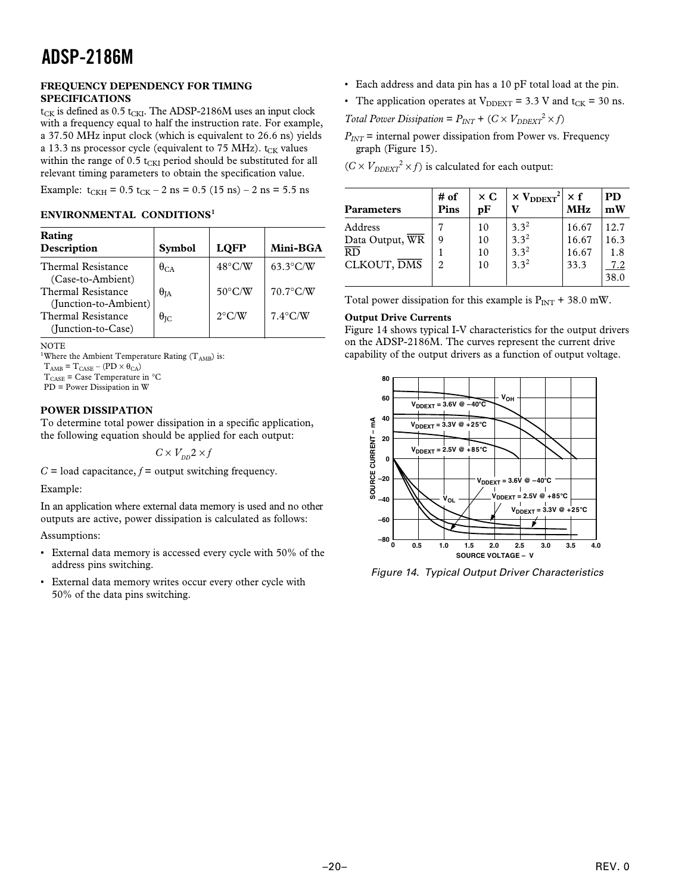### FREQUENCY DEPENDENCY FOR TIMING SPECIFICATIONS

$t_{CK}$ is defined as 0.5 $t_{CKI}$. The ADSP-2186M uses an input clock with a frequency equal to half the instruction rate. For example, a 37.50 MHz input clock (which is equivalent to 26.6 ns) yields a 13.3 ns processor cycle (equivalent to 75 MHz). $t_{CK}$ values within the range of 0.5 $t_{CKI}$ period should be substituted for all relevant timing parameters to obtain the specification value.

Example: $t_{CKH} = 0.5\ t_{CK} – 2\ ns = 0.5\ (15\ ns) – 2\ ns = 5.5\ ns$

### ENVIRONMENTAL CONDITIONS[1]

| Rating Description | Symbol | LQFP | Mini-BGA |
|---|---|---|---|
| Thermal Resistance (Case-to-Ambient) | $\theta_{CA}$ | 48°C/W | 63.3°C/W |
| Thermal Resistance (Junction-to-Ambient) | $\theta_{JA}$ | 50°C/W | 70.7°C/W |
| Thermal Resistance (Junction-to-Case) | $\theta_{JC}$ | 2°C/W | 7.4°C/W |

NOTE

[1]Where the Ambient Temperature Rating ($T_{AMB}$) is:

$T_{AMB} = T_{CASE} – (PD \times \theta_{CA})$

$T_{CASE}$ = Case Temperature in °C

PD = Power Dissipation in W

### POWER DISSIPATION

To determine total power dissipation in a specific application, the following equation should be applied for each output:

$$C \times V_{DD} 2 \times f$$

$C$ = load capacitance, $f$ = output switching frequency.

Example:

In an application where external data memory is used and no other outputs are active, power dissipation is calculated as follows:

Assumptions:

- External data memory is accessed every cycle with 50% of the address pins switching.
- External data memory writes occur every other cycle with 50% of the data pins switching.
- Each address and data pin has a 10 pF total load at the pin.
- The application operates at $V_{DDEXT}$ = 3.3 V and $t_{CK}$ = 30 ns.

*Total Power Dissipation* = $P_{INT} + (C \times V_{DDEXT}^2 \times f)$

$P_{INT}$ = internal power dissipation from Power vs. Frequency graph (Figure 15).

$(C \times V_{DDEXT}^2 \times f)$ is calculated for each output:

| Parameters | # of Pins | × C pF | × $V_{DDEXT}^2$ V | × f MHz | PD mW |
|---|---|---|---|---|---|
| Address | 7 | 10 | $3.3^2$ | 16.67 | 12.7 |
| Data Output, $\overline{WR}$ | 9 | 10 | $3.3^2$ | 16.67 | 16.3 |
| $\overline{RD}$ | 1 | 10 | $3.3^2$ | 16.67 | 1.8 |
| CLKOUT, $\overline{DMS}$ | 2 | 10 | $3.3^2$ | 33.3 | 7.2 |
| | | | | | 38.0 |

Total power dissipation for this example is $P_{INT}$ + 38.0 mW.

#### Output Drive Currents

Figure 14 shows typical I-V characteristics for the output drivers on the ADSP-2186M. The curves represent the current drive capability of the output drivers as a function of output voltage.

*Figure 14. Typical Output Driver Characteristics*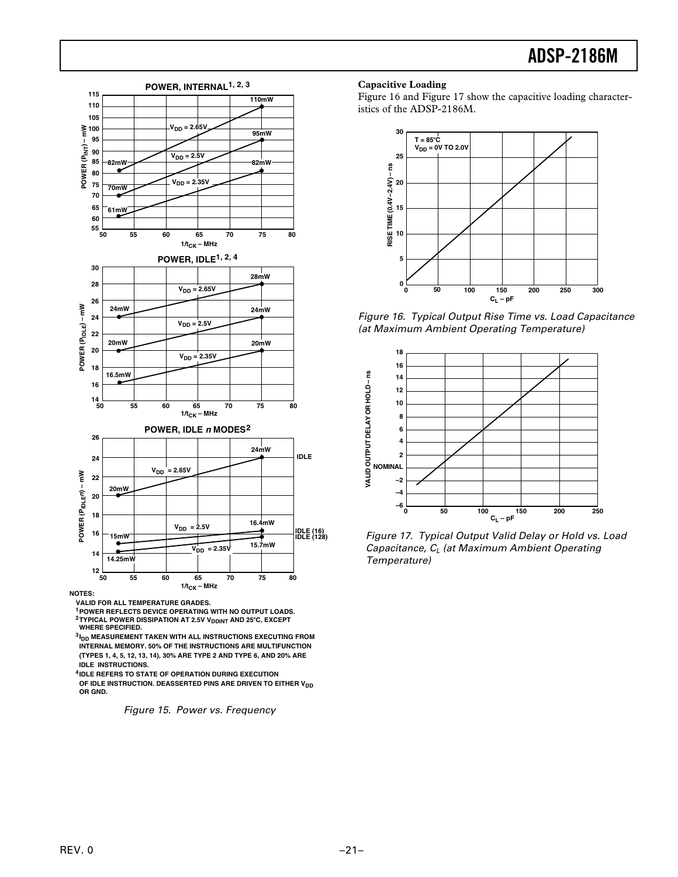POWER, INTERNAL[1, 2, 3]

POWER, IDLE[1, 2, 4]

POWER, IDLE *n* MODES[2]

NOTES:

VALID FOR ALL TEMPERATURE GRADES.

[1] POWER REFLECTS DEVICE OPERATING WITH NO OUTPUT LOADS.

[2] TYPICAL POWER DISSIPATION AT 2.5V $V_{DDINT}$ AND 25°C, EXCEPT WHERE SPECIFIED.

[3] $I_{DD}$ MEASUREMENT TAKEN WITH ALL INSTRUCTIONS EXECUTING FROM INTERNAL MEMORY. 50% OF THE INSTRUCTIONS ARE MULTIFUNCTION (TYPES 1, 4, 5, 12, 13, 14), 30% ARE TYPE 2 AND TYPE 6, AND 20% ARE IDLE INSTRUCTIONS.

[4] IDLE REFERS TO STATE OF OPERATION DURING EXECUTION OF IDLE INSTRUCTION. DEASSERTED PINS ARE DRIVEN TO EITHER $V_{DD}$ OR GND.

*Figure 15. Power vs. Frequency*

**Capacitive Loading**

Figure 16 and Figure 17 show the capacitive loading characteristics of the ADSP-2186M.

*Figure 16. Typical Output Rise Time vs. Load Capacitance (at Maximum Ambient Operating Temperature)*

*Figure 17. Typical Output Valid Delay or Hold vs. Load Capacitance, $C_L$ (at Maximum Ambient Operating Temperature)*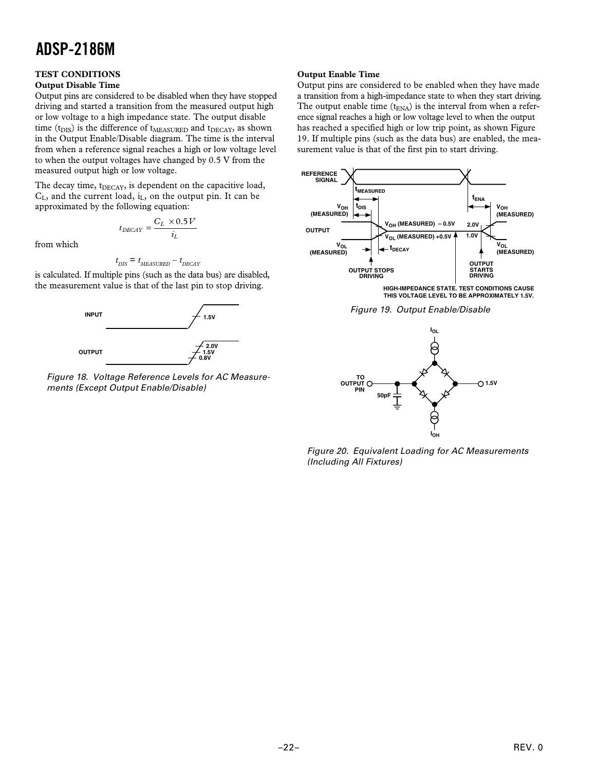## TEST CONDITIONS

### Output Disable Time

Output pins are considered to be disabled when they have stopped driving and started a transition from the measured output high or low voltage to a high impedance state. The output disable time ($t_{DIS}$) is the difference of $t_{MEASURED}$ and $t_{DECAY}$, as shown in the Output Enable/Disable diagram. The time is the interval from when a reference signal reaches a high or low voltage level to when the output voltages have changed by 0.5 V from the measured output high or low voltage.

The decay time, $t_{DECAY}$, is dependent on the capacitive load, $C_L$, and the current load, $i_L$, on the output pin. It can be approximated by the following equation:

$$t_{DECAY} = \frac{C_L \times 0.5V}{i_L}$$

from which

$$t_{DIS} = t_{MEASURED} - t_{DECAY}$$

is calculated. If multiple pins (such as the data bus) are disabled, the measurement value is that of the last pin to stop driving.

Figure 18. Voltage Reference Levels for AC Measurements (Except Output Enable/Disable)

### Output Enable Time

Output pins are considered to be enabled when they have made a transition from a high-impedance state to when they start driving. The output enable time ($t_{ENA}$) is the interval from when a reference signal reaches a high or low voltage level to when the output has reached a specified high or low trip point, as shown Figure 19. If multiple pins (such as the data bus) are enabled, the measurement value is that of the first pin to start driving.

Figure 19. Output Enable/Disable

Figure 20. Equivalent Loading for AC Measurements (Including All Fixtures)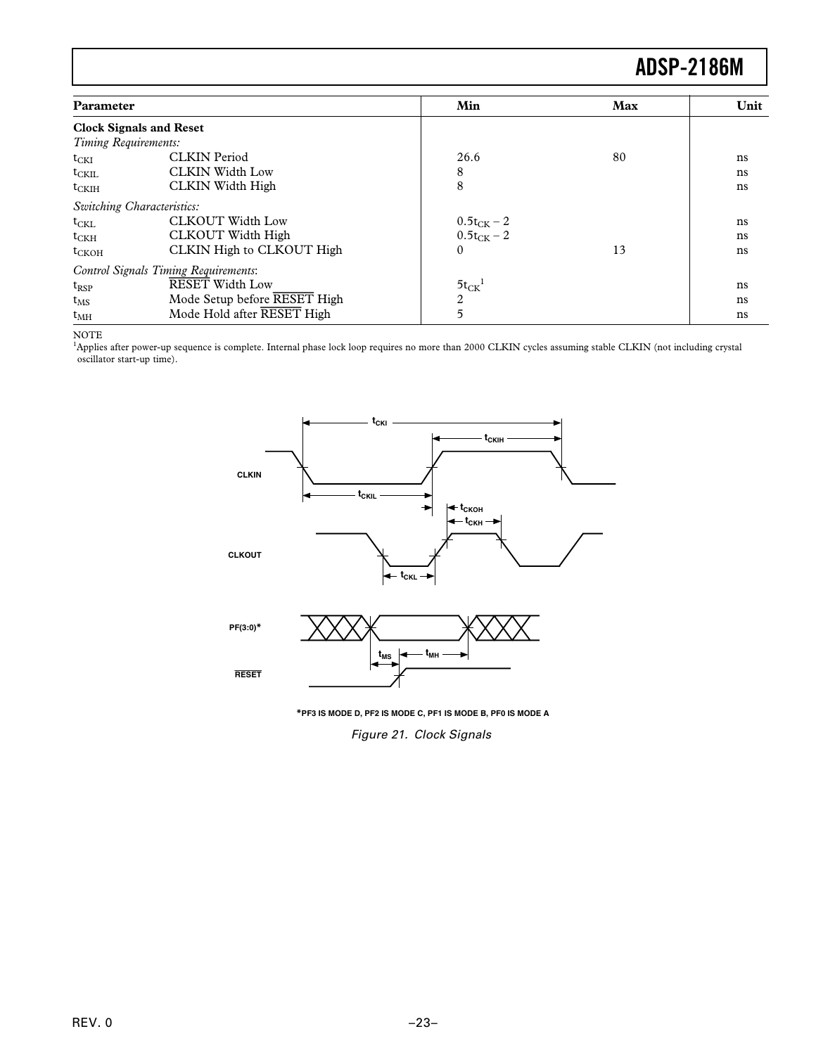| Parameter | | Min | Max | Unit |
|---|---|---|---|---|
| **Clock Signals and Reset** | | | | |
| *Timing Requirements:* | | | | |
| $t_{CKI}$ | CLKIN Period | 26.6 | 80 | ns |
| $t_{CKIL}$ | CLKIN Width Low | 8 | | ns |
| $t_{CKIH}$ | CLKIN Width High | 8 | | ns |
| *Switching Characteristics:* | | | | |
| $t_{CKL}$ | CLKOUT Width Low | $0.5t_{CK} - 2$ | | ns |
| $t_{CKH}$ | CLKOUT Width High | $0.5t_{CK} - 2$ | | ns |
| $t_{CKOH}$ | CLKIN High to CLKOUT High | 0 | 13 | ns |
| *Control Signals Timing Requirements*: | | | | |
| $t_{RSP}$ | $\overline{\text{RESET}}$ Width Low | $5t_{CK}$[1] | | ns |
| $t_{MS}$ | Mode Setup before $\overline{\text{RESET}}$ High | 2 | | ns |
| $t_{MH}$ | Mode Hold after $\overline{\text{RESET}}$ High | 5 | | ns |

NOTE

[1]Applies after power-up sequence is complete. Internal phase lock loop requires no more than 2000 CLKIN cycles assuming stable CLKIN (not including crystal oscillator start-up time).

*PF3 IS MODE D, PF2 IS MODE C, PF1 IS MODE B, PF0 IS MODE A

*Figure 21. Clock Signals*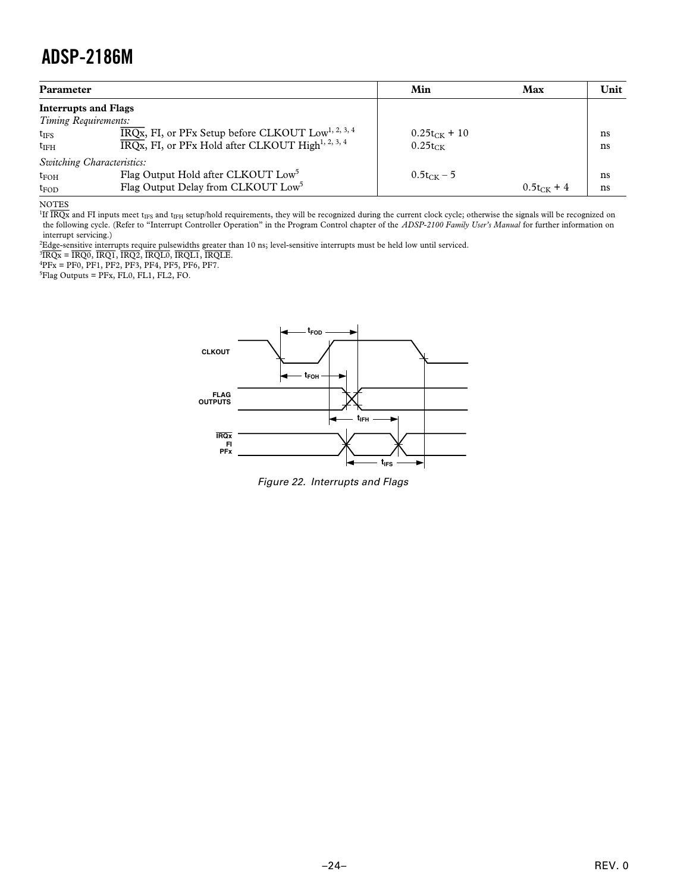| Parameter | | Min | Max | Unit |
|---|---|---|---|---|
| **Interrupts and Flags** | | | | |
| *Timing Requirements:* | | | | |
| $t_{IFS}$ | $\overline{IRQx}$, FI, or PFx Setup before CLKOUT Low[1, 2, 3, 4] | $0.25t_{CK} + 10$ | | ns |
| $t_{IFH}$ | $\overline{IRQx}$, FI, or PFx Hold after CLKOUT High[1, 2, 3, 4] | $0.25t_{CK}$ | | ns |
| *Switching Characteristics:* | | | | |
| $t_{FOH}$ | Flag Output Hold after CLKOUT Low[5] | $0.5t_{CK} – 5$ | | ns |
| $t_{FOD}$ | Flag Output Delay from CLKOUT Low[5] | | $0.5t_{CK} + 4$ | ns |

NOTES

[1]If $\overline{IRQx}$ and FI inputs meet $t_{IFS}$ and $t_{IFH}$ setup/hold requirements, they will be recognized during the current clock cycle; otherwise the signals will be recognized on the following cycle. (Refer to "Interrupt Controller Operation" in the Program Control chapter of the *ADSP-2100 Family User's Manual* for further information on interrupt servicing.)

[2]Edge-sensitive interrupts require pulsewidths greater than 10 ns; level-sensitive interrupts must be held low until serviced.

[3]$\overline{IRQx}$ = $\overline{IRQ0}$, $\overline{IRQ1}$, $\overline{IRQ2}$, $\overline{IRQL0}$, $\overline{IRQL1}$, $\overline{IRQLE}$.

[4]PFx = PF0, PF1, PF2, PF3, PF4, PF5, PF6, PF7.

[5]Flag Outputs = PFx, FL0, FL1, FL2, FO.

*Figure 22. Interrupts and Flags*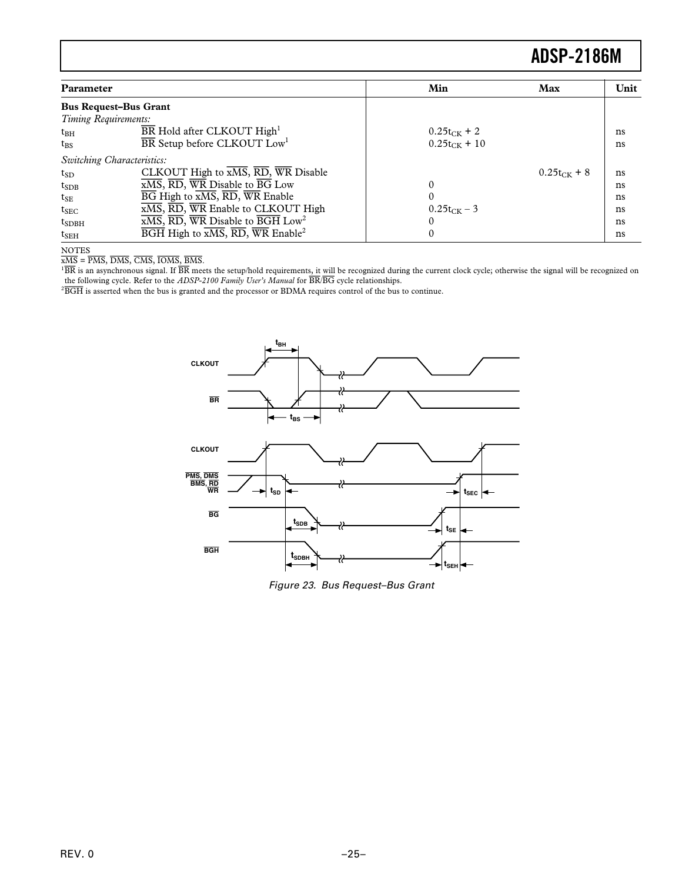| Parameter | | Min | Max | Unit |
|---|---|---|---|---|
| **Bus Request–Bus Grant** | | | | |
| *Timing Requirements:* | | | | |
| $t_{BH}$ | $\overline{BR}$ Hold after CLKOUT High[1] | $0.25t_{CK} + 2$ | | ns |
| $t_{BS}$ | $\overline{BR}$ Setup before CLKOUT Low[1] | $0.25t_{CK} + 10$ | | ns |
| *Switching Characteristics:* | | | | |
| $t_{SD}$ | CLKOUT High to $\overline{xMS}$, $\overline{RD}$, $\overline{WR}$ Disable | | $0.25t_{CK} + 8$ | ns |
| $t_{SDB}$ | $\overline{xMS}$, $\overline{RD}$, $\overline{WR}$ Disable to $\overline{BG}$ Low | 0 | | ns |
| $t_{SE}$ | $\overline{BG}$ High to $\overline{xMS}$, $\overline{RD}$, $\overline{WR}$ Enable | 0 | | ns |
| $t_{SEC}$ | $\overline{xMS}$, $\overline{RD}$, $\overline{WR}$ Enable to CLKOUT High | $0.25t_{CK} - 3$ | | ns |
| $t_{SDBH}$ | $\overline{xMS}$, $\overline{RD}$, $\overline{WR}$ Disable to $\overline{BGH}$ Low[2] | 0 | | ns |
| $t_{SEH}$ | $\overline{BGH}$ High to $\overline{xMS}$, $\overline{RD}$, $\overline{WR}$ Enable[2] | 0 | | ns |

NOTES

$\overline{xMS}$ = $\overline{PMS}$, $\overline{DMS}$, $\overline{CMS}$, $\overline{IOMS}$, $\overline{BMS}$.

[1] $\overline{BR}$ is an asynchronous signal. If $\overline{BR}$ meets the setup/hold requirements, it will be recognized during the current clock cycle; otherwise the signal will be recognized on the following cycle. Refer to the *ADSP-2100 Family User's Manual* for $\overline{BR}$/$\overline{BG}$ cycle relationships.

[2] $\overline{BGH}$ is asserted when the bus is granted and the processor or BDMA requires control of the bus to continue.

Figure 23. Bus Request–Bus Grant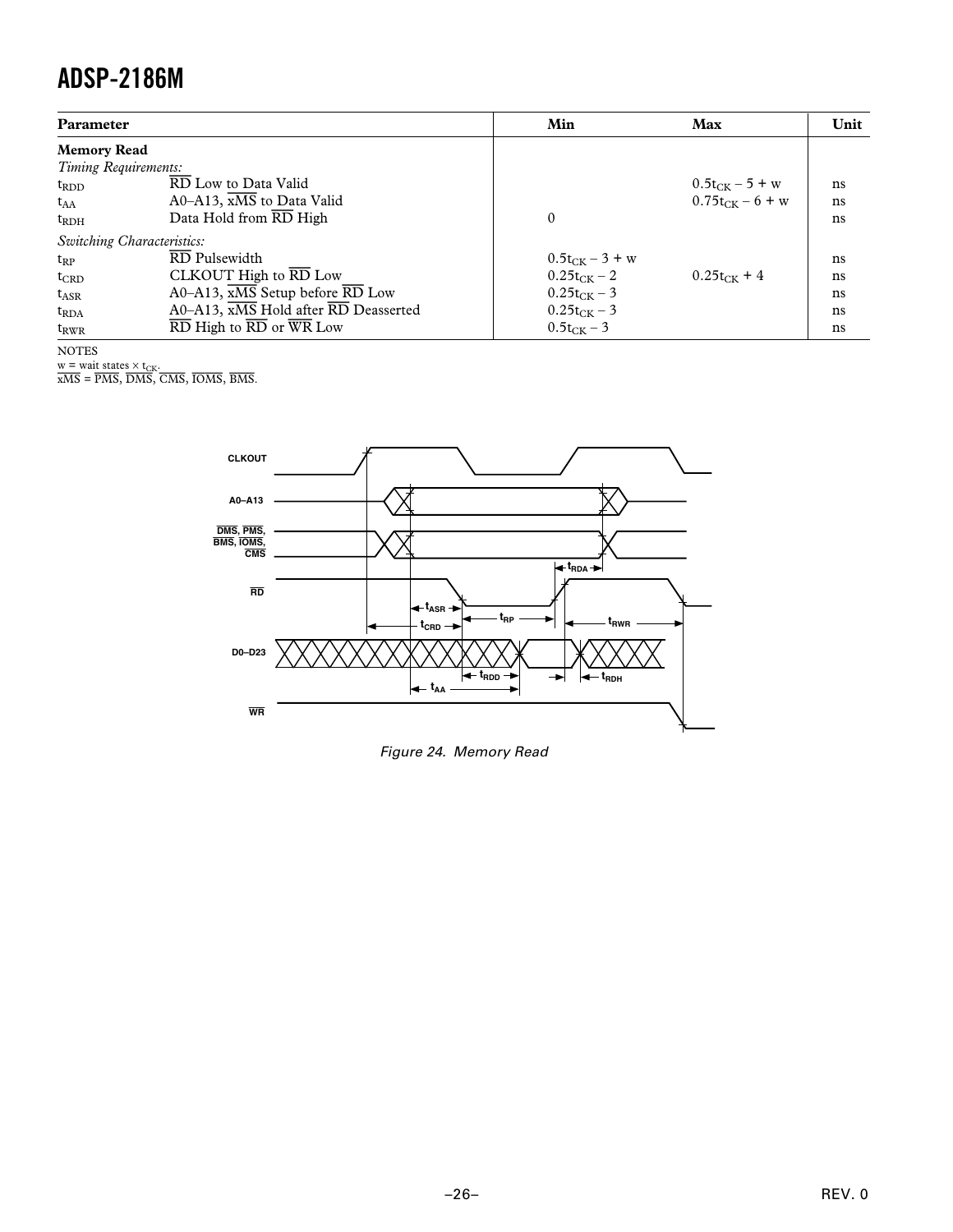| Parameter | | Min | Max | Unit |
|---|---|---|---|---|
| **Memory Read** | | | | |
| *Timing Requirements:* | | | | |
| $t_{RDD}$ | $\overline{RD}$ Low to Data Valid | | $0.5t_{CK} - 5 + w$ | ns |
| $t_{AA}$ | A0–A13, $\overline{xMS}$ to Data Valid | | $0.75t_{CK} - 6 + w$ | ns |
| $t_{RDH}$ | Data Hold from $\overline{RD}$ High | 0 | | ns |
| *Switching Characteristics:* | | | | |
| $t_{RP}$ | $\overline{RD}$ Pulsewidth | $0.5t_{CK} - 3 + w$ | | ns |
| $t_{CRD}$ | CLKOUT High to $\overline{RD}$ Low | $0.25t_{CK} - 2$ | $0.25t_{CK} + 4$ | ns |
| $t_{ASR}$ | A0–A13, $\overline{xMS}$ Setup before $\overline{RD}$ Low | $0.25t_{CK} - 3$ | | ns |
| $t_{RDA}$ | A0–A13, $\overline{xMS}$ Hold after $\overline{RD}$ Deasserted | $0.25t_{CK} - 3$ | | ns |
| $t_{RWR}$ | $\overline{RD}$ High to $\overline{RD}$ or $\overline{WR}$ Low | $0.5t_{CK} - 3$ | | ns |

NOTES

w = wait states × $t_{CK}$.

$\overline{xMS}$ = $\overline{PMS}$, $\overline{DMS}$, $\overline{CMS}$, $\overline{IOMS}$, $\overline{BMS}$.

*Figure 24. Memory Read*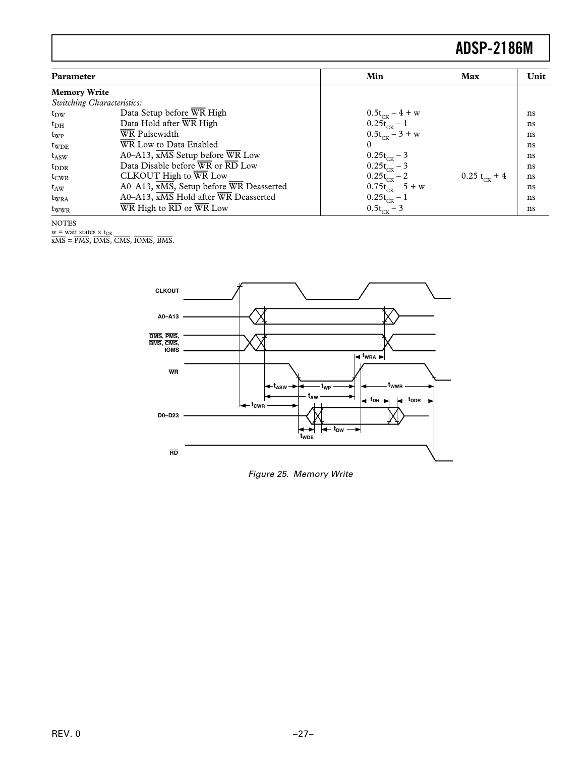| Parameter | | Min | Max | Unit |
|---|---|---|---|---|
| **Memory Write** | | | | |
| *Switching Characteristics:* | | | | |
| $t_{DW}$ | Data Setup before $\overline{WR}$ High | $0.5t_{CK} - 4 + w$ | | ns |
| $t_{DH}$ | Data Hold after $\overline{WR}$ High | $0.25t_{CK} - 1$ | | ns |
| $t_{WP}$ | $\overline{WR}$ Pulsewidth | $0.5t_{CK} - 3 + w$ | | ns |
| $t_{WDE}$ | $\overline{WR}$ Low to Data Enabled | 0 | | ns |
| $t_{ASW}$ | A0–A13, $\overline{xMS}$ Setup before $\overline{WR}$ Low | $0.25t_{CK} - 3$ | | ns |
| $t_{DDR}$ | Data Disable before $\overline{WR}$ or $\overline{RD}$ Low | $0.25t_{CK} - 3$ | | ns |
| $t_{CWR}$ | CLKOUT High to $\overline{WR}$ Low | $0.25t_{CK} - 2$ | $0.25\ t_{CK} + 4$ | ns |
| $t_{AW}$ | A0–A13, $\overline{xMS}$, Setup before $\overline{WR}$ Deasserted | $0.75t_{CK} - 5 + w$ | | ns |
| $t_{WRA}$ | A0–A13, $\overline{xMS}$ Hold after $\overline{WR}$ Deasserted | $0.25t_{CK} - 1$ | | ns |
| $t_{WWR}$ | $\overline{WR}$ High to $\overline{RD}$ or $\overline{WR}$ Low | $0.5t_{CK} - 3$ | | ns |

NOTES

w = wait states × $t_{CK}$.

$\overline{xMS}$ = $\overline{PMS}$, $\overline{DMS}$, $\overline{CMS}$, $\overline{IOMS}$, $\overline{BMS}$.

*Figure 25. Memory Write*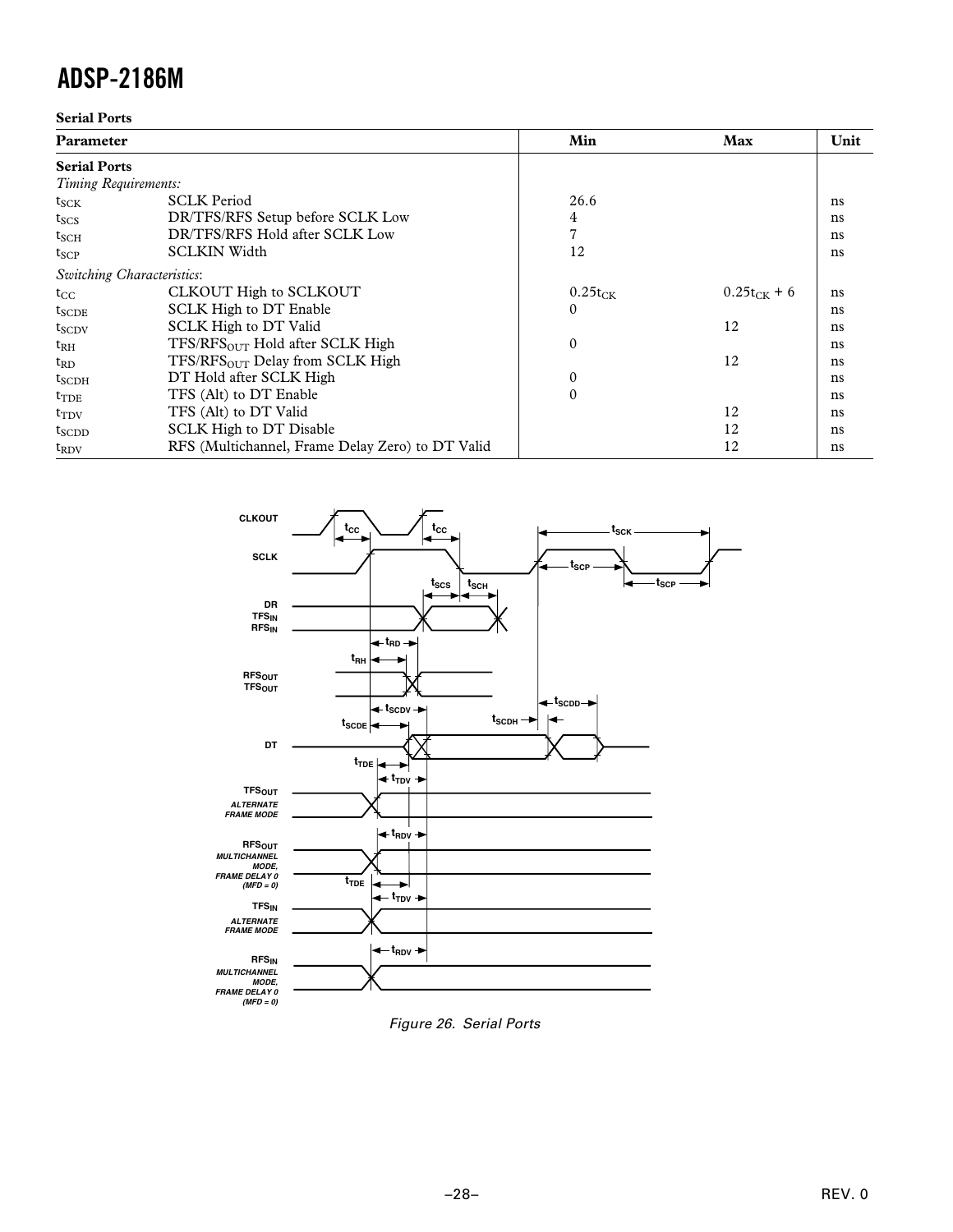**Serial Ports**

| Parameter | | Min | Max | Unit |
|---|---|---|---|---|
| **Serial Ports** | | | | |
| *Timing Requirements:* | | | | |
| $t_{SCK}$ | SCLK Period | 26.6 | | ns |
| $t_{SCS}$ | DR/TFS/RFS Setup before SCLK Low | 4 | | ns |
| $t_{SCH}$ | DR/TFS/RFS Hold after SCLK Low | 7 | | ns |
| $t_{SCP}$ | SCLKIN Width | 12 | | ns |
| *Switching Characteristics:* | | | | |
| $t_{CC}$ | CLKOUT High to SCLKOUT | $0.25t_{CK}$ | $0.25t_{CK} + 6$ | ns |
| $t_{SCDE}$ | SCLK High to DT Enable | 0 | | ns |
| $t_{SCDV}$ | SCLK High to DT Valid | | 12 | ns |
| $t_{RH}$ | TFS/$RFS_{OUT}$ Hold after SCLK High | 0 | | ns |
| $t_{RD}$ | TFS/$RFS_{OUT}$ Delay from SCLK High | | 12 | ns |
| $t_{SCDH}$ | DT Hold after SCLK High | 0 | | ns |
| $t_{TDE}$ | TFS (Alt) to DT Enable | 0 | | ns |
| $t_{TDV}$ | TFS (Alt) to DT Valid | | 12 | ns |
| $t_{SCDD}$ | SCLK High to DT Disable | | 12 | ns |
| $t_{RDV}$ | RFS (Multichannel, Frame Delay Zero) to DT Valid | | 12 | ns |

Figure 26. Serial Ports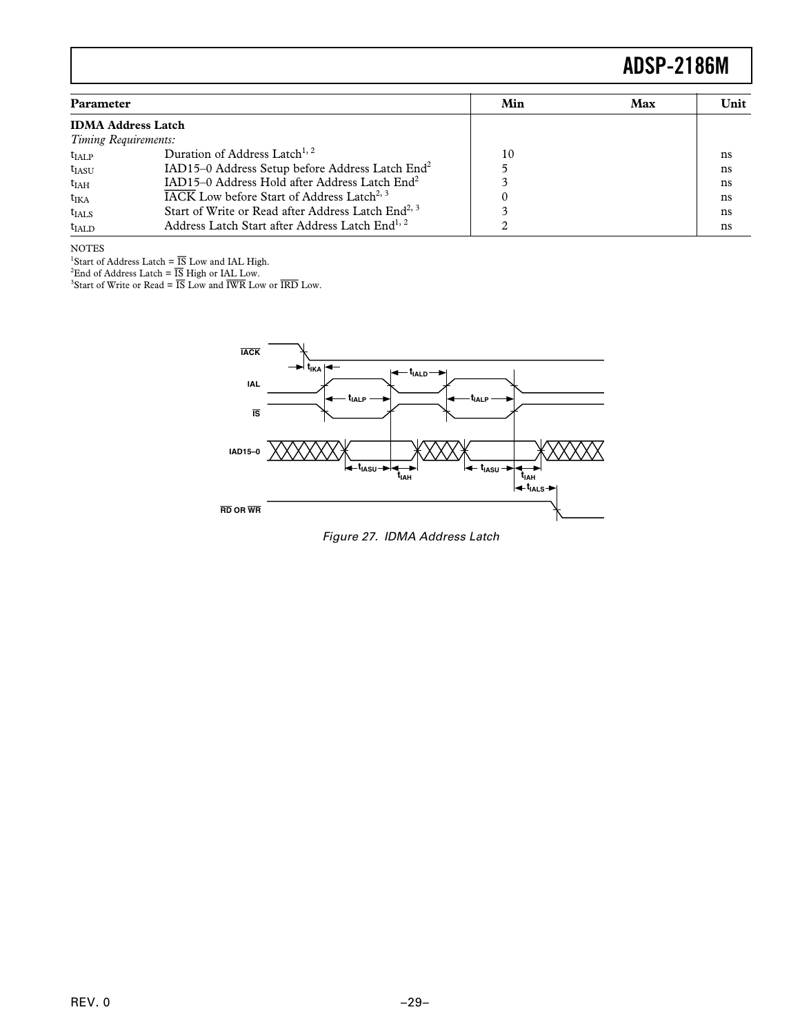| Parameter | | Min | Max | Unit |
|---|---|---|---|---|
| **IDMA Address Latch** | | | | |
| *Timing Requirements:* | | | | |
| $t_{IALP}$ | Duration of Address Latch[1, 2] | 10 | | ns |
| $t_{IASU}$ | IAD15–0 Address Setup before Address Latch End[2] | 5 | | ns |
| $t_{IAH}$ | IAD15–0 Address Hold after Address Latch End[2] | 3 | | ns |
| $t_{IKA}$ | $\overline{\text{IACK}}$ Low before Start of Address Latch[2, 3] | 0 | | ns |
| $t_{IALS}$ | Start of Write or Read after Address Latch End[2, 3] | 3 | | ns |
| $t_{IALD}$ | Address Latch Start after Address Latch End[1, 2] | 2 | | ns |

NOTES

[1]Start of Address Latch = $\overline{\text{IS}}$ Low and IAL High.

[2]End of Address Latch = $\overline{\text{IS}}$ High or IAL Low.

[3]Start of Write or Read = $\overline{\text{IS}}$ Low and $\overline{\text{IWR}}$ Low or $\overline{\text{IRD}}$ Low.

Figure 27. IDMA Address Latch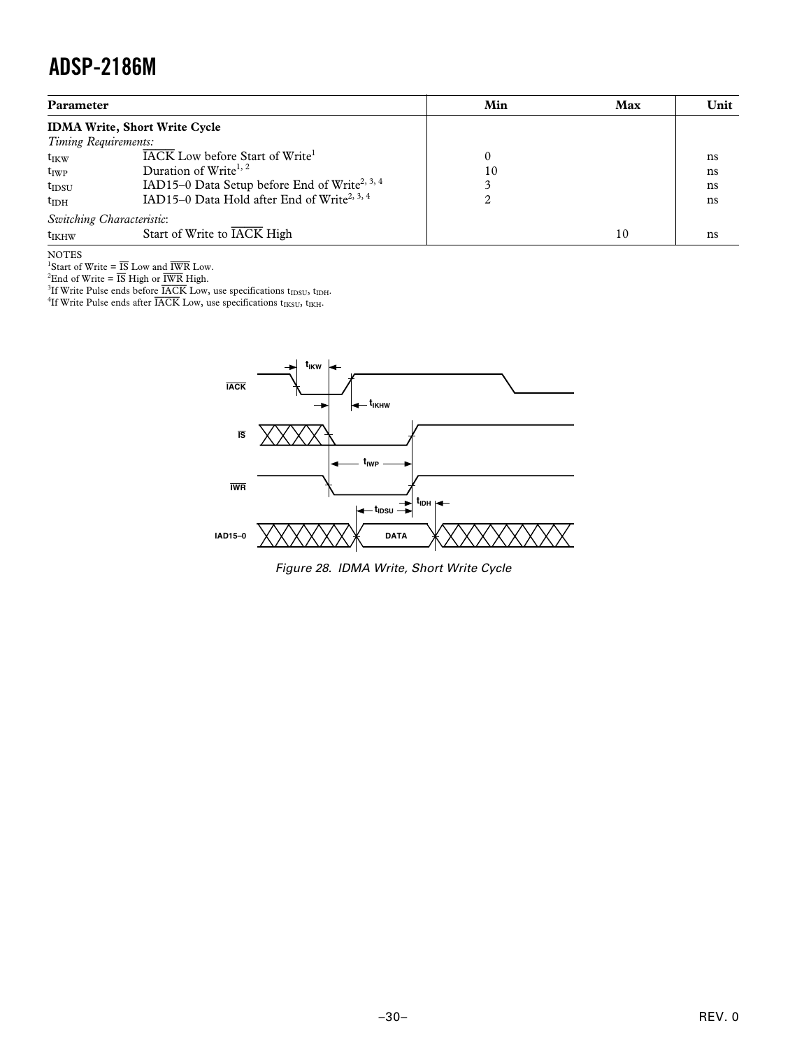| Parameter | | Min | Max | Unit |
|---|---|---|---|---|
| **IDMA Write, Short Write Cycle** | | | | |
| *Timing Requirements:* | | | | |
| $t_{IKW}$ | $\overline{IACK}$ Low before Start of Write[1] | 0 | | ns |
| $t_{IWP}$ | Duration of Write[1, 2] | 10 | | ns |
| $t_{IDSU}$ | IAD15–0 Data Setup before End of Write[2, 3, 4] | 3 | | ns |
| $t_{IDH}$ | IAD15–0 Data Hold after End of Write[2, 3, 4] | 2 | | ns |
| *Switching Characteristic:* | | | | |
| $t_{IKHW}$ | Start of Write to $\overline{IACK}$ High | | 10 | ns |

NOTES

[1]Start of Write = $\overline{IS}$ Low and $\overline{IWR}$ Low.

[2]End of Write = $\overline{IS}$ High or $\overline{IWR}$ High.

[3]If Write Pulse ends before $\overline{IACK}$ Low, use specifications $t_{IDSU}$, $t_{IDH}$.

[4]If Write Pulse ends after $\overline{IACK}$ Low, use specifications $t_{IKSU}$, $t_{IKH}$.

Figure 28. IDMA Write, Short Write Cycle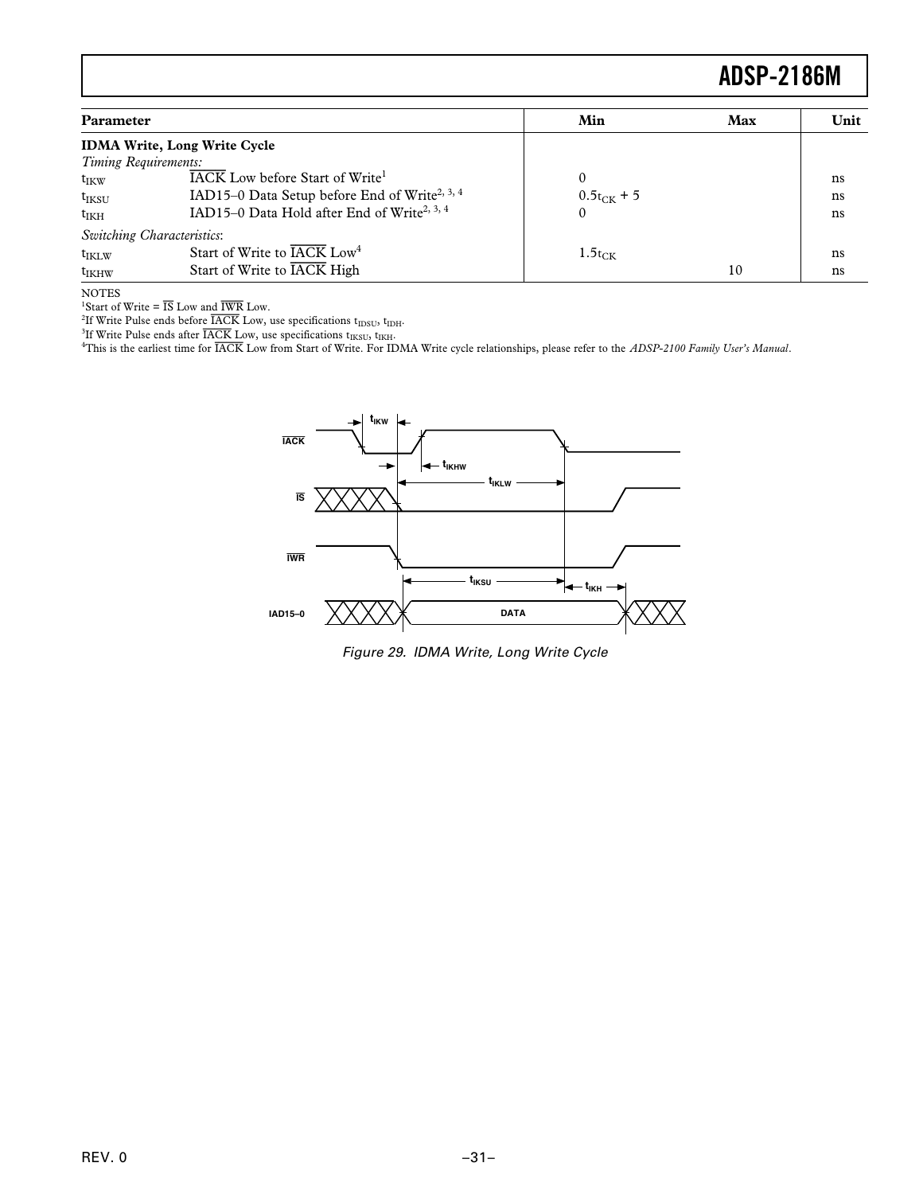| Parameter | | Min | Max | Unit |
|---|---|---|---|---|
| **IDMA Write, Long Write Cycle** | | | | |
| *Timing Requirements:* | | | | |
| $t_{IKW}$ | $\overline{IACK}$ Low before Start of Write[1] | 0 | | ns |
| $t_{IKSU}$ | IAD15–0 Data Setup before End of Write[2, 3, 4] | $0.5t_{CK} + 5$ | | ns |
| $t_{IKH}$ | IAD15–0 Data Hold after End of Write[2, 3, 4] | 0 | | ns |
| *Switching Characteristics:* | | | | |
| $t_{IKLW}$ | Start of Write to $\overline{IACK}$ Low[4] | $1.5t_{CK}$ | | ns |
| $t_{IKHW}$ | Start of Write to $\overline{IACK}$ High | | 10 | ns |

NOTES

[1]Start of Write = $\overline{IS}$ Low and $\overline{IWR}$ Low.

[2]If Write Pulse ends before $\overline{IACK}$ Low, use specifications $t_{IDSU}$, $t_{IDH}$.

[3]If Write Pulse ends after $\overline{IACK}$ Low, use specifications $t_{IKSU}$, $t_{IKH}$.

[4]This is the earliest time for $\overline{IACK}$ Low from Start of Write. For IDMA Write cycle relationships, please refer to the *ADSP-2100 Family User's Manual*.

Figure 29. IDMA Write, Long Write Cycle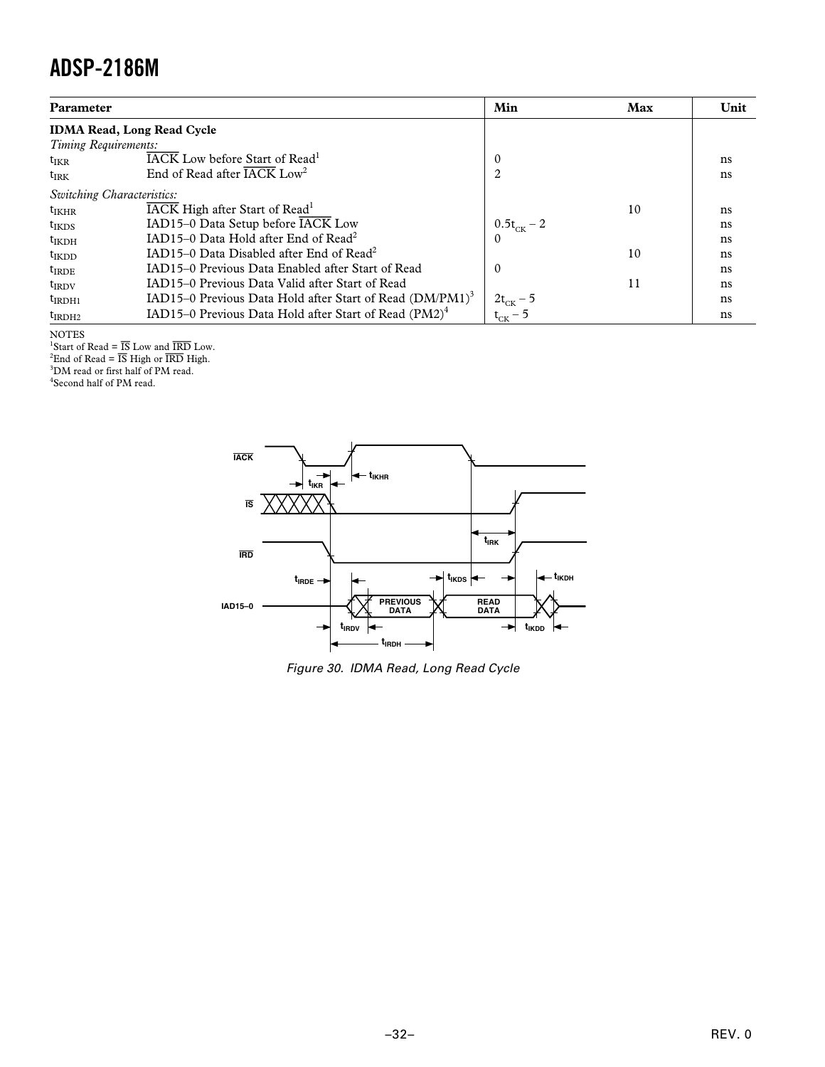| Parameter | | Min | Max | Unit |
|---|---|---|---|---|
| **IDMA Read, Long Read Cycle** | | | | |
| *Timing Requirements:* | | | | |
| $t_{IKR}$ | $\overline{IACK}$ Low before Start of Read[1] | 0 | | ns |
| $t_{IRK}$ | End of Read after $\overline{IACK}$ Low[2] | 2 | | ns |
| *Switching Characteristics:* | | | | |
| $t_{IKHR}$ | $\overline{IACK}$ High after Start of Read[1] | | 10 | ns |
| $t_{IKDS}$ | IAD15–0 Data Setup before $\overline{IACK}$ Low | $0.5t_{CK} - 2$ | | ns |
| $t_{IKDH}$ | IAD15–0 Data Hold after End of Read[2] | 0 | | ns |
| $t_{IKDD}$ | IAD15–0 Data Disabled after End of Read[2] | | 10 | ns |
| $t_{IRDE}$ | IAD15–0 Previous Data Enabled after Start of Read | 0 | | ns |
| $t_{IRDV}$ | IAD15–0 Previous Data Valid after Start of Read | | 11 | ns |
| $t_{IRDH1}$ | IAD15–0 Previous Data Hold after Start of Read (DM/PM1)[3] | $2t_{CK} - 5$ | | ns |
| $t_{IRDH2}$ | IAD15–0 Previous Data Hold after Start of Read (PM2)[4] | $t_{CK} - 5$ | | ns |

NOTES

[1]Start of Read = $\overline{IS}$ Low and $\overline{IRD}$ Low.

[2]End of Read = $\overline{IS}$ High or $\overline{IRD}$ High.

[3]DM read or first half of PM read.

[4]Second half of PM read.

*Figure 30. IDMA Read, Long Read Cycle*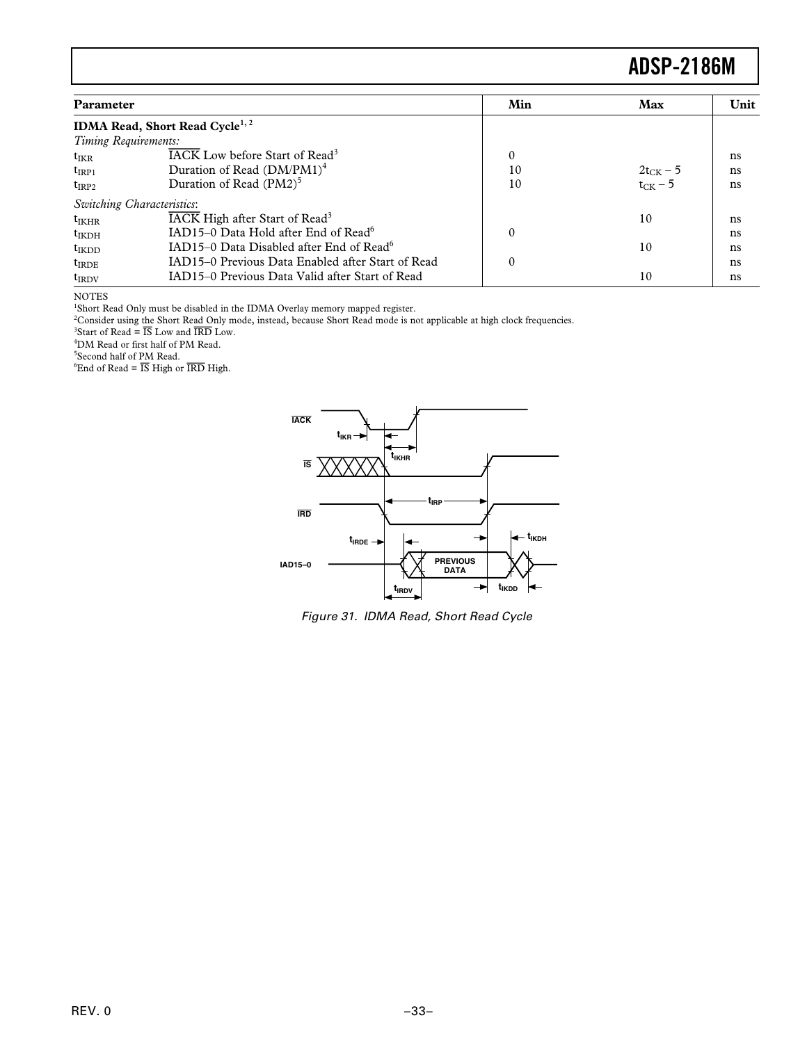| Parameter | | Min | Max | Unit |
|---|---|---|---|---|
| **IDMA Read, Short Read Cycle**[1, 2] | | | | |
| *Timing Requirements:* | | | | |
| $t_{IKR}$ | $\overline{IACK}$ Low before Start of Read[3] | 0 | | ns |
| $t_{IRP1}$ | Duration of Read (DM/PM1)[4] | 10 | $2t_{CK} - 5$ | ns |
| $t_{IRP2}$ | Duration of Read (PM2)[5] | 10 | $t_{CK} - 5$ | ns |
| *Switching Characteristics:* | | | | |
| $t_{IKHR}$ | $\overline{IACK}$ High after Start of Read[3] | | 10 | ns |
| $t_{IKDH}$ | IAD15–0 Data Hold after End of Read[6] | 0 | | ns |
| $t_{IKDD}$ | IAD15–0 Data Disabled after End of Read[6] | | 10 | ns |
| $t_{IRDE}$ | IAD15–0 Previous Data Enabled after Start of Read | 0 | | ns |
| $t_{IRDV}$ | IAD15–0 Previous Data Valid after Start of Read | | 10 | ns |

NOTES

[1]Short Read Only must be disabled in the IDMA Overlay memory mapped register.

[2]Consider using the Short Read Only mode, instead, because Short Read mode is not applicable at high clock frequencies.

[3]Start of Read = $\overline{IS}$ Low and $\overline{IRD}$ Low.

[4]DM Read or first half of PM Read.

[5]Second half of PM Read.

[6]End of Read = $\overline{IS}$ High or $\overline{IRD}$ High.

*Figure 31. IDMA Read, Short Read Cycle*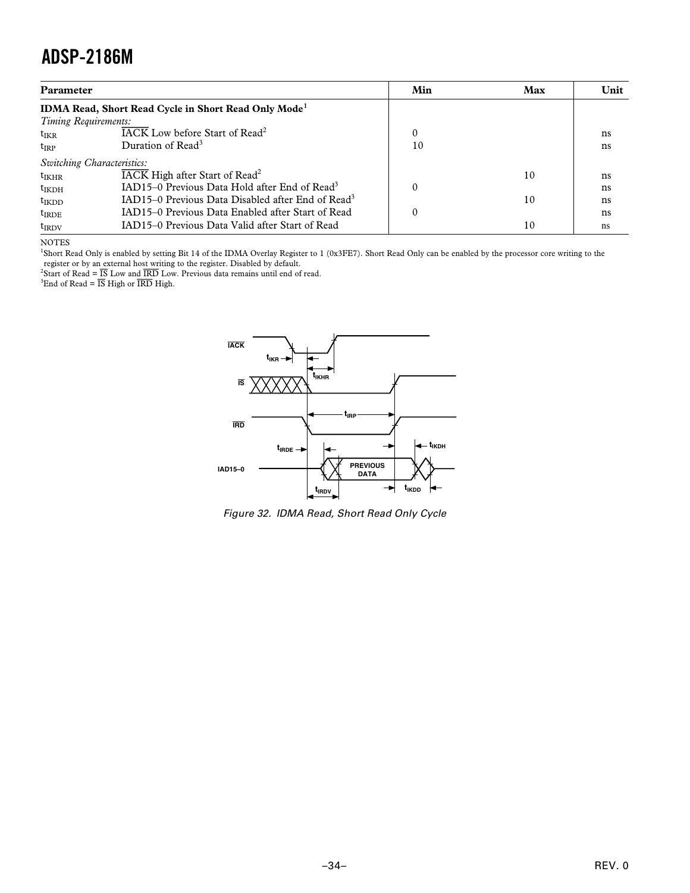| Parameter | | Min | Max | Unit |
|---|---|---|---|---|
| **IDMA Read, Short Read Cycle in Short Read Only Mode**[1] | | | | |
| *Timing Requirements:* | | | | |
| $t_{IKR}$ | $\overline{IACK}$ Low before Start of Read[2] | 0 | | ns |
| $t_{IRP}$ | Duration of Read[3] | 10 | | ns |
| *Switching Characteristics:* | | | | |
| $t_{IKHR}$ | $\overline{IACK}$ High after Start of Read[2] | | 10 | ns |
| $t_{IKDH}$ | IAD15–0 Previous Data Hold after End of Read[3] | 0 | | ns |
| $t_{IKDD}$ | IAD15–0 Previous Data Disabled after End of Read[3] | | 10 | ns |
| $t_{IRDE}$ | IAD15–0 Previous Data Enabled after Start of Read | 0 | | ns |
| $t_{IRDV}$ | IAD15–0 Previous Data Valid after Start of Read | | 10 | ns |

NOTES

[1]Short Read Only is enabled by setting Bit 14 of the IDMA Overlay Register to 1 (0x3FE7). Short Read Only can be enabled by the processor core writing to the register or by an external host writing to the register. Disabled by default.

[2]Start of Read = $\overline{IS}$ Low and $\overline{IRD}$ Low. Previous data remains until end of read.

[3]End of Read = $\overline{IS}$ High or $\overline{IRD}$ High.

*Figure 32. IDMA Read, Short Read Only Cycle*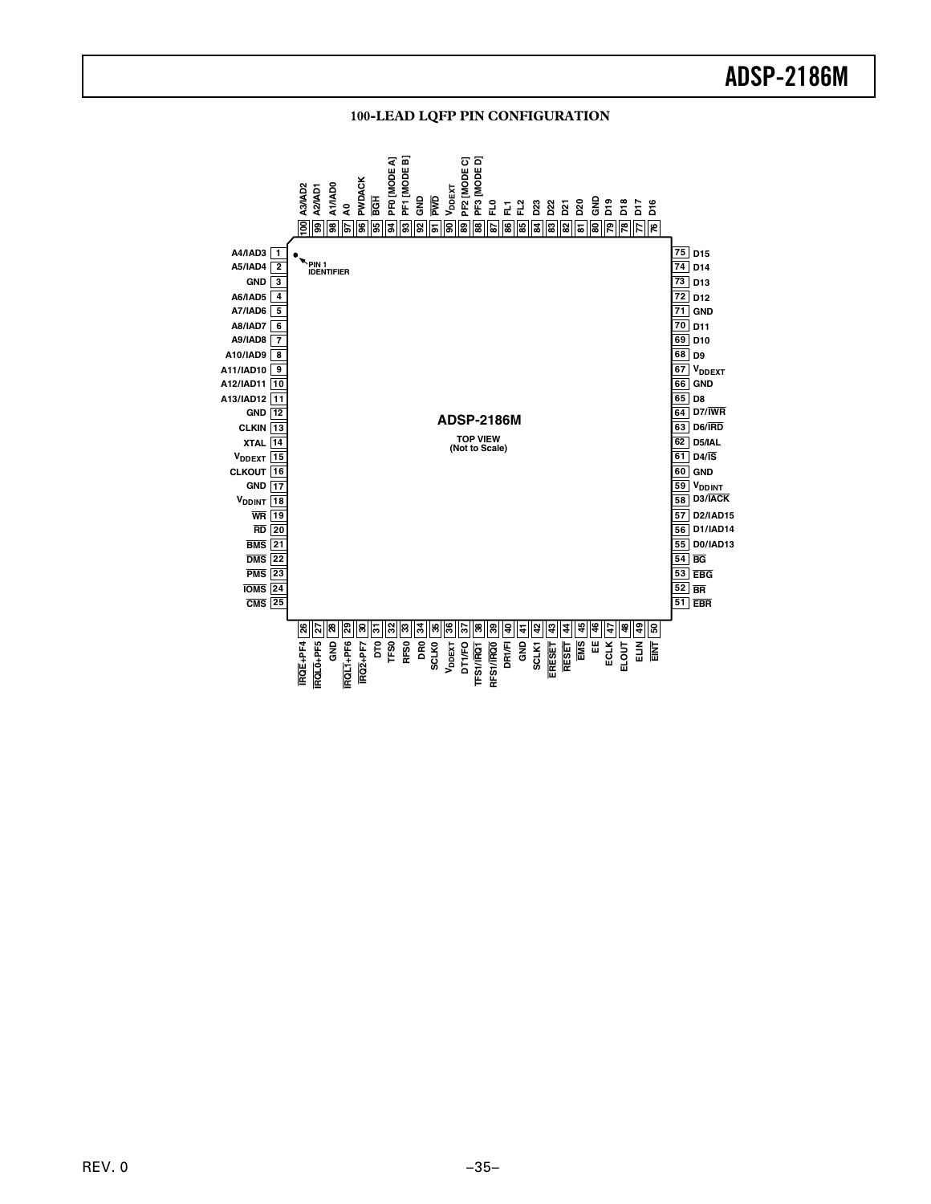## 100-LEAD LQFP PIN CONFIGURATION

ADSP-2186M

TOP VIEW (Not to Scale)

PIN 1 IDENTIFIER

| Pin | Name | Pin | Name | Pin | Name | Pin | Name |
|---|---|---|---|---|---|---|---|
| 1 | A4/IAD3 | 26 | IRQE+PF4 | 51 | EBR | 76 | D16 |
| 2 | A5/IAD4 | 27 | IRQL0+PF5 | 52 | BR | 77 | D17 |
| 3 | GND | 28 | GND | 53 | EBG | 78 | D18 |
| 4 | A6/IAD5 | 29 | IRQL1+PF6 | 54 | BG | 79 | D19 |
| 5 | A7/IAD6 | 30 | IRQ2+PF7 | 55 | D0/IAD13 | 80 | GND |
| 6 | A8/IAD7 | 31 | DT0 | 56 | D1/IAD14 | 81 | D20 |
| 7 | A9/IAD8 | 32 | TFS0 | 57 | D2/IAD15 | 82 | D21 |
| 8 | A10/IAD9 | 33 | RFS0 | 58 | D3/IACK | 83 | D22 |
| 9 | A11/IAD10 | 34 | DR0 | 59 | $V_{DDINT}$ | 84 | D23 |
| 10 | A12/IAD11 | 35 | SCLK0 | 60 | GND | 85 | FL2 |
| 11 | A13/IAD12 | 36 | $V_{DDEXT}$ | 61 | D4/IS | 86 | FL1 |
| 12 | GND | 37 | DT1/FO | 62 | D5/IAL | 87 | FL0 |
| 13 | CLKIN | 38 | TFS1/IRQ1 | 63 | D6/IRD | 88 | PF3 [MODE D] |
| 14 | XTAL | 39 | RFS1/IRQ0 | 64 | D7/IWR | 89 | PF2 [MODE C] |
| 15 | $V_{DDEXT}$ | 40 | DR1/FI | 65 | D8 | 90 | $V_{DDEXT}$ |
| 16 | CLKOUT | 41 | GND | 66 | GND | 91 | PWD |
| 17 | GND | 42 | SCLK1 | 67 | $V_{DDEXT}$ | 92 | GND |
| 18 | $V_{DDINT}$ | 43 | ERESET | 68 | D9 | 93 | PF1 [MODE B] |
| 19 | WR | 44 | RESET | 69 | D10 | 94 | PF0 [MODE A] |
| 20 | RD | 45 | EMS | 70 | D11 | 95 | BGH |
| 21 | BMS | 46 | EE | 71 | GND | 96 | PWDACK |
| 22 | DMS | 47 | ECLK | 72 | D12 | 97 | A0 |
| 23 | PMS | 48 | ELOUT | 73 | D13 | 98 | A1/IAD0 |
| 24 | IOMS | 49 | ELIN | 74 | D14 | 99 | A2/IAD1 |
| 25 | CMS | 50 | EINT | 75 | D15 | 100 | A3/IAD2 |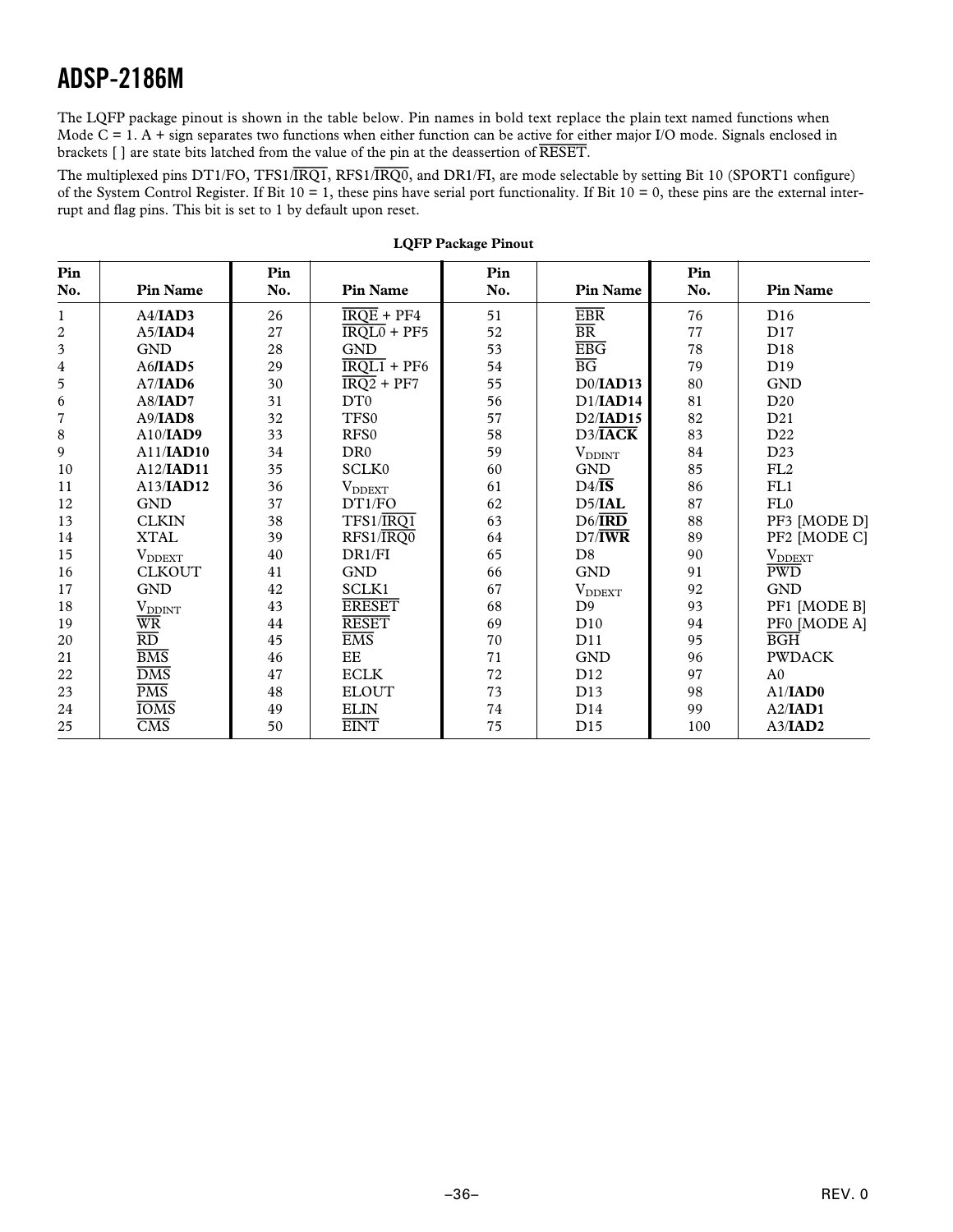# ADSP-2186M

The LQFP package pinout is shown in the table below. Pin names in bold text replace the plain text named functions when Mode C = 1. A + sign separates two functions when either function can be active for either major I/O mode. Signals enclosed in brackets [ ] are state bits latched from the value of the pin at the deassertion of $\overline{\text{RESET}}$.

The multiplexed pins DT1/FO, TFS1/$\overline{\text{IRQ1}}$, RFS1/$\overline{\text{IRQ0}}$, and DR1/FI, are mode selectable by setting Bit 10 (SPORT1 configure) of the System Control Register. If Bit 10 = 1, these pins have serial port functionality. If Bit 10 = 0, these pins are the external interrupt and flag pins. This bit is set to 1 by default upon reset.

**LQFP Package Pinout**

| Pin No. | Pin Name | Pin No. | Pin Name | Pin No. | Pin Name | Pin No. | Pin Name |
|---|---|---|---|---|---|---|---|
| 1 | A4/**IAD3** | 26 | $\overline{\text{IRQE}}$ + PF4 | 51 | $\overline{\text{EBR}}$ | 76 | D16 |
| 2 | A5/**IAD4** | 27 | $\overline{\text{IRQL0}}$ + PF5 | 52 | $\overline{\text{BR}}$ | 77 | D17 |
| 3 | GND | 28 | GND | 53 | $\overline{\text{EBG}}$ | 78 | D18 |
| 4 | A6/**IAD5** | 29 | $\overline{\text{IRQL1}}$ + PF6 | 54 | $\overline{\text{BG}}$ | 79 | D19 |
| 5 | A7/**IAD6** | 30 | $\overline{\text{IRQ2}}$ + PF7 | 55 | D0/**IAD13** | 80 | GND |
| 6 | A8/**IAD7** | 31 | DT0 | 56 | D1/**IAD14** | 81 | D20 |
| 7 | A9/**IAD8** | 32 | TFS0 | 57 | D2/**IAD15** | 82 | D21 |
| 8 | A10/**IAD9** | 33 | RFS0 | 58 | D3/$\overline{\textbf{IACK}}$ | 83 | D22 |
| 9 | A11/**IAD10** | 34 | DR0 | 59 | $V_{DDINT}$ | 84 | D23 |
| 10 | A12/**IAD11** | 35 | SCLK0 | 60 | GND | 85 | FL2 |
| 11 | A13/**IAD12** | 36 | $V_{DDEXT}$ | 61 | D4/$\overline{\textbf{IS}}$ | 86 | FL1 |
| 12 | GND | 37 | DT1/FO | 62 | D5/**IAL** | 87 | FL0 |
| 13 | CLKIN | 38 | TFS1/$\overline{\text{IRQ1}}$ | 63 | D6/$\overline{\textbf{IRD}}$ | 88 | PF3 [MODE D] |
| 14 | XTAL | 39 | RFS1/$\overline{\text{IRQ0}}$ | 64 | D7/$\overline{\textbf{IWR}}$ | 89 | PF2 [MODE C] |
| 15 | $V_{DDEXT}$ | 40 | DR1/FI | 65 | D8 | 90 | $V_{DDEXT}$ |
| 16 | CLKOUT | 41 | GND | 66 | GND | 91 | $\overline{\text{PWD}}$ |
| 17 | GND | 42 | SCLK1 | 67 | $V_{DDEXT}$ | 92 | GND |
| 18 | $V_{DDINT}$ | 43 | $\overline{\text{ERESET}}$ | 68 | D9 | 93 | PF1 [MODE B] |
| 19 | $\overline{\text{WR}}$ | 44 | $\overline{\text{RESET}}$ | 69 | D10 | 94 | PF0 [MODE A] |
| 20 | $\overline{\text{RD}}$ | 45 | $\overline{\text{EMS}}$ | 70 | D11 | 95 | $\overline{\text{BGH}}$ |
| 21 | $\overline{\text{BMS}}$ | 46 | EE | 71 | GND | 96 | PWDACK |
| 22 | $\overline{\text{DMS}}$ | 47 | ECLK | 72 | D12 | 97 | A0 |
| 23 | $\overline{\text{PMS}}$ | 48 | ELOUT | 73 | D13 | 98 | A1/**IAD0** |
| 24 | $\overline{\text{IOMS}}$ | 49 | ELIN | 74 | D14 | 99 | A2/**IAD1** |
| 25 | $\overline{\text{CMS}}$ | 50 | $\overline{\text{EINT}}$ | 75 | D15 | 100 | A3/**IAD2** |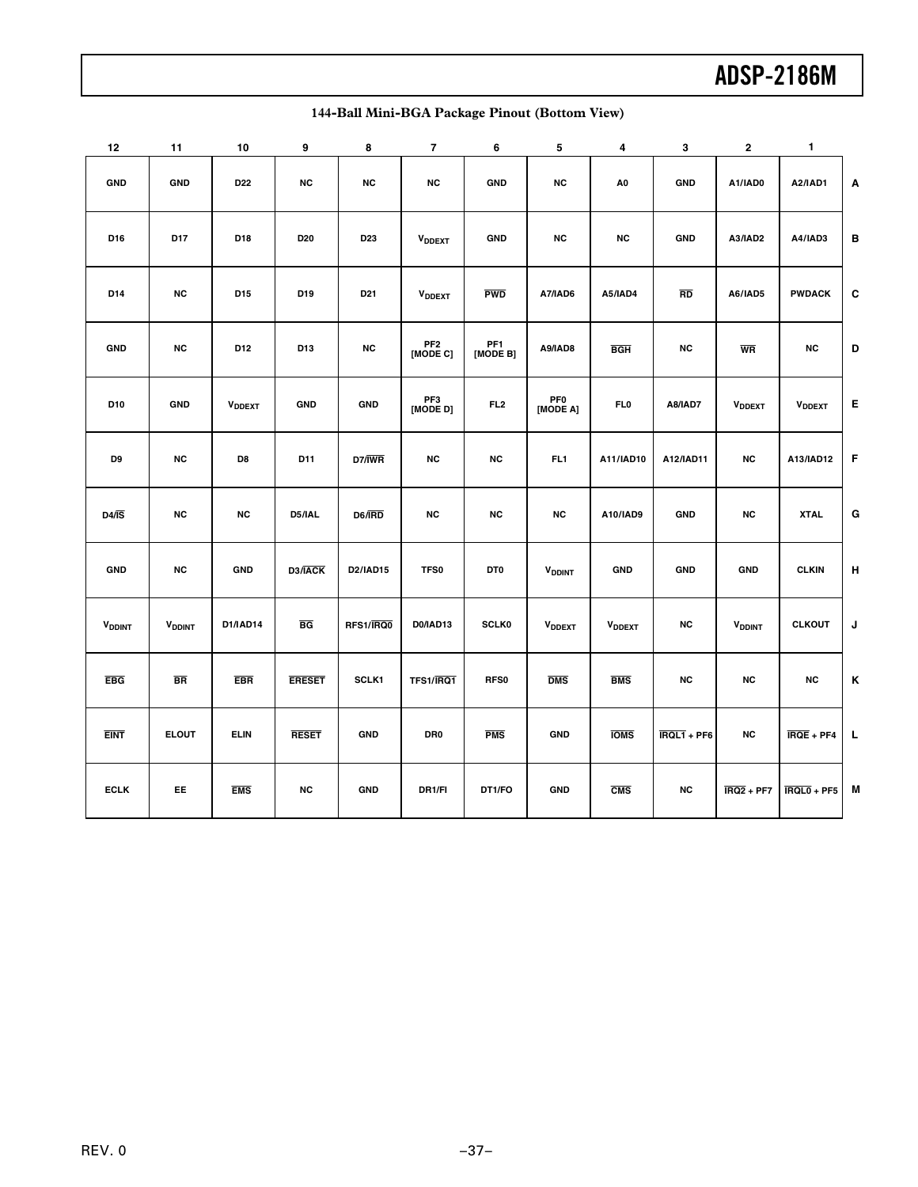## 144-Ball Mini-BGA Package Pinout (Bottom View)

| | 12 | 11 | 10 | 9 | 8 | 7 | 6 | 5 | 4 | 3 | 2 | 1 |
|---|---|---|---|---|---|---|---|---|---|---|---|---|
| A | GND | GND | D22 | NC | NC | NC | GND | NC | A0 | GND | A1/IAD0 | A2/IAD1 |
| B | D16 | D17 | D18 | D20 | D23 | $V_{DDEXT}$ | GND | NC | NC | GND | A3/IAD2 | A4/IAD3 |
| C | D14 | NC | D15 | D19 | D21 | $V_{DDEXT}$ | $\overline{PWD}$ | A7/IAD6 | A5/IAD4 | $\overline{RD}$ | A6/IAD5 | PWDACK |
| D | GND | NC | D12 | D13 | NC | PF2 [MODE C] | PF1 [MODE B] | A9/IAD8 | $\overline{BGH}$ | NC | $\overline{WR}$ | NC |
| E | D10 | GND | $V_{DDEXT}$ | GND | GND | PF3 [MODE D] | FL2 | PF0 [MODE A] | FL0 | A8/IAD7 | $V_{DDEXT}$ | $V_{DDEXT}$ |
| F | D9 | NC | D8 | D11 | D7/$\overline{IWR}$ | NC | NC | FL1 | A11/IAD10 | A12/IAD11 | NC | A13/IAD12 |
| G | D4/$\overline{IS}$ | NC | NC | D5/IAL | D6/$\overline{IRD}$ | NC | NC | NC | A10/IAD9 | GND | NC | XTAL |
| H | GND | NC | GND | D3/$\overline{IACK}$ | D2/IAD15 | TFS0 | DT0 | $V_{DDINT}$ | GND | GND | GND | CLKIN |
| J | $V_{DDINT}$ | $V_{DDINT}$ | D1/IAD14 | $\overline{BG}$ | RFS1/$\overline{IRQ0}$ | D0/IAD13 | SCLK0 | $V_{DDEXT}$ | $V_{DDEXT}$ | NC | $V_{DDINT}$ | CLKOUT |
| K | $\overline{EBG}$ | $\overline{BR}$ | $\overline{EBR}$ | $\overline{ERESET}$ | SCLK1 | TFS1/$\overline{IRQ1}$ | RFS0 | $\overline{DMS}$ | $\overline{BMS}$ | NC | NC | NC |
| L | $\overline{EINT}$ | ELOUT | ELIN | $\overline{RESET}$ | GND | DR0 | $\overline{PMS}$ | GND | $\overline{IOMS}$ | $\overline{IRQL1}$ + PF6 | NC | $\overline{IRQE}$ + PF4 |
| M | ECLK | EE | $\overline{EMS}$ | NC | GND | DR1/FI | DT1/FO | GND | $\overline{CMS}$ | NC | $\overline{IRQ2}$ + PF7 | $\overline{IRQL0}$ + PF5 |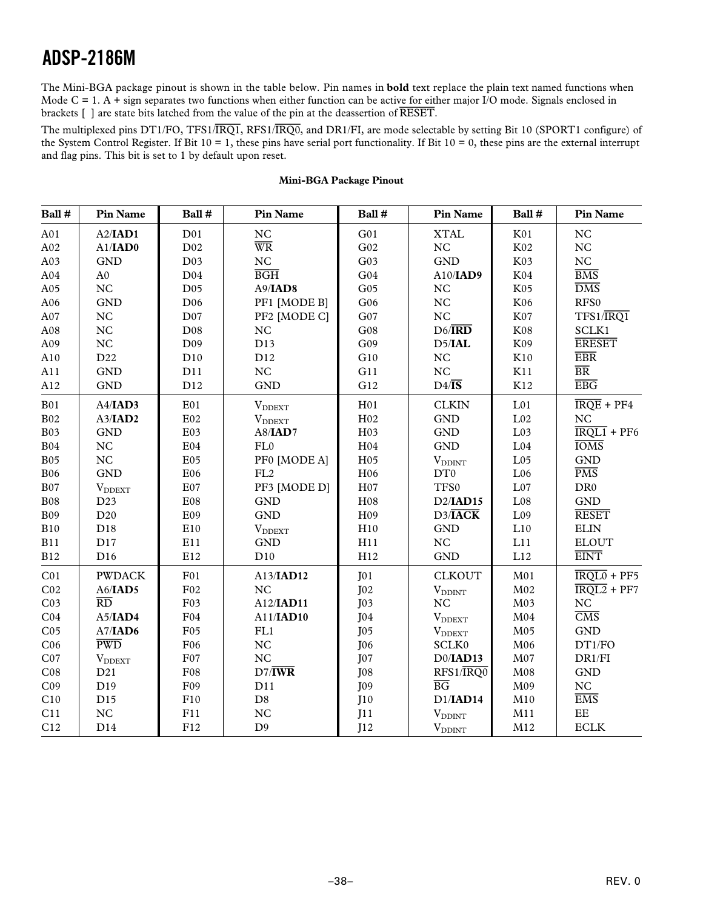## ADSP-2186M

The Mini-BGA package pinout is shown in the table below. Pin names in **bold** text replace the plain text named functions when Mode C = 1. A + sign separates two functions when either function can be active for either major I/O mode. Signals enclosed in brackets [ ] are state bits latched from the value of the pin at the deassertion of RESET.

The multiplexed pins DT1/FO, TFS1/IRQ1, RFS1/IRQ0, and DR1/FI, are mode selectable by setting Bit 10 (SPORT1 configure) of the System Control Register. If Bit 10 = 1, these pins have serial port functionality. If Bit 10 = 0, these pins are the external interrupt and flag pins. This bit is set to 1 by default upon reset.

**Mini-BGA Package Pinout**

| Ball # | Pin Name | Ball # | Pin Name | Ball # | Pin Name | Ball # | Pin Name |
|---|---|---|---|---|---|---|---|
| A01 | A2/**IAD1** | D01 | NC | G01 | XTAL | K01 | NC |
| A02 | A1/**IAD0** | D02 | WR | G02 | NC | K02 | NC |
| A03 | GND | D03 | NC | G03 | GND | K03 | NC |
| A04 | A0 | D04 | BGH | G04 | A10/**IAD9** | K04 | BMS |
| A05 | NC | D05 | A9/**IAD8** | G05 | NC | K05 | DMS |
| A06 | GND | D06 | PF1 [MODE B] | G06 | NC | K06 | RFS0 |
| A07 | NC | D07 | PF2 [MODE C] | G07 | NC | K07 | TFS1/IRQ1 |
| A08 | NC | D08 | NC | G08 | D6/**IRD** | K08 | SCLK1 |
| A09 | NC | D09 | D13 | G09 | D5/**IAL** | K09 | ERESET |
| A10 | D22 | D10 | D12 | G10 | NC | K10 | EBR |
| A11 | GND | D11 | NC | G11 | NC | K11 | BR |
| A12 | GND | D12 | GND | G12 | D4/**IS** | K12 | EBG |
| B01 | A4/**IAD3** | E01 | $V_{DDEXT}$ | H01 | CLKIN | L01 | IRQE + PF4 |
| B02 | A3/**IAD2** | E02 | $V_{DDEXT}$ | H02 | GND | L02 | NC |
| B03 | GND | E03 | A8/**IAD7** | H03 | GND | L03 | IRQL1 + PF6 |
| B04 | NC | E04 | FL0 | H04 | GND | L04 | IOMS |
| B05 | NC | E05 | PF0 [MODE A] | H05 | $V_{DDINT}$ | L05 | GND |
| B06 | GND | E06 | FL2 | H06 | DT0 | L06 | PMS |
| B07 | $V_{DDEXT}$ | E07 | PF3 [MODE D] | H07 | TFS0 | L07 | DR0 |
| B08 | D23 | E08 | GND | H08 | D2/**IAD15** | L08 | GND |
| B09 | D20 | E09 | GND | H09 | D3/**IACK** | L09 | RESET |
| B10 | D18 | E10 | $V_{DDEXT}$ | H10 | GND | L10 | ELIN |
| B11 | D17 | E11 | GND | H11 | NC | L11 | ELOUT |
| B12 | D16 | E12 | D10 | H12 | GND | L12 | EINT |
| C01 | PWDACK | F01 | A13/**IAD12** | J01 | CLKOUT | M01 | IRQL0 + PF5 |
| C02 | A6/**IAD5** | F02 | NC | J02 | $V_{DDINT}$ | M02 | IRQL2 + PF7 |
| C03 | RD | F03 | A12/**IAD11** | J03 | NC | M03 | NC |
| C04 | A5/**IAD4** | F04 | A11/**IAD10** | J04 | $V_{DDEXT}$ | M04 | CMS |
| C05 | A7/**IAD6** | F05 | FL1 | J05 | $V_{DDEXT}$ | M05 | GND |
| C06 | PWD | F06 | NC | J06 | SCLK0 | M06 | DT1/FO |
| C07 | $V_{DDEXT}$ | F07 | NC | J07 | D0/**IAD13** | M07 | DR1/FI |
| C08 | D21 | F08 | D7/**IWR** | J08 | RFS1/IRQ0 | M08 | GND |
| C09 | D19 | F09 | D11 | J09 | BG | M09 | NC |
| C10 | D15 | F10 | D8 | J10 | D1/**IAD14** | M10 | EMS |
| C11 | NC | F11 | NC | J11 | $V_{DDINT}$ | M11 | EE |
| C12 | D14 | F12 | D9 | J12 | $V_{DDINT}$ | M12 | ECLK |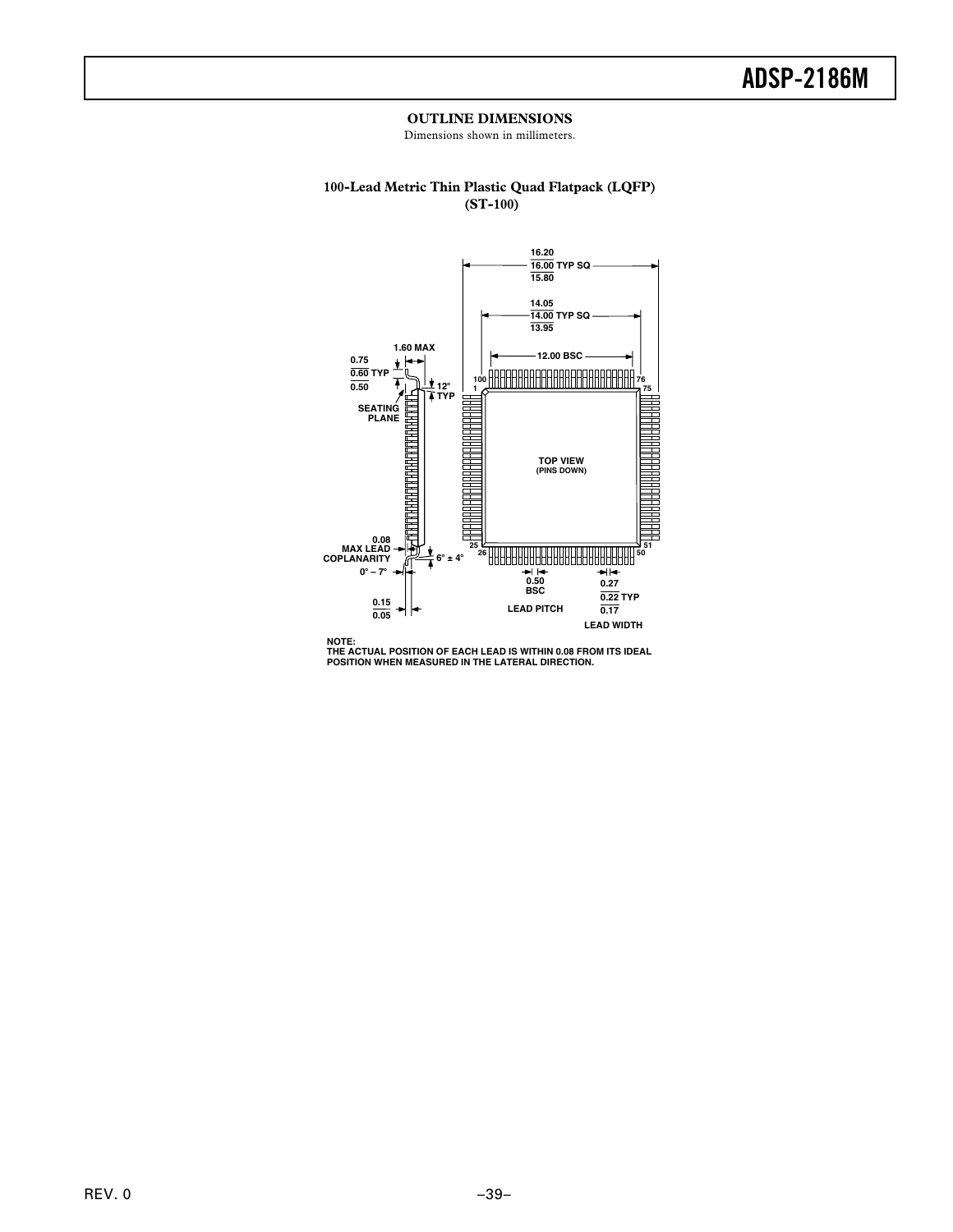## OUTLINE DIMENSIONS

Dimensions shown in millimeters.

### 100-Lead Metric Thin Plastic Quad Flatpack (LQFP) (ST-100)

16.20 / 16.00 TYP SQ / 15.80

14.05 / 14.00 TYP SQ / 13.95

12.00 BSC

1.60 MAX

0.75 / 0.60 TYP / 0.50

12° TYP

SEATING PLANE

TOP VIEW (PINS DOWN)

0.08 MAX LEAD COPLANARITY

6° ± 4°

0° – 7°

0.15 / 0.05

0.50 BSC LEAD PITCH

0.27 / 0.22 TYP / 0.17 LEAD WIDTH

NOTE:
THE ACTUAL POSITION OF EACH LEAD IS WITHIN 0.08 FROM ITS IDEAL POSITION WHEN MEASURED IN THE LATERAL DIRECTION.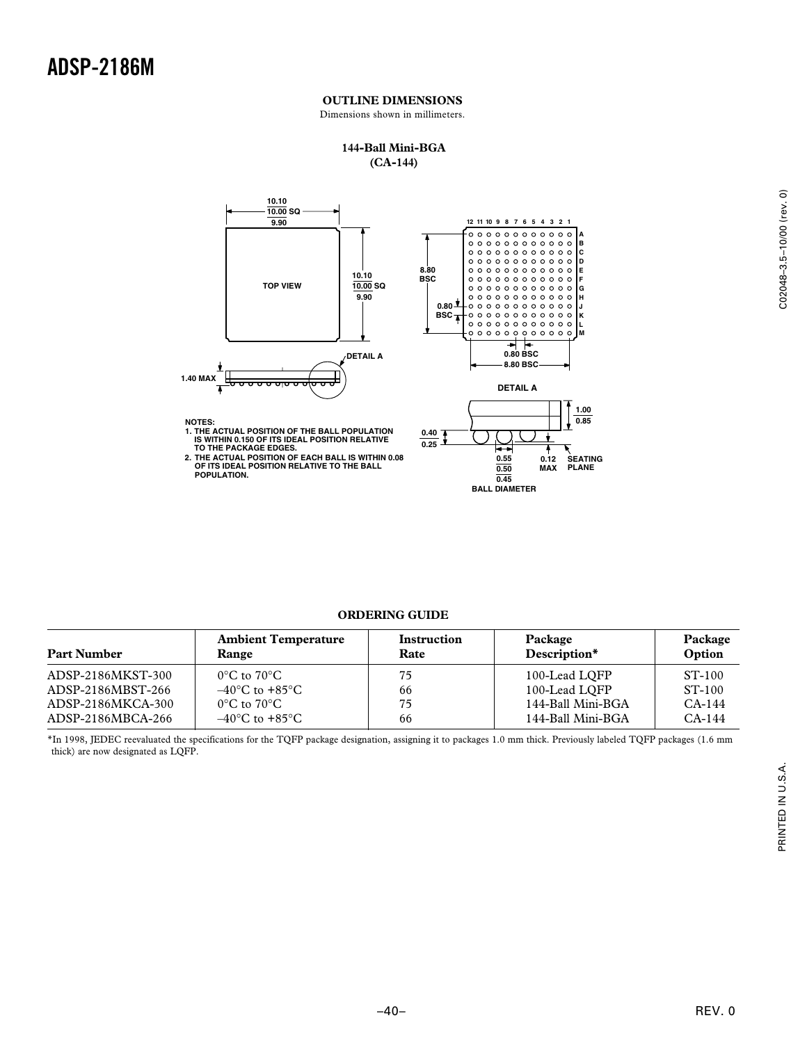## OUTLINE DIMENSIONS

Dimensions shown in millimeters.

### 144-Ball Mini-BGA (CA-144)

10.10
10.00 SQ
9.90

TOP VIEW

10.10
10.00 SQ
9.90

DETAIL A

1.40 MAX

12 11 10 9 8 7 6 5 4 3 2 1

A B C D E F G H J K L M

8.80 BSC

0.80 BSC

0.80 BSC

8.80 BSC

DETAIL A

1.00
0.85

0.40
0.25

0.55
0.50
0.45
BALL DIAMETER

0.12 MAX

SEATING PLANE

NOTES:

1. THE ACTUAL POSITION OF THE BALL POPULATION IS WITHIN 0.150 OF ITS IDEAL POSITION RELATIVE TO THE PACKAGE EDGES.
2. THE ACTUAL POSITION OF EACH BALL IS WITHIN 0.08 OF ITS IDEAL POSITION RELATIVE TO THE BALL POPULATION.

## ORDERING GUIDE

| Part Number | Ambient Temperature Range | Instruction Rate | Package Description* | Package Option |
|---|---|---|---|---|
| ADSP-2186MKST-300 | 0°C to 70°C | 75 | 100-Lead LQFP | ST-100 |
| ADSP-2186MBST-266 | –40°C to +85°C | 66 | 100-Lead LQFP | ST-100 |
| ADSP-2186MKCA-300 | 0°C to 70°C | 75 | 144-Ball Mini-BGA | CA-144 |
| ADSP-2186MBCA-266 | –40°C to +85°C | 66 | 144-Ball Mini-BGA | CA-144 |

*In 1998, JEDEC reevaluated the specifications for the TQFP package designation, assigning it to packages 1.0 mm thick. Previously labeled TQFP packages (1.6 mm thick) are now designated as LQFP.

C02048–3.5–10/00 (rev. 0)

PRINTED IN U.S.A.